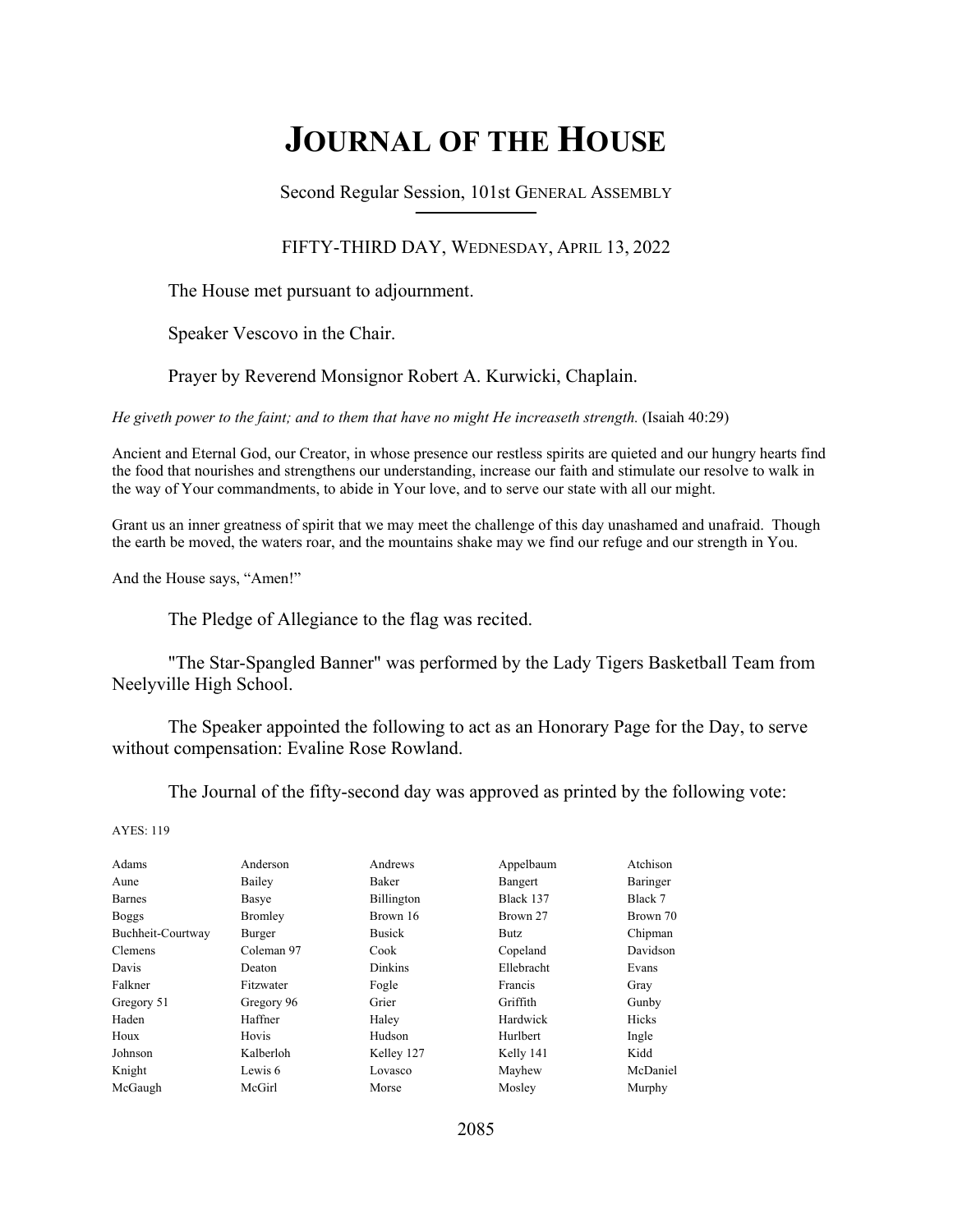# JOURNAL OF THE HOUSE

Second Regular Session, 101st GENERAL ASSEMBLY

FIFTY-THIRD DAY, WEDNESDAY, APRIL 13, 2022

The House met pursuant to adjournment.

Speaker Vescovo in the Chair.

Prayer by Reverend Monsignor Robert A. Kurwicki, Chaplain.

*He giveth power to the faint; and to them that have no might He increaseth strength.* (Isaiah 40:29)

Ancient and Eternal God, our Creator, in whose presence our restless spirits are quieted and our hungry hearts find the food that nourishes and strengthens our understanding, increase our faith and stimulate our resolve to walk in the way of Your commandments, to abide in Your love, and to serve our state with all our might.

Grant us an inner greatness of spirit that we may meet the challenge of this day unashamed and unafraid. Though the earth be moved, the waters roar, and the mountains shake may we find our refuge and our strength in You.

And the House says, "Amen!"

The Pledge of Allegiance to the flag was recited.

"The Star-Spangled Banner" was performed by the Lady Tigers Basketball Team from Neelyville High School.

The Speaker appointed the following to act as an Honorary Page for the Day, to serve without compensation: Evaline Rose Rowland.

The Journal of the fifty-second day was approved as printed by the following vote:

AYES: 119

| | | | | |
|---|---|---|---|---|
| Adams | Anderson | Andrews | Appelbaum | Atchison |
| Aune | Bailey | Baker | Bangert | Baringer |
| Barnes | Basye | Billington | Black 137 | Black 7 |
| Boggs | Bromley | Brown 16 | Brown 27 | Brown 70 |
| Buchheit-Courtway | Burger | Busick | Butz | Chipman |
| Clemens | Coleman 97 | Cook | Copeland | Davidson |
| Davis | Deaton | Dinkins | Ellebracht | Evans |
| Falkner | Fitzwater | Fogle | Francis | Gray |
| Gregory 51 | Gregory 96 | Grier | Griffith | Gunby |
| Haden | Haffner | Haley | Hardwick | Hicks |
| Houx | Hovis | Hudson | Hurlbert | Ingle |
| Johnson | Kalberloh | Kelley 127 | Kelly 141 | Kidd |
| Knight | Lewis 6 | Lovasco | Mayhew | McDaniel |
| McGaugh | McGirl | Morse | Mosley | Murphy |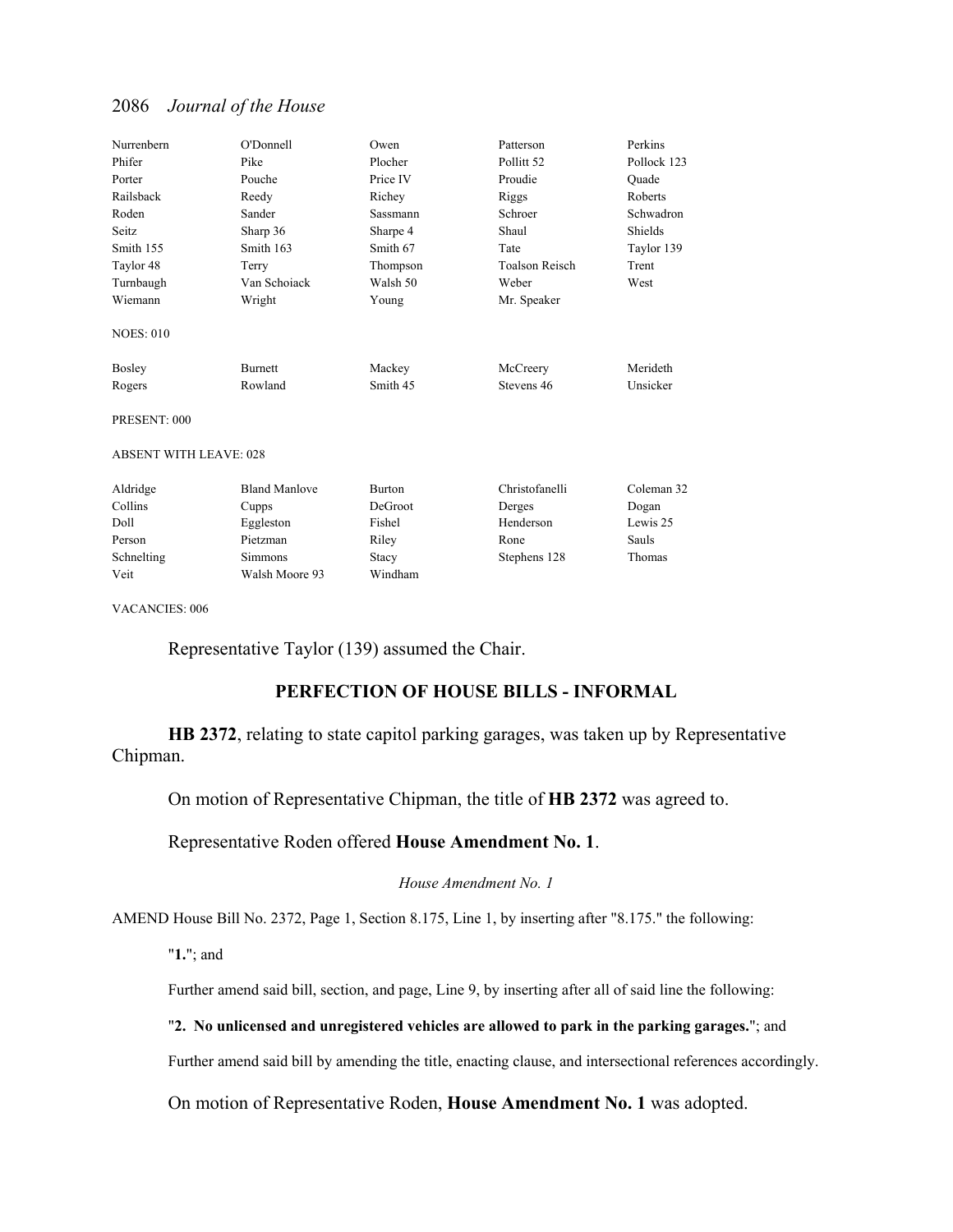| | | | | |
|---|---|---|---|---|
| Nurrenbern | O'Donnell | Owen | Patterson | Perkins |
| Phifer | Pike | Plocher | Pollitt 52 | Pollock 123 |
| Porter | Pouche | Price IV | Proudie | Quade |
| Railsback | Reedy | Richey | Riggs | Roberts |
| Roden | Sander | Sassmann | Schroer | Schwadron |
| Seitz | Sharp 36 | Sharpe 4 | Shaul | Shields |
| Smith 155 | Smith 163 | Smith 67 | Tate | Taylor 139 |
| Taylor 48 | Terry | Thompson | Toalson Reisch | Trent |
| Turnbaugh | Van Schoiack | Walsh 50 | Weber | West |
| Wiemann | Wright | Young | Mr. Speaker | |

NOES: 010

| | | | | |
|---|---|---|---|---|
| Bosley | Burnett | Mackey | McCreery | Merideth |
| Rogers | Rowland | Smith 45 | Stevens 46 | Unsicker |

PRESENT: 000

ABSENT WITH LEAVE: 028

| | | | | |
|---|---|---|---|---|
| Aldridge | Bland Manlove | Burton | Christofanelli | Coleman 32 |
| Collins | Cupps | DeGroot | Derges | Dogan |
| Doll | Eggleston | Fishel | Henderson | Lewis 25 |
| Person | Pietzman | Riley | Rone | Sauls |
| Schnelting | Simmons | Stacy | Stephens 128 | Thomas |
| Veit | Walsh Moore 93 | Windham | | |

VACANCIES: 006

Representative Taylor (139) assumed the Chair.

## PERFECTION OF HOUSE BILLS - INFORMAL

**HB 2372**, relating to state capitol parking garages, was taken up by Representative Chipman.

On motion of Representative Chipman, the title of **HB 2372** was agreed to.

Representative Roden offered **House Amendment No. 1**.

*House Amendment No. 1*

AMEND House Bill No. 2372, Page 1, Section 8.175, Line 1, by inserting after "8.175." the following:

"**1.**"; and

Further amend said bill, section, and page, Line 9, by inserting after all of said line the following:

"**2. No unlicensed and unregistered vehicles are allowed to park in the parking garages.**"; and

Further amend said bill by amending the title, enacting clause, and intersectional references accordingly.

On motion of Representative Roden, **House Amendment No. 1** was adopted.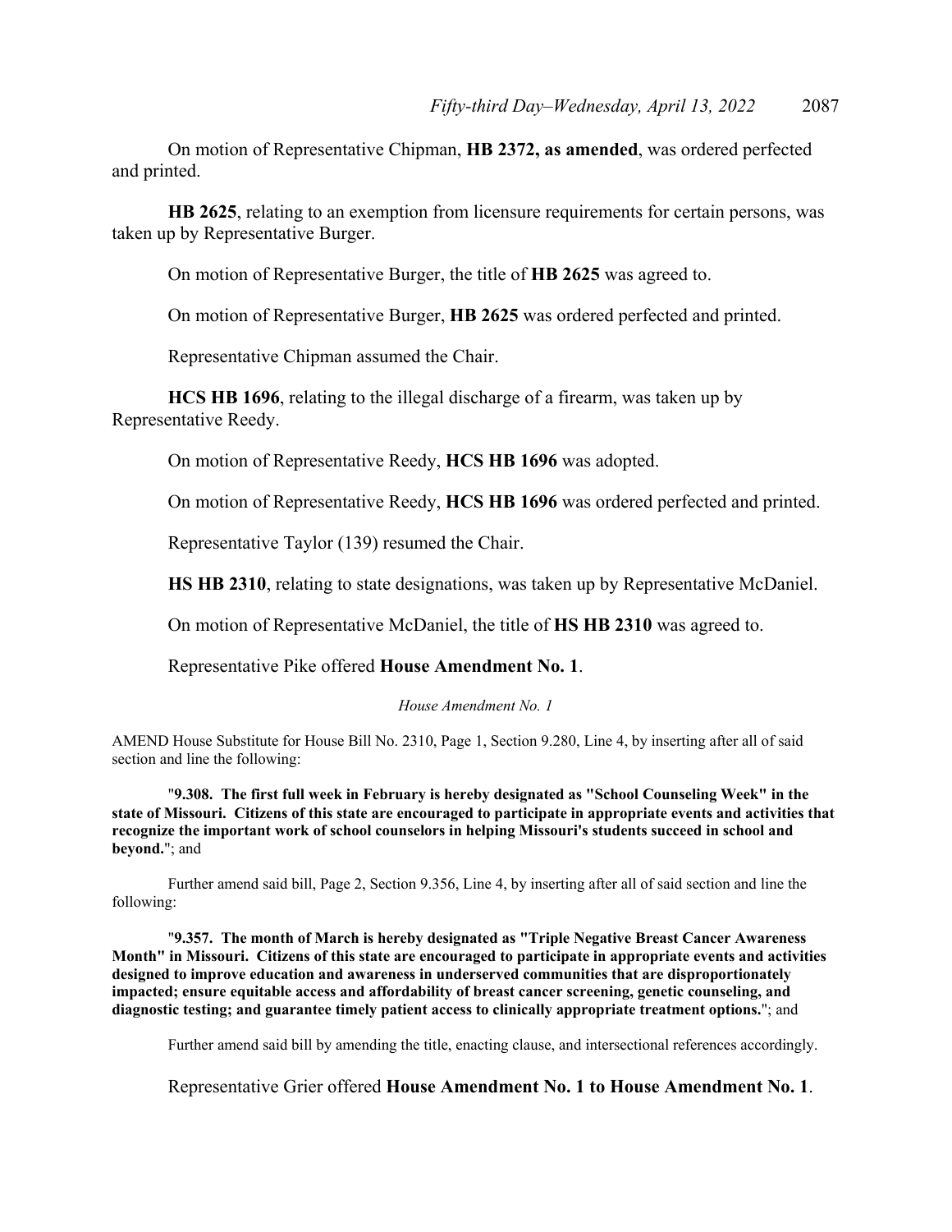On motion of Representative Chipman, **HB 2372, as amended**, was ordered perfected and printed.

**HB 2625**, relating to an exemption from licensure requirements for certain persons, was taken up by Representative Burger.

On motion of Representative Burger, the title of **HB 2625** was agreed to.

On motion of Representative Burger, **HB 2625** was ordered perfected and printed.

Representative Chipman assumed the Chair.

**HCS HB 1696**, relating to the illegal discharge of a firearm, was taken up by Representative Reedy.

On motion of Representative Reedy, **HCS HB 1696** was adopted.

On motion of Representative Reedy, **HCS HB 1696** was ordered perfected and printed.

Representative Taylor (139) resumed the Chair.

**HS HB 2310**, relating to state designations, was taken up by Representative McDaniel.

On motion of Representative McDaniel, the title of **HS HB 2310** was agreed to.

Representative Pike offered **House Amendment No. 1**.

*House Amendment No. 1*

AMEND House Substitute for House Bill No. 2310, Page 1, Section 9.280, Line 4, by inserting after all of said section and line the following:

"**9.308. The first full week in February is hereby designated as "School Counseling Week" in the state of Missouri. Citizens of this state are encouraged to participate in appropriate events and activities that recognize the important work of school counselors in helping Missouri's students succeed in school and beyond.**"; and

Further amend said bill, Page 2, Section 9.356, Line 4, by inserting after all of said section and line the following:

"**9.357. The month of March is hereby designated as "Triple Negative Breast Cancer Awareness Month" in Missouri. Citizens of this state are encouraged to participate in appropriate events and activities designed to improve education and awareness in underserved communities that are disproportionately impacted; ensure equitable access and affordability of breast cancer screening, genetic counseling, and diagnostic testing; and guarantee timely patient access to clinically appropriate treatment options.**"; and

Further amend said bill by amending the title, enacting clause, and intersectional references accordingly.

Representative Grier offered **House Amendment No. 1 to House Amendment No. 1**.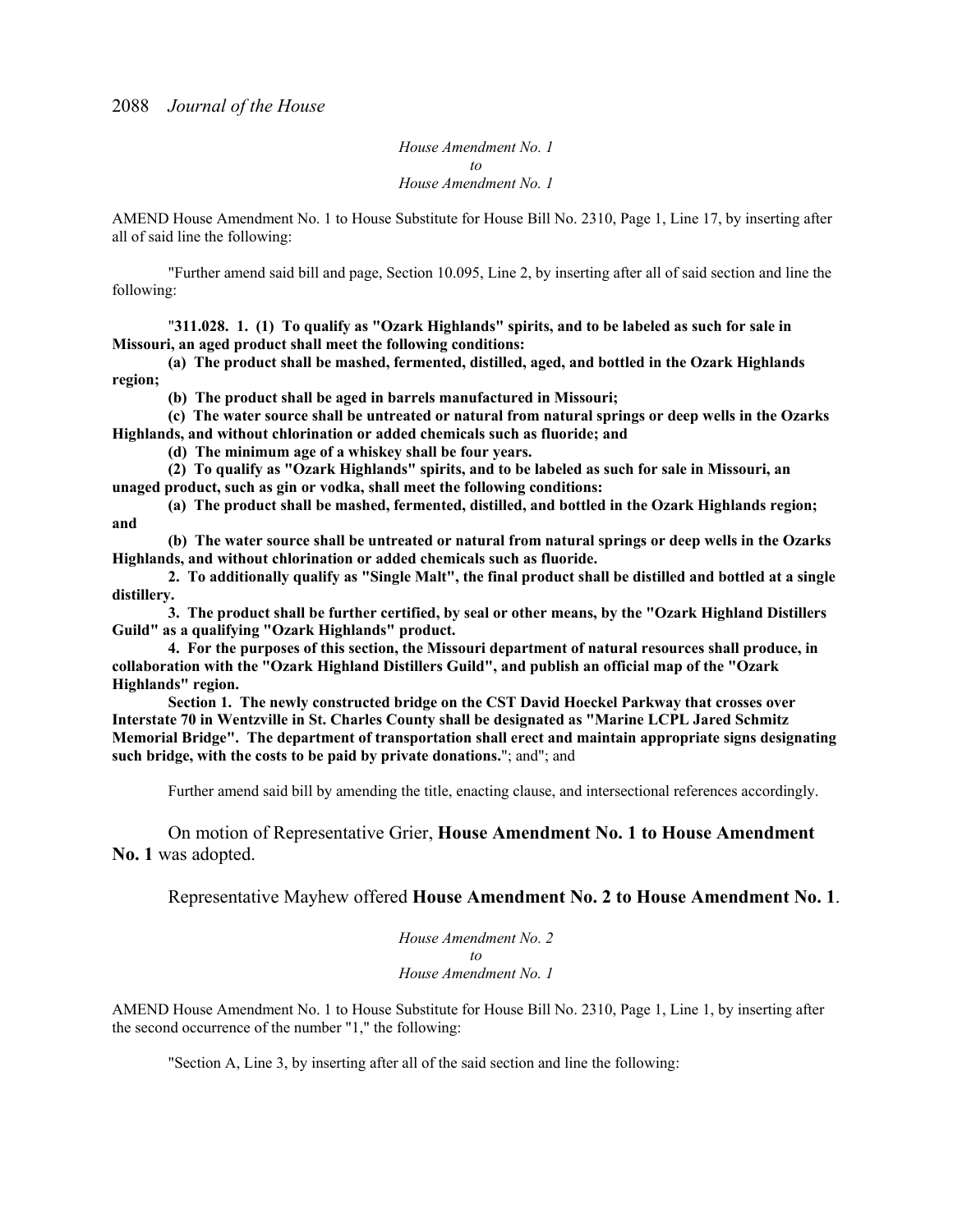*House Amendment No. 1*
*to*
*House Amendment No. 1*

AMEND House Amendment No. 1 to House Substitute for House Bill No. 2310, Page 1, Line 17, by inserting after all of said line the following:

"Further amend said bill and page, Section 10.095, Line 2, by inserting after all of said section and line the following:

"**311.028. 1. (1) To qualify as "Ozark Highlands" spirits, and to be labeled as such for sale in Missouri, an aged product shall meet the following conditions:**

**(a) The product shall be mashed, fermented, distilled, aged, and bottled in the Ozark Highlands region;**

**(b) The product shall be aged in barrels manufactured in Missouri;**

**(c) The water source shall be untreated or natural from natural springs or deep wells in the Ozarks Highlands, and without chlorination or added chemicals such as fluoride; and**

**(d) The minimum age of a whiskey shall be four years.**

**(2) To qualify as "Ozark Highlands" spirits, and to be labeled as such for sale in Missouri, an unaged product, such as gin or vodka, shall meet the following conditions:**

**(a) The product shall be mashed, fermented, distilled, and bottled in the Ozark Highlands region; and**

**(b) The water source shall be untreated or natural from natural springs or deep wells in the Ozarks Highlands, and without chlorination or added chemicals such as fluoride.**

**2. To additionally qualify as "Single Malt", the final product shall be distilled and bottled at a single distillery.**

**3. The product shall be further certified, by seal or other means, by the "Ozark Highland Distillers Guild" as a qualifying "Ozark Highlands" product.**

**4. For the purposes of this section, the Missouri department of natural resources shall produce, in collaboration with the "Ozark Highland Distillers Guild", and publish an official map of the "Ozark Highlands" region.**

**Section 1. The newly constructed bridge on the CST David Hoeckel Parkway that crosses over Interstate 70 in Wentzville in St. Charles County shall be designated as "Marine LCPL Jared Schmitz Memorial Bridge". The department of transportation shall erect and maintain appropriate signs designating such bridge, with the costs to be paid by private donations.**"; and"; and

Further amend said bill by amending the title, enacting clause, and intersectional references accordingly.

On motion of Representative Grier, **House Amendment No. 1 to House Amendment No. 1** was adopted.

Representative Mayhew offered **House Amendment No. 2 to House Amendment No. 1**.

*House Amendment No. 2*
*to*
*House Amendment No. 1*

AMEND House Amendment No. 1 to House Substitute for House Bill No. 2310, Page 1, Line 1, by inserting after the second occurrence of the number "1," the following:

"Section A, Line 3, by inserting after all of the said section and line the following: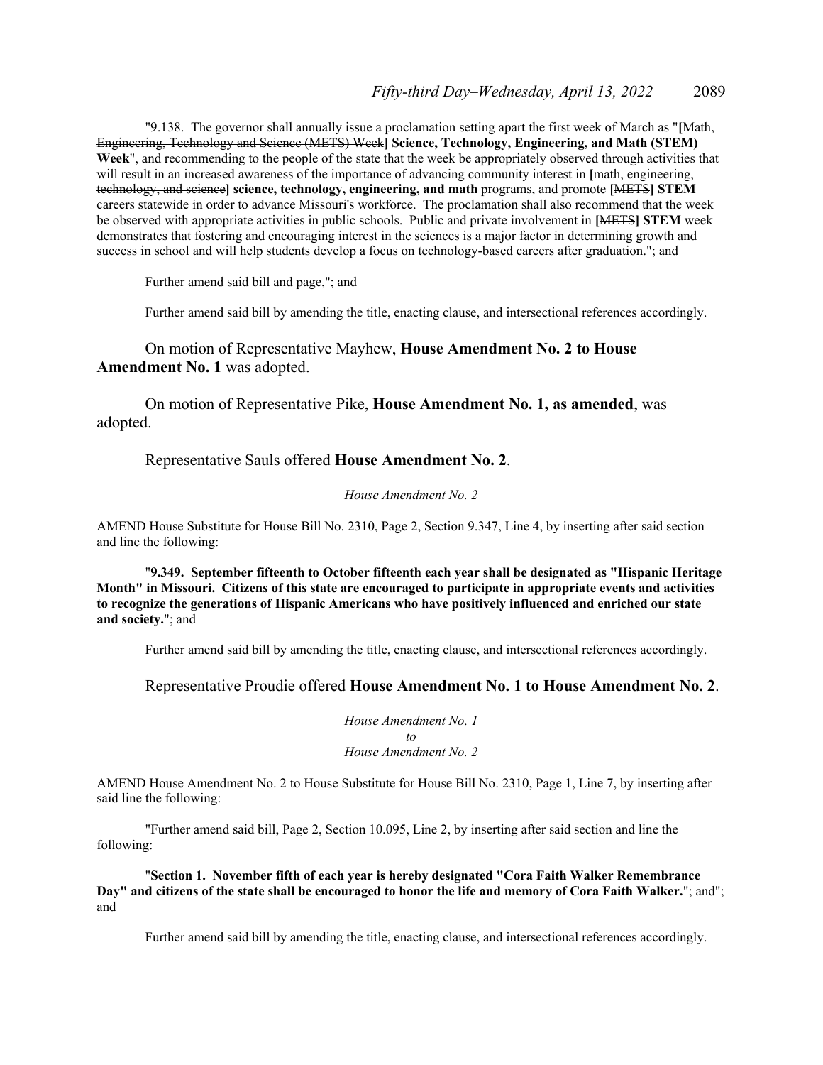"9.138. The governor shall annually issue a proclamation setting apart the first week of March as "**[**~~Math, Engineering, Technology and Science (METS) Week~~**] Science, Technology, Engineering, and Math (STEM) Week**", and recommending to the people of the state that the week be appropriately observed through activities that will result in an increased awareness of the importance of advancing community interest in **[**~~math, engineering, technology, and science~~**] science, technology, engineering, and math** programs, and promote **[**~~METS~~**] STEM** careers statewide in order to advance Missouri's workforce. The proclamation shall also recommend that the week be observed with appropriate activities in public schools. Public and private involvement in **[**~~METS~~**] STEM** week demonstrates that fostering and encouraging interest in the sciences is a major factor in determining growth and success in school and will help students develop a focus on technology-based careers after graduation."; and

Further amend said bill and page,"; and

Further amend said bill by amending the title, enacting clause, and intersectional references accordingly.

On motion of Representative Mayhew, **House Amendment No. 2 to House Amendment No. 1** was adopted.

On motion of Representative Pike, **House Amendment No. 1, as amended**, was adopted.

Representative Sauls offered **House Amendment No. 2**.

*House Amendment No. 2*

AMEND House Substitute for House Bill No. 2310, Page 2, Section 9.347, Line 4, by inserting after said section and line the following:

"**9.349. September fifteenth to October fifteenth each year shall be designated as "Hispanic Heritage Month" in Missouri. Citizens of this state are encouraged to participate in appropriate events and activities to recognize the generations of Hispanic Americans who have positively influenced and enriched our state and society.**"; and

Further amend said bill by amending the title, enacting clause, and intersectional references accordingly.

Representative Proudie offered **House Amendment No. 1 to House Amendment No. 2**.

*House Amendment No. 1*
*to*
*House Amendment No. 2*

AMEND House Amendment No. 2 to House Substitute for House Bill No. 2310, Page 1, Line 7, by inserting after said line the following:

"Further amend said bill, Page 2, Section 10.095, Line 2, by inserting after said section and line the following:

"**Section 1. November fifth of each year is hereby designated "Cora Faith Walker Remembrance Day" and citizens of the state shall be encouraged to honor the life and memory of Cora Faith Walker.**"; and"; and

Further amend said bill by amending the title, enacting clause, and intersectional references accordingly.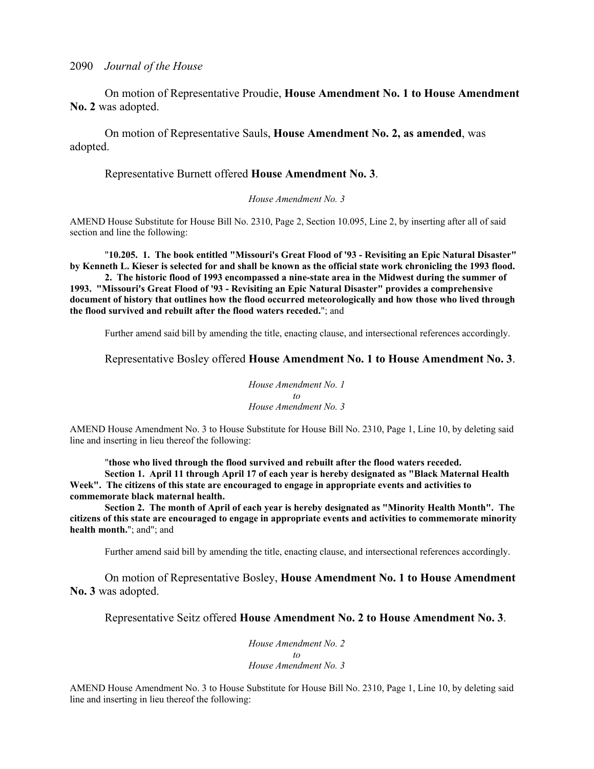On motion of Representative Proudie, **House Amendment No. 1 to House Amendment No. 2** was adopted.

On motion of Representative Sauls, **House Amendment No. 2, as amended**, was adopted.

Representative Burnett offered **House Amendment No. 3**.

*House Amendment No. 3*

AMEND House Substitute for House Bill No. 2310, Page 2, Section 10.095, Line 2, by inserting after all of said section and line the following:

"**10.205. 1. The book entitled "Missouri's Great Flood of '93 - Revisiting an Epic Natural Disaster" by Kenneth L. Kieser is selected for and shall be known as the official state work chronicling the 1993 flood.**

**2. The historic flood of 1993 encompassed a nine-state area in the Midwest during the summer of 1993. "Missouri's Great Flood of '93 - Revisiting an Epic Natural Disaster" provides a comprehensive document of history that outlines how the flood occurred meteorologically and how those who lived through the flood survived and rebuilt after the flood waters receded.**"; and

Further amend said bill by amending the title, enacting clause, and intersectional references accordingly.

Representative Bosley offered **House Amendment No. 1 to House Amendment No. 3**.

*House Amendment No. 1*
*to*
*House Amendment No. 3*

AMEND House Amendment No. 3 to House Substitute for House Bill No. 2310, Page 1, Line 10, by deleting said line and inserting in lieu thereof the following:

"**those who lived through the flood survived and rebuilt after the flood waters receded.**

**Section 1. April 11 through April 17 of each year is hereby designated as "Black Maternal Health Week". The citizens of this state are encouraged to engage in appropriate events and activities to commemorate black maternal health.**

**Section 2. The month of April of each year is hereby designated as "Minority Health Month". The citizens of this state are encouraged to engage in appropriate events and activities to commemorate minority health month.**"; and"; and

Further amend said bill by amending the title, enacting clause, and intersectional references accordingly.

On motion of Representative Bosley, **House Amendment No. 1 to House Amendment No. 3** was adopted.

Representative Seitz offered **House Amendment No. 2 to House Amendment No. 3**.

*House Amendment No. 2*
*to*
*House Amendment No. 3*

AMEND House Amendment No. 3 to House Substitute for House Bill No. 2310, Page 1, Line 10, by deleting said line and inserting in lieu thereof the following: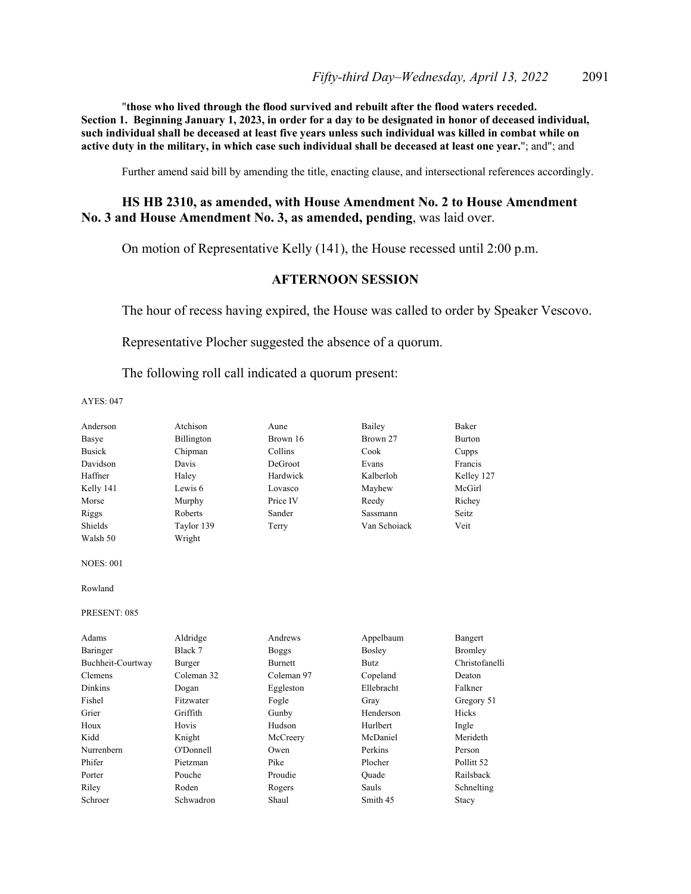"**those who lived through the flood survived and rebuilt after the flood waters receded. Section 1. Beginning January 1, 2023, in order for a day to be designated in honor of deceased individual, such individual shall be deceased at least five years unless such individual was killed in combat while on active duty in the military, in which case such individual shall be deceased at least one year.**"; and"; and

Further amend said bill by amending the title, enacting clause, and intersectional references accordingly.

**HS HB 2310, as amended, with House Amendment No. 2 to House Amendment No. 3 and House Amendment No. 3, as amended, pending**, was laid over.

On motion of Representative Kelly (141), the House recessed until 2:00 p.m.

## AFTERNOON SESSION

The hour of recess having expired, the House was called to order by Speaker Vescovo.

Representative Plocher suggested the absence of a quorum.

The following roll call indicated a quorum present:

AYES: 047

| | | | | |
|---|---|---|---|---|
| Anderson | Atchison | Aune | Bailey | Baker |
| Basye | Billington | Brown 16 | Brown 27 | Burton |
| Busick | Chipman | Collins | Cook | Cupps |
| Davidson | Davis | DeGroot | Evans | Francis |
| Haffner | Haley | Hardwick | Kalberloh | Kelley 127 |
| Kelly 141 | Lewis 6 | Lovasco | Mayhew | McGirl |
| Morse | Murphy | Price IV | Reedy | Richey |
| Riggs | Roberts | Sander | Sassmann | Seitz |
| Shields | Taylor 139 | Terry | Van Schoiack | Veit |
| Walsh 50 | Wright | | | |

NOES: 001

Rowland

PRESENT: 085

| | | | | |
|---|---|---|---|---|
| Adams | Aldridge | Andrews | Appelbaum | Bangert |
| Baringer | Black 7 | Boggs | Bosley | Bromley |
| Buchheit-Courtway | Burger | Burnett | Butz | Christofanelli |
| Clemens | Coleman 32 | Coleman 97 | Copeland | Deaton |
| Dinkins | Dogan | Eggleston | Ellebracht | Falkner |
| Fishel | Fitzwater | Fogle | Gray | Gregory 51 |
| Grier | Griffith | Gunby | Henderson | Hicks |
| Houx | Hovis | Hudson | Hurlbert | Ingle |
| Kidd | Knight | McCreery | McDaniel | Merideth |
| Nurrenbern | O'Donnell | Owen | Perkins | Person |
| Phifer | Pietzman | Pike | Plocher | Pollitt 52 |
| Porter | Pouche | Proudie | Quade | Railsback |
| Riley | Roden | Rogers | Sauls | Schnelting |
| Schroer | Schwadron | Shaul | Smith 45 | Stacy |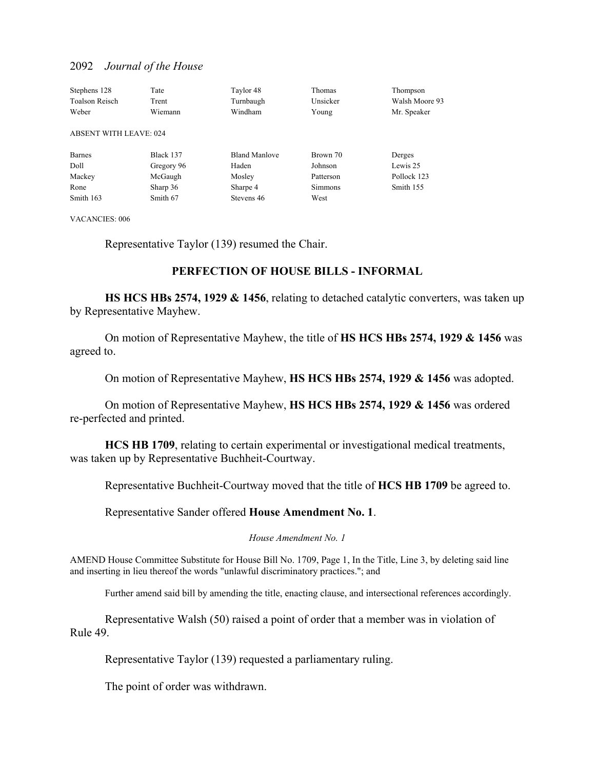| Stephens 128 | Tate | Taylor 48 | Thomas | Thompson |
|---|---|---|---|---|
| Toalson Reisch | Trent | Turnbaugh | Unsicker | Walsh Moore 93 |
| Weber | Wiemann | Windham | Young | Mr. Speaker |

ABSENT WITH LEAVE: 024

| Barnes | Black 137 | Bland Manlove | Brown 70 | Derges |
|---|---|---|---|---|
| Doll | Gregory 96 | Haden | Johnson | Lewis 25 |
| Mackey | McGaugh | Mosley | Patterson | Pollock 123 |
| Rone | Sharp 36 | Sharpe 4 | Simmons | Smith 155 |
| Smith 163 | Smith 67 | Stevens 46 | West | |

VACANCIES: 006

Representative Taylor (139) resumed the Chair.

## PERFECTION OF HOUSE BILLS - INFORMAL

**HS HCS HBs 2574, 1929 & 1456**, relating to detached catalytic converters, was taken up by Representative Mayhew.

On motion of Representative Mayhew, the title of **HS HCS HBs 2574, 1929 & 1456** was agreed to.

On motion of Representative Mayhew, **HS HCS HBs 2574, 1929 & 1456** was adopted.

On motion of Representative Mayhew, **HS HCS HBs 2574, 1929 & 1456** was ordered re-perfected and printed.

**HCS HB 1709**, relating to certain experimental or investigational medical treatments, was taken up by Representative Buchheit-Courtway.

Representative Buchheit-Courtway moved that the title of **HCS HB 1709** be agreed to.

Representative Sander offered **House Amendment No. 1**.

*House Amendment No. 1*

AMEND House Committee Substitute for House Bill No. 1709, Page 1, In the Title, Line 3, by deleting said line and inserting in lieu thereof the words "unlawful discriminatory practices."; and

Further amend said bill by amending the title, enacting clause, and intersectional references accordingly.

Representative Walsh (50) raised a point of order that a member was in violation of Rule 49.

Representative Taylor (139) requested a parliamentary ruling.

The point of order was withdrawn.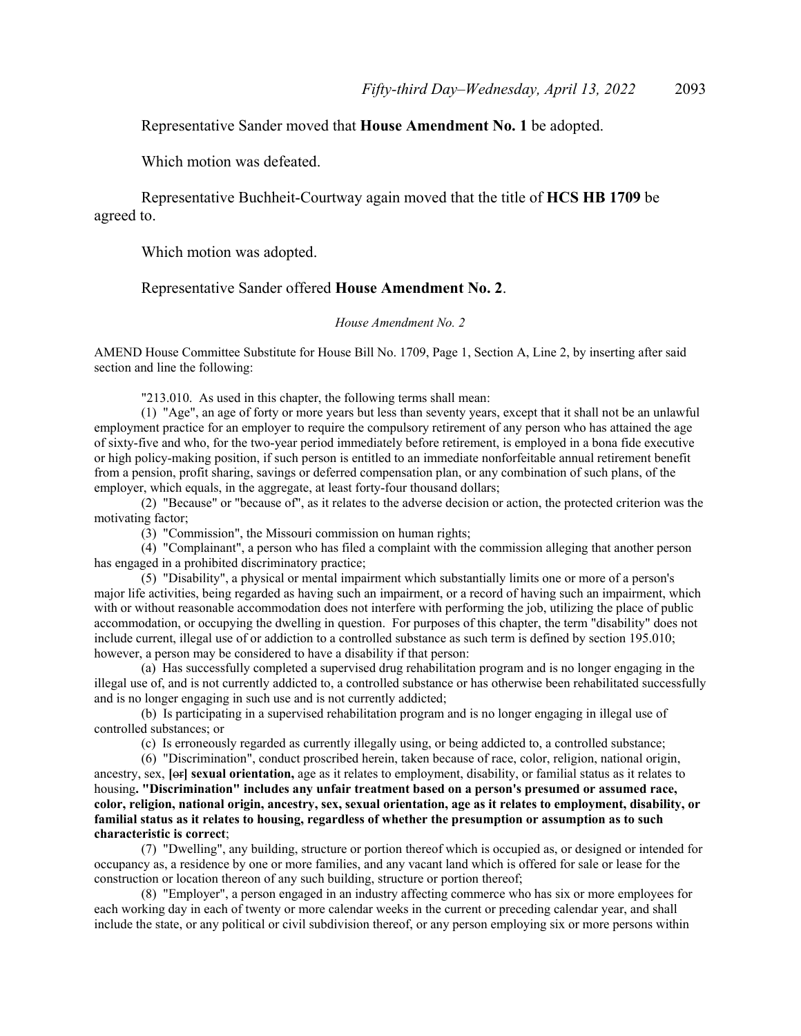Representative Sander moved that **House Amendment No. 1** be adopted.

Which motion was defeated.

Representative Buchheit-Courtway again moved that the title of **HCS HB 1709** be agreed to.

Which motion was adopted.

Representative Sander offered **House Amendment No. 2**.

*House Amendment No. 2*

AMEND House Committee Substitute for House Bill No. 1709, Page 1, Section A, Line 2, by inserting after said section and line the following:

"213.010. As used in this chapter, the following terms shall mean:

(1) "Age", an age of forty or more years but less than seventy years, except that it shall not be an unlawful employment practice for an employer to require the compulsory retirement of any person who has attained the age of sixty-five and who, for the two-year period immediately before retirement, is employed in a bona fide executive or high policy-making position, if such person is entitled to an immediate nonforfeitable annual retirement benefit from a pension, profit sharing, savings or deferred compensation plan, or any combination of such plans, of the employer, which equals, in the aggregate, at least forty-four thousand dollars;

(2) "Because" or "because of", as it relates to the adverse decision or action, the protected criterion was the motivating factor;

(3) "Commission", the Missouri commission on human rights;

(4) "Complainant", a person who has filed a complaint with the commission alleging that another person has engaged in a prohibited discriminatory practice;

(5) "Disability", a physical or mental impairment which substantially limits one or more of a person's major life activities, being regarded as having such an impairment, or a record of having such an impairment, which with or without reasonable accommodation does not interfere with performing the job, utilizing the place of public accommodation, or occupying the dwelling in question. For purposes of this chapter, the term "disability" does not include current, illegal use of or addiction to a controlled substance as such term is defined by section 195.010; however, a person may be considered to have a disability if that person:

(a) Has successfully completed a supervised drug rehabilitation program and is no longer engaging in the illegal use of, and is not currently addicted to, a controlled substance or has otherwise been rehabilitated successfully and is no longer engaging in such use and is not currently addicted;

(b) Is participating in a supervised rehabilitation program and is no longer engaging in illegal use of controlled substances; or

(c) Is erroneously regarded as currently illegally using, or being addicted to, a controlled substance;

(6) "Discrimination", conduct proscribed herein, taken because of race, color, religion, national origin, ancestry, sex, **[~~or~~] sexual orientation,** age as it relates to employment, disability, or familial status as it relates to housing**. "Discrimination" includes any unfair treatment based on a person's presumed or assumed race, color, religion, national origin, ancestry, sex, sexual orientation, age as it relates to employment, disability, or familial status as it relates to housing, regardless of whether the presumption or assumption as to such characteristic is correct**;

(7) "Dwelling", any building, structure or portion thereof which is occupied as, or designed or intended for occupancy as, a residence by one or more families, and any vacant land which is offered for sale or lease for the construction or location thereon of any such building, structure or portion thereof;

(8) "Employer", a person engaged in an industry affecting commerce who has six or more employees for each working day in each of twenty or more calendar weeks in the current or preceding calendar year, and shall include the state, or any political or civil subdivision thereof, or any person employing six or more persons within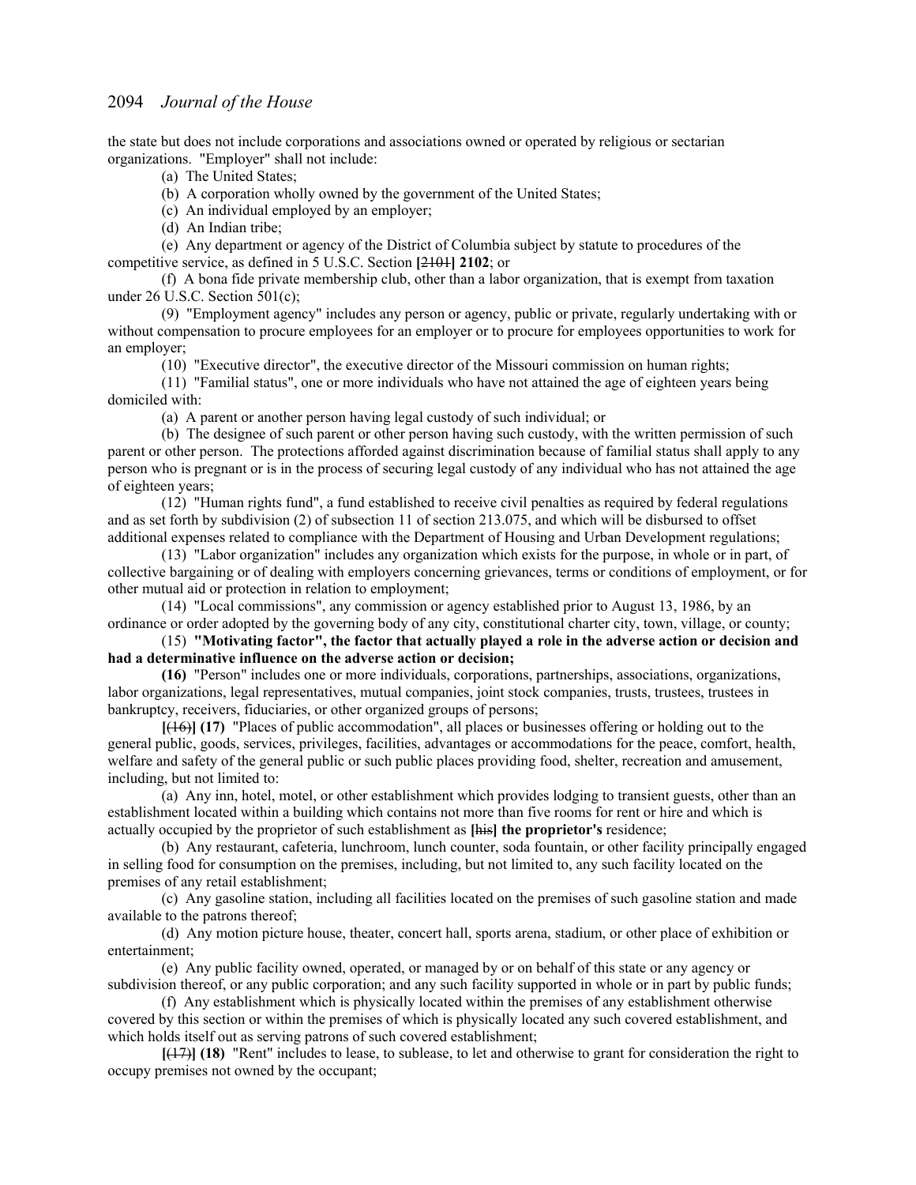the state but does not include corporations and associations owned or operated by religious or sectarian organizations. "Employer" shall not include:

(a) The United States;

(b) A corporation wholly owned by the government of the United States;

(c) An individual employed by an employer;

(d) An Indian tribe;

(e) Any department or agency of the District of Columbia subject by statute to procedures of the competitive service, as defined in 5 U.S.C. Section [~~2101~~] **2102**; or

(f) A bona fide private membership club, other than a labor organization, that is exempt from taxation under 26 U.S.C. Section 501(c);

(9) "Employment agency" includes any person or agency, public or private, regularly undertaking with or without compensation to procure employees for an employer or to procure for employees opportunities to work for an employer;

(10) "Executive director", the executive director of the Missouri commission on human rights;

(11) "Familial status", one or more individuals who have not attained the age of eighteen years being domiciled with:

(a) A parent or another person having legal custody of such individual; or

(b) The designee of such parent or other person having such custody, with the written permission of such parent or other person. The protections afforded against discrimination because of familial status shall apply to any person who is pregnant or is in the process of securing legal custody of any individual who has not attained the age of eighteen years;

(12) "Human rights fund", a fund established to receive civil penalties as required by federal regulations and as set forth by subdivision (2) of subsection 11 of section 213.075, and which will be disbursed to offset additional expenses related to compliance with the Department of Housing and Urban Development regulations;

(13) "Labor organization" includes any organization which exists for the purpose, in whole or in part, of collective bargaining or of dealing with employers concerning grievances, terms or conditions of employment, or for other mutual aid or protection in relation to employment;

(14) "Local commissions", any commission or agency established prior to August 13, 1986, by an ordinance or order adopted by the governing body of any city, constitutional charter city, town, village, or county;

(15) **"Motivating factor", the factor that actually played a role in the adverse action or decision and had a determinative influence on the adverse action or decision;**

**(16)** "Person" includes one or more individuals, corporations, partnerships, associations, organizations, labor organizations, legal representatives, mutual companies, joint stock companies, trusts, trustees, trustees in bankruptcy, receivers, fiduciaries, or other organized groups of persons;

**[**~~(16)~~**] (17)** "Places of public accommodation", all places or businesses offering or holding out to the general public, goods, services, privileges, facilities, advantages or accommodations for the peace, comfort, health, welfare and safety of the general public or such public places providing food, shelter, recreation and amusement, including, but not limited to:

(a) Any inn, hotel, motel, or other establishment which provides lodging to transient guests, other than an establishment located within a building which contains not more than five rooms for rent or hire and which is actually occupied by the proprietor of such establishment as **[**~~his~~**] the proprietor's** residence;

(b) Any restaurant, cafeteria, lunchroom, lunch counter, soda fountain, or other facility principally engaged in selling food for consumption on the premises, including, but not limited to, any such facility located on the premises of any retail establishment;

(c) Any gasoline station, including all facilities located on the premises of such gasoline station and made available to the patrons thereof;

(d) Any motion picture house, theater, concert hall, sports arena, stadium, or other place of exhibition or entertainment;

(e) Any public facility owned, operated, or managed by or on behalf of this state or any agency or subdivision thereof, or any public corporation; and any such facility supported in whole or in part by public funds;

(f) Any establishment which is physically located within the premises of any establishment otherwise covered by this section or within the premises of which is physically located any such covered establishment, and which holds itself out as serving patrons of such covered establishment;

**[**~~(17)~~**] (18)** "Rent" includes to lease, to sublease, to let and otherwise to grant for consideration the right to occupy premises not owned by the occupant;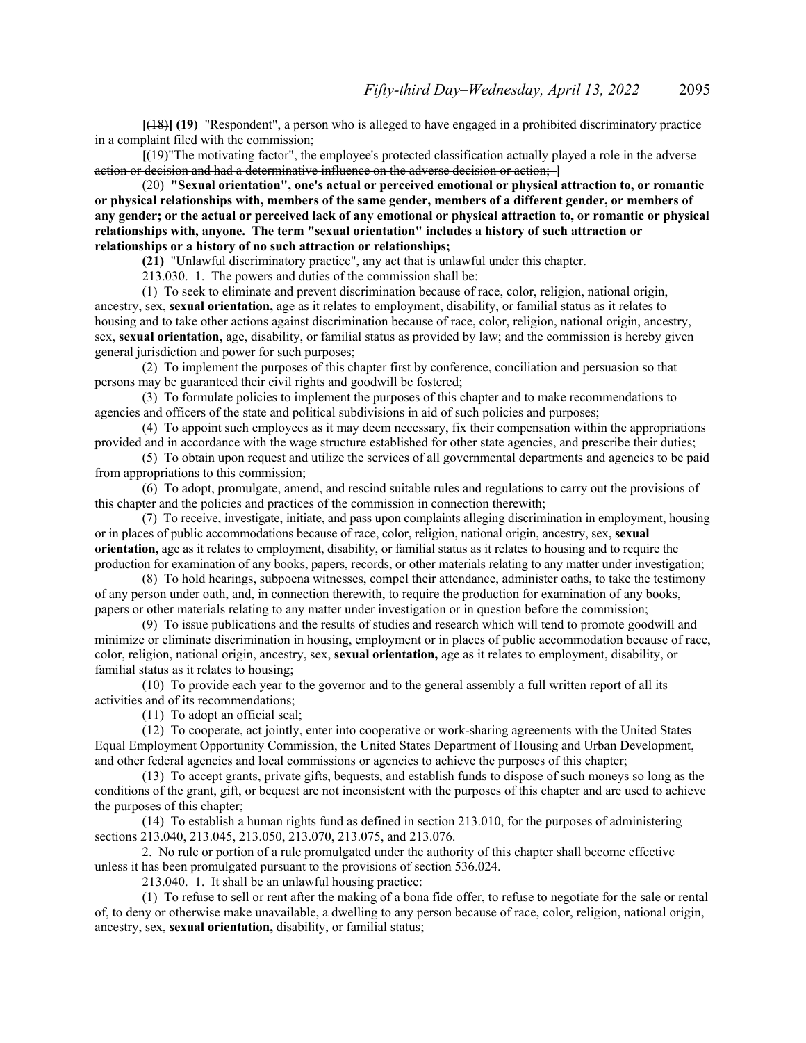**[**~~(18)~~**] (19)** "Respondent", a person who is alleged to have engaged in a prohibited discriminatory practice in a complaint filed with the commission;

**[**~~(19)"The motivating factor", the employee's protected classification actually played a role in the adverse action or decision and had a determinative influence on the adverse decision or action;~~ **]**

(20) **"Sexual orientation", one's actual or perceived emotional or physical attraction to, or romantic or physical relationships with, members of the same gender, members of a different gender, or members of any gender; or the actual or perceived lack of any emotional or physical attraction to, or romantic or physical relationships with, anyone. The term "sexual orientation" includes a history of such attraction or relationships or a history of no such attraction or relationships;**

**(21)** "Unlawful discriminatory practice", any act that is unlawful under this chapter.

213.030. 1. The powers and duties of the commission shall be:

(1) To seek to eliminate and prevent discrimination because of race, color, religion, national origin, ancestry, sex, **sexual orientation,** age as it relates to employment, disability, or familial status as it relates to housing and to take other actions against discrimination because of race, color, religion, national origin, ancestry, sex, **sexual orientation,** age, disability, or familial status as provided by law; and the commission is hereby given general jurisdiction and power for such purposes;

(2) To implement the purposes of this chapter first by conference, conciliation and persuasion so that persons may be guaranteed their civil rights and goodwill be fostered;

(3) To formulate policies to implement the purposes of this chapter and to make recommendations to agencies and officers of the state and political subdivisions in aid of such policies and purposes;

(4) To appoint such employees as it may deem necessary, fix their compensation within the appropriations provided and in accordance with the wage structure established for other state agencies, and prescribe their duties;

(5) To obtain upon request and utilize the services of all governmental departments and agencies to be paid from appropriations to this commission;

(6) To adopt, promulgate, amend, and rescind suitable rules and regulations to carry out the provisions of this chapter and the policies and practices of the commission in connection therewith;

(7) To receive, investigate, initiate, and pass upon complaints alleging discrimination in employment, housing or in places of public accommodations because of race, color, religion, national origin, ancestry, sex, **sexual orientation,** age as it relates to employment, disability, or familial status as it relates to housing and to require the production for examination of any books, papers, records, or other materials relating to any matter under investigation;

(8) To hold hearings, subpoena witnesses, compel their attendance, administer oaths, to take the testimony of any person under oath, and, in connection therewith, to require the production for examination of any books, papers or other materials relating to any matter under investigation or in question before the commission;

(9) To issue publications and the results of studies and research which will tend to promote goodwill and minimize or eliminate discrimination in housing, employment or in places of public accommodation because of race, color, religion, national origin, ancestry, sex, **sexual orientation,** age as it relates to employment, disability, or familial status as it relates to housing;

(10) To provide each year to the governor and to the general assembly a full written report of all its activities and of its recommendations;

(11) To adopt an official seal;

(12) To cooperate, act jointly, enter into cooperative or work-sharing agreements with the United States Equal Employment Opportunity Commission, the United States Department of Housing and Urban Development, and other federal agencies and local commissions or agencies to achieve the purposes of this chapter;

(13) To accept grants, private gifts, bequests, and establish funds to dispose of such moneys so long as the conditions of the grant, gift, or bequest are not inconsistent with the purposes of this chapter and are used to achieve the purposes of this chapter;

(14) To establish a human rights fund as defined in section 213.010, for the purposes of administering sections 213.040, 213.045, 213.050, 213.070, 213.075, and 213.076.

2. No rule or portion of a rule promulgated under the authority of this chapter shall become effective unless it has been promulgated pursuant to the provisions of section 536.024.

213.040. 1. It shall be an unlawful housing practice:

(1) To refuse to sell or rent after the making of a bona fide offer, to refuse to negotiate for the sale or rental of, to deny or otherwise make unavailable, a dwelling to any person because of race, color, religion, national origin, ancestry, sex, **sexual orientation,** disability, or familial status;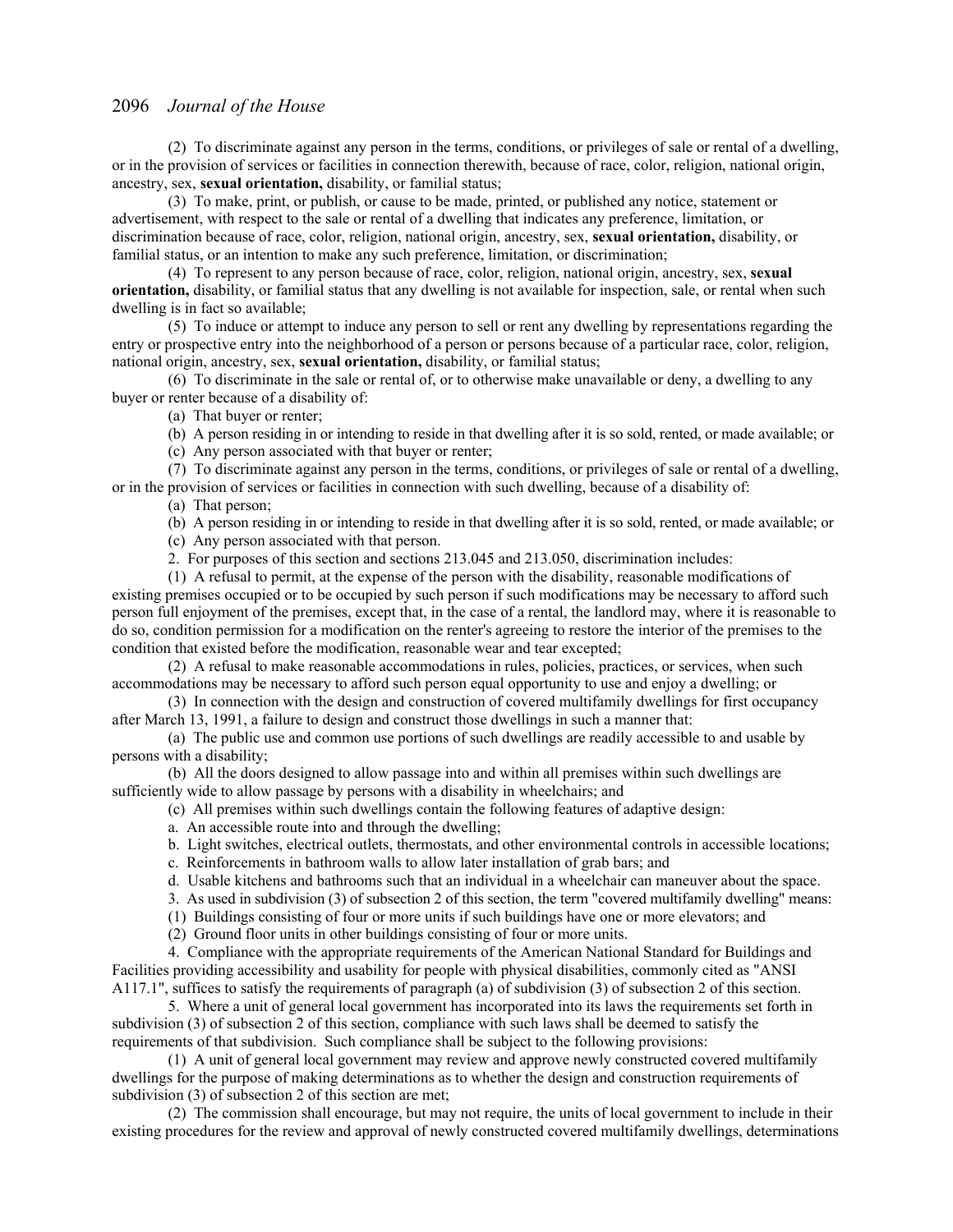(2) To discriminate against any person in the terms, conditions, or privileges of sale or rental of a dwelling, or in the provision of services or facilities in connection therewith, because of race, color, religion, national origin, ancestry, sex, **sexual orientation,** disability, or familial status;

(3) To make, print, or publish, or cause to be made, printed, or published any notice, statement or advertisement, with respect to the sale or rental of a dwelling that indicates any preference, limitation, or discrimination because of race, color, religion, national origin, ancestry, sex, **sexual orientation,** disability, or familial status, or an intention to make any such preference, limitation, or discrimination;

(4) To represent to any person because of race, color, religion, national origin, ancestry, sex, **sexual orientation,** disability, or familial status that any dwelling is not available for inspection, sale, or rental when such dwelling is in fact so available;

(5) To induce or attempt to induce any person to sell or rent any dwelling by representations regarding the entry or prospective entry into the neighborhood of a person or persons because of a particular race, color, religion, national origin, ancestry, sex, **sexual orientation,** disability, or familial status;

(6) To discriminate in the sale or rental of, or to otherwise make unavailable or deny, a dwelling to any buyer or renter because of a disability of:

(a) That buyer or renter;

(b) A person residing in or intending to reside in that dwelling after it is so sold, rented, or made available; or

(c) Any person associated with that buyer or renter;

(7) To discriminate against any person in the terms, conditions, or privileges of sale or rental of a dwelling, or in the provision of services or facilities in connection with such dwelling, because of a disability of:

(a) That person;

(b) A person residing in or intending to reside in that dwelling after it is so sold, rented, or made available; or

(c) Any person associated with that person.

2. For purposes of this section and sections 213.045 and 213.050, discrimination includes:

(1) A refusal to permit, at the expense of the person with the disability, reasonable modifications of existing premises occupied or to be occupied by such person if such modifications may be necessary to afford such person full enjoyment of the premises, except that, in the case of a rental, the landlord may, where it is reasonable to do so, condition permission for a modification on the renter's agreeing to restore the interior of the premises to the condition that existed before the modification, reasonable wear and tear excepted;

(2) A refusal to make reasonable accommodations in rules, policies, practices, or services, when such accommodations may be necessary to afford such person equal opportunity to use and enjoy a dwelling; or

(3) In connection with the design and construction of covered multifamily dwellings for first occupancy after March 13, 1991, a failure to design and construct those dwellings in such a manner that:

(a) The public use and common use portions of such dwellings are readily accessible to and usable by persons with a disability;

(b) All the doors designed to allow passage into and within all premises within such dwellings are sufficiently wide to allow passage by persons with a disability in wheelchairs; and

(c) All premises within such dwellings contain the following features of adaptive design:

a. An accessible route into and through the dwelling;

b. Light switches, electrical outlets, thermostats, and other environmental controls in accessible locations;

c. Reinforcements in bathroom walls to allow later installation of grab bars; and

d. Usable kitchens and bathrooms such that an individual in a wheelchair can maneuver about the space.

3. As used in subdivision (3) of subsection 2 of this section, the term "covered multifamily dwelling" means:

(1) Buildings consisting of four or more units if such buildings have one or more elevators; and

(2) Ground floor units in other buildings consisting of four or more units.

4. Compliance with the appropriate requirements of the American National Standard for Buildings and Facilities providing accessibility and usability for people with physical disabilities, commonly cited as "ANSI A117.1", suffices to satisfy the requirements of paragraph (a) of subdivision (3) of subsection 2 of this section.

5. Where a unit of general local government has incorporated into its laws the requirements set forth in subdivision (3) of subsection 2 of this section, compliance with such laws shall be deemed to satisfy the requirements of that subdivision. Such compliance shall be subject to the following provisions:

(1) A unit of general local government may review and approve newly constructed covered multifamily dwellings for the purpose of making determinations as to whether the design and construction requirements of subdivision (3) of subsection 2 of this section are met;

(2) The commission shall encourage, but may not require, the units of local government to include in their existing procedures for the review and approval of newly constructed covered multifamily dwellings, determinations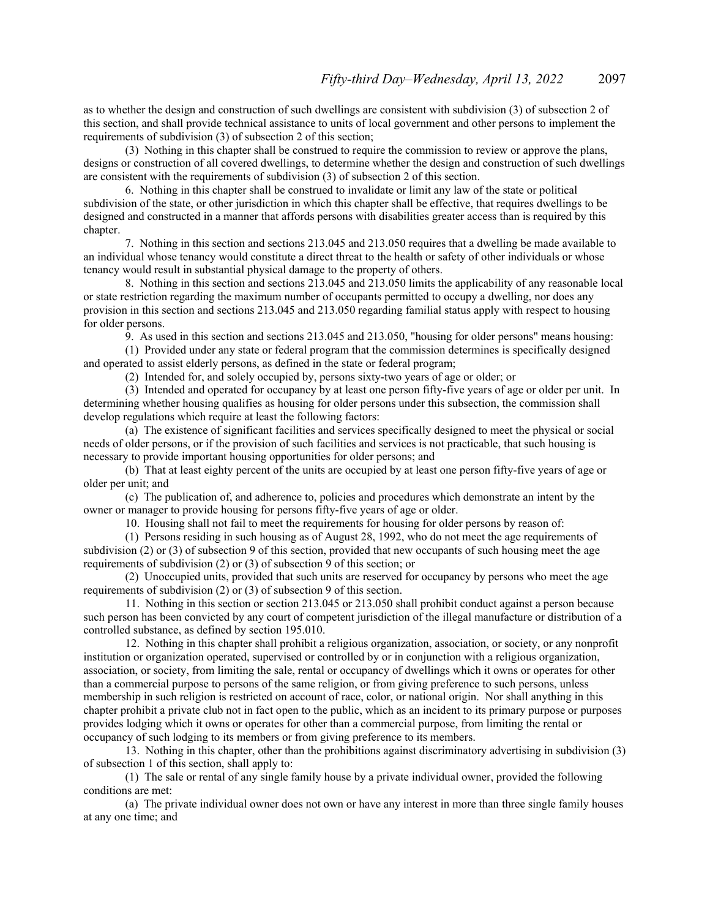as to whether the design and construction of such dwellings are consistent with subdivision (3) of subsection 2 of this section, and shall provide technical assistance to units of local government and other persons to implement the requirements of subdivision (3) of subsection 2 of this section;

(3) Nothing in this chapter shall be construed to require the commission to review or approve the plans, designs or construction of all covered dwellings, to determine whether the design and construction of such dwellings are consistent with the requirements of subdivision (3) of subsection 2 of this section.

6. Nothing in this chapter shall be construed to invalidate or limit any law of the state or political subdivision of the state, or other jurisdiction in which this chapter shall be effective, that requires dwellings to be designed and constructed in a manner that affords persons with disabilities greater access than is required by this chapter.

7. Nothing in this section and sections 213.045 and 213.050 requires that a dwelling be made available to an individual whose tenancy would constitute a direct threat to the health or safety of other individuals or whose tenancy would result in substantial physical damage to the property of others.

8. Nothing in this section and sections 213.045 and 213.050 limits the applicability of any reasonable local or state restriction regarding the maximum number of occupants permitted to occupy a dwelling, nor does any provision in this section and sections 213.045 and 213.050 regarding familial status apply with respect to housing for older persons.

9. As used in this section and sections 213.045 and 213.050, "housing for older persons" means housing:

(1) Provided under any state or federal program that the commission determines is specifically designed and operated to assist elderly persons, as defined in the state or federal program;

(2) Intended for, and solely occupied by, persons sixty-two years of age or older; or

(3) Intended and operated for occupancy by at least one person fifty-five years of age or older per unit. In determining whether housing qualifies as housing for older persons under this subsection, the commission shall develop regulations which require at least the following factors:

(a) The existence of significant facilities and services specifically designed to meet the physical or social needs of older persons, or if the provision of such facilities and services is not practicable, that such housing is necessary to provide important housing opportunities for older persons; and

(b) That at least eighty percent of the units are occupied by at least one person fifty-five years of age or older per unit; and

(c) The publication of, and adherence to, policies and procedures which demonstrate an intent by the owner or manager to provide housing for persons fifty-five years of age or older.

10. Housing shall not fail to meet the requirements for housing for older persons by reason of:

(1) Persons residing in such housing as of August 28, 1992, who do not meet the age requirements of subdivision (2) or (3) of subsection 9 of this section, provided that new occupants of such housing meet the age requirements of subdivision (2) or (3) of subsection 9 of this section; or

(2) Unoccupied units, provided that such units are reserved for occupancy by persons who meet the age requirements of subdivision (2) or (3) of subsection 9 of this section.

11. Nothing in this section or section 213.045 or 213.050 shall prohibit conduct against a person because such person has been convicted by any court of competent jurisdiction of the illegal manufacture or distribution of a controlled substance, as defined by section 195.010.

12. Nothing in this chapter shall prohibit a religious organization, association, or society, or any nonprofit institution or organization operated, supervised or controlled by or in conjunction with a religious organization, association, or society, from limiting the sale, rental or occupancy of dwellings which it owns or operates for other than a commercial purpose to persons of the same religion, or from giving preference to such persons, unless membership in such religion is restricted on account of race, color, or national origin. Nor shall anything in this chapter prohibit a private club not in fact open to the public, which as an incident to its primary purpose or purposes provides lodging which it owns or operates for other than a commercial purpose, from limiting the rental or occupancy of such lodging to its members or from giving preference to its members.

13. Nothing in this chapter, other than the prohibitions against discriminatory advertising in subdivision (3) of subsection 1 of this section, shall apply to:

(1) The sale or rental of any single family house by a private individual owner, provided the following conditions are met:

(a) The private individual owner does not own or have any interest in more than three single family houses at any one time; and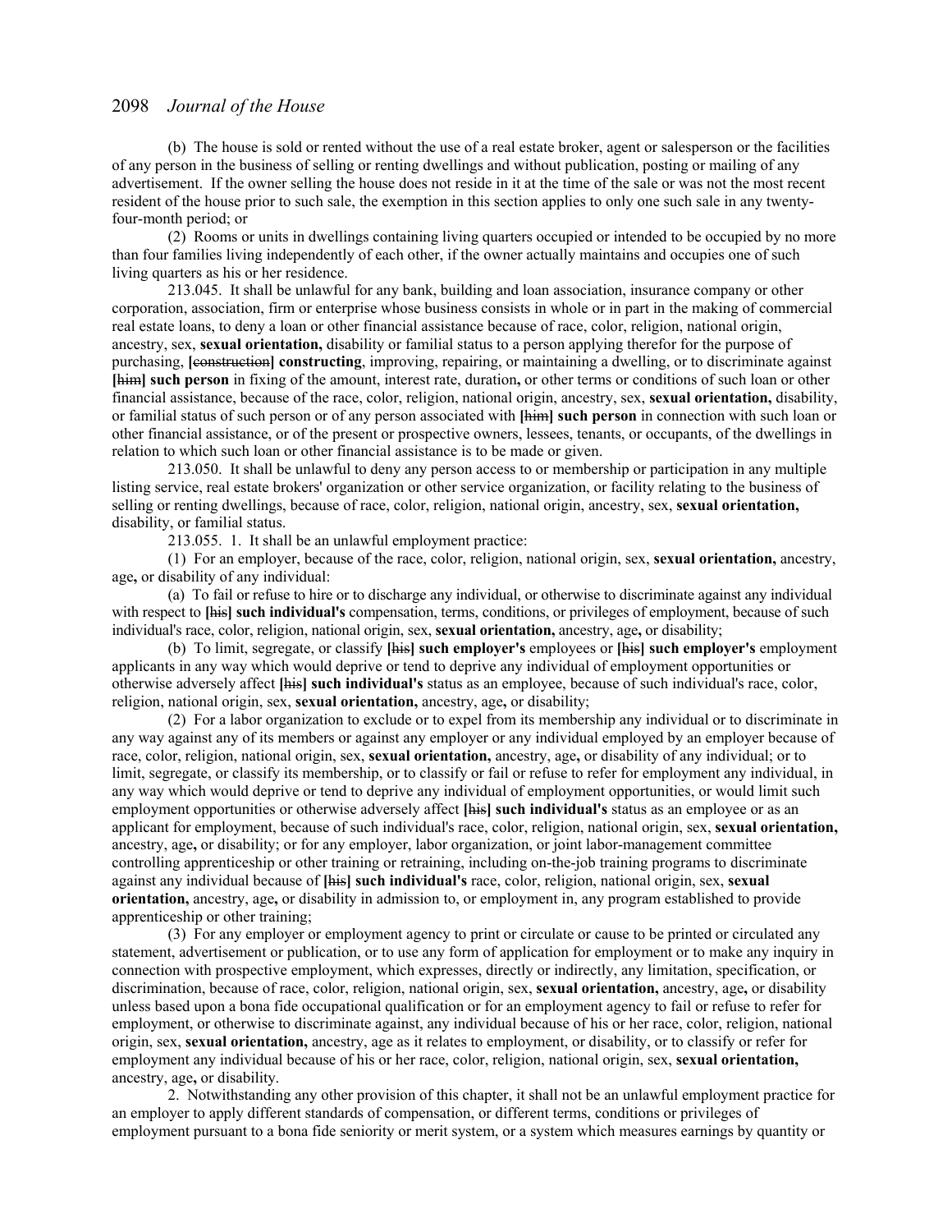(b) The house is sold or rented without the use of a real estate broker, agent or salesperson or the facilities of any person in the business of selling or renting dwellings and without publication, posting or mailing of any advertisement. If the owner selling the house does not reside in it at the time of the sale or was not the most recent resident of the house prior to such sale, the exemption in this section applies to only one such sale in any twenty-four-month period; or

(2) Rooms or units in dwellings containing living quarters occupied or intended to be occupied by no more than four families living independently of each other, if the owner actually maintains and occupies one of such living quarters as his or her residence.

213.045. It shall be unlawful for any bank, building and loan association, insurance company or other corporation, association, firm or enterprise whose business consists in whole or in part in the making of commercial real estate loans, to deny a loan or other financial assistance because of race, color, religion, national origin, ancestry, sex, **sexual orientation,** disability or familial status to a person applying therefor for the purpose of purchasing, **[**~~construction~~**] constructing**, improving, repairing, or maintaining a dwelling, or to discriminate against **[**~~him~~**] such person** in fixing of the amount, interest rate, duration**,** or other terms or conditions of such loan or other financial assistance, because of the race, color, religion, national origin, ancestry, sex, **sexual orientation,** disability, or familial status of such person or of any person associated with **[**~~him~~**] such person** in connection with such loan or other financial assistance, or of the present or prospective owners, lessees, tenants, or occupants, of the dwellings in relation to which such loan or other financial assistance is to be made or given.

213.050. It shall be unlawful to deny any person access to or membership or participation in any multiple listing service, real estate brokers' organization or other service organization, or facility relating to the business of selling or renting dwellings, because of race, color, religion, national origin, ancestry, sex, **sexual orientation,** disability, or familial status.

213.055. 1. It shall be an unlawful employment practice:

(1) For an employer, because of the race, color, religion, national origin, sex, **sexual orientation,** ancestry, age**,** or disability of any individual:

(a) To fail or refuse to hire or to discharge any individual, or otherwise to discriminate against any individual with respect to **[**~~his~~**] such individual's** compensation, terms, conditions, or privileges of employment, because of such individual's race, color, religion, national origin, sex, **sexual orientation,** ancestry, age**,** or disability;

(b) To limit, segregate, or classify **[**~~his~~**] such employer's** employees or **[**~~his~~**] such employer's** employment applicants in any way which would deprive or tend to deprive any individual of employment opportunities or otherwise adversely affect **[**~~his~~**] such individual's** status as an employee, because of such individual's race, color, religion, national origin, sex, **sexual orientation,** ancestry, age**,** or disability;

(2) For a labor organization to exclude or to expel from its membership any individual or to discriminate in any way against any of its members or against any employer or any individual employed by an employer because of race, color, religion, national origin, sex, **sexual orientation,** ancestry, age**,** or disability of any individual; or to limit, segregate, or classify its membership, or to classify or fail or refuse to refer for employment any individual, in any way which would deprive or tend to deprive any individual of employment opportunities, or would limit such employment opportunities or otherwise adversely affect **[**~~his~~**] such individual's** status as an employee or as an applicant for employment, because of such individual's race, color, religion, national origin, sex, **sexual orientation,** ancestry, age**,** or disability; or for any employer, labor organization, or joint labor-management committee controlling apprenticeship or other training or retraining, including on-the-job training programs to discriminate against any individual because of **[**~~his~~**] such individual's** race, color, religion, national origin, sex, **sexual orientation,** ancestry, age**,** or disability in admission to, or employment in, any program established to provide apprenticeship or other training;

(3) For any employer or employment agency to print or circulate or cause to be printed or circulated any statement, advertisement or publication, or to use any form of application for employment or to make any inquiry in connection with prospective employment, which expresses, directly or indirectly, any limitation, specification, or discrimination, because of race, color, religion, national origin, sex, **sexual orientation,** ancestry, age**,** or disability unless based upon a bona fide occupational qualification or for an employment agency to fail or refuse to refer for employment, or otherwise to discriminate against, any individual because of his or her race, color, religion, national origin, sex, **sexual orientation,** ancestry, age as it relates to employment, or disability, or to classify or refer for employment any individual because of his or her race, color, religion, national origin, sex, **sexual orientation,** ancestry, age**,** or disability.

2. Notwithstanding any other provision of this chapter, it shall not be an unlawful employment practice for an employer to apply different standards of compensation, or different terms, conditions or privileges of employment pursuant to a bona fide seniority or merit system, or a system which measures earnings by quantity or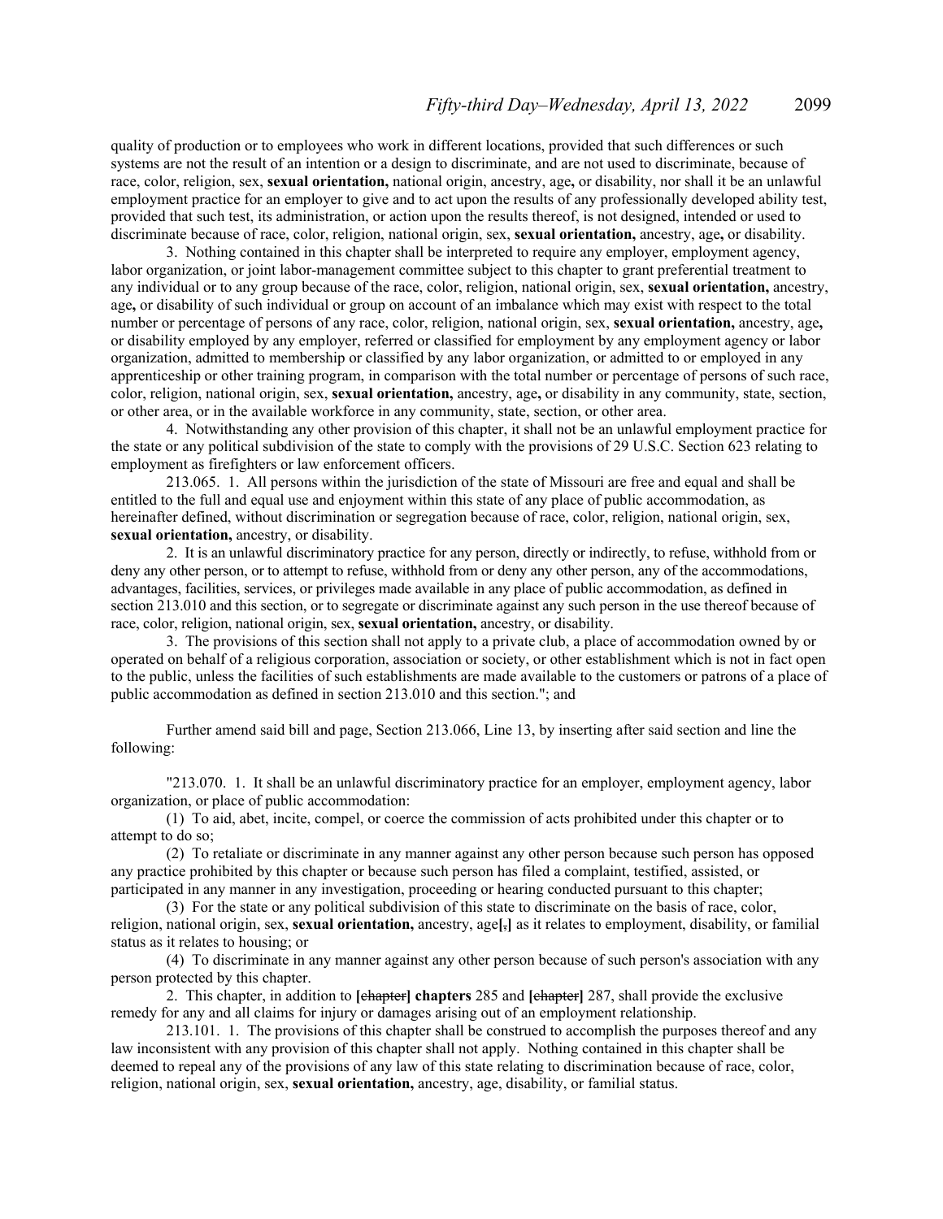quality of production or to employees who work in different locations, provided that such differences or such systems are not the result of an intention or a design to discriminate, and are not used to discriminate, because of race, color, religion, sex, **sexual orientation,** national origin, ancestry, age**,** or disability, nor shall it be an unlawful employment practice for an employer to give and to act upon the results of any professionally developed ability test, provided that such test, its administration, or action upon the results thereof, is not designed, intended or used to discriminate because of race, color, religion, national origin, sex, **sexual orientation,** ancestry, age**,** or disability.

3. Nothing contained in this chapter shall be interpreted to require any employer, employment agency, labor organization, or joint labor-management committee subject to this chapter to grant preferential treatment to any individual or to any group because of the race, color, religion, national origin, sex, **sexual orientation,** ancestry, age**,** or disability of such individual or group on account of an imbalance which may exist with respect to the total number or percentage of persons of any race, color, religion, national origin, sex, **sexual orientation,** ancestry, age**,** or disability employed by any employer, referred or classified for employment by any employment agency or labor organization, admitted to membership or classified by any labor organization, or admitted to or employed in any apprenticeship or other training program, in comparison with the total number or percentage of persons of such race, color, religion, national origin, sex, **sexual orientation,** ancestry, age**,** or disability in any community, state, section, or other area, or in the available workforce in any community, state, section, or other area.

4. Notwithstanding any other provision of this chapter, it shall not be an unlawful employment practice for the state or any political subdivision of the state to comply with the provisions of 29 U.S.C. Section 623 relating to employment as firefighters or law enforcement officers.

213.065. 1. All persons within the jurisdiction of the state of Missouri are free and equal and shall be entitled to the full and equal use and enjoyment within this state of any place of public accommodation, as hereinafter defined, without discrimination or segregation because of race, color, religion, national origin, sex, **sexual orientation,** ancestry, or disability.

2. It is an unlawful discriminatory practice for any person, directly or indirectly, to refuse, withhold from or deny any other person, or to attempt to refuse, withhold from or deny any other person, any of the accommodations, advantages, facilities, services, or privileges made available in any place of public accommodation, as defined in section 213.010 and this section, or to segregate or discriminate against any such person in the use thereof because of race, color, religion, national origin, sex, **sexual orientation,** ancestry, or disability.

3. The provisions of this section shall not apply to a private club, a place of accommodation owned by or operated on behalf of a religious corporation, association or society, or other establishment which is not in fact open to the public, unless the facilities of such establishments are made available to the customers or patrons of a place of public accommodation as defined in section 213.010 and this section."; and

Further amend said bill and page, Section 213.066, Line 13, by inserting after said section and line the following:

"213.070. 1. It shall be an unlawful discriminatory practice for an employer, employment agency, labor organization, or place of public accommodation:

(1) To aid, abet, incite, compel, or coerce the commission of acts prohibited under this chapter or to attempt to do so;

(2) To retaliate or discriminate in any manner against any other person because such person has opposed any practice prohibited by this chapter or because such person has filed a complaint, testified, assisted, or participated in any manner in any investigation, proceeding or hearing conducted pursuant to this chapter;

(3) For the state or any political subdivision of this state to discriminate on the basis of race, color, religion, national origin, sex, **sexual orientation,** ancestry, age**[**~~,~~**]** as it relates to employment, disability, or familial status as it relates to housing; or

(4) To discriminate in any manner against any other person because of such person's association with any person protected by this chapter.

2. This chapter, in addition to **[**~~chapter~~**] chapters** 285 and **[**~~chapter~~**]** 287, shall provide the exclusive remedy for any and all claims for injury or damages arising out of an employment relationship.

213.101. 1. The provisions of this chapter shall be construed to accomplish the purposes thereof and any law inconsistent with any provision of this chapter shall not apply. Nothing contained in this chapter shall be deemed to repeal any of the provisions of any law of this state relating to discrimination because of race, color, religion, national origin, sex, **sexual orientation,** ancestry, age, disability, or familial status.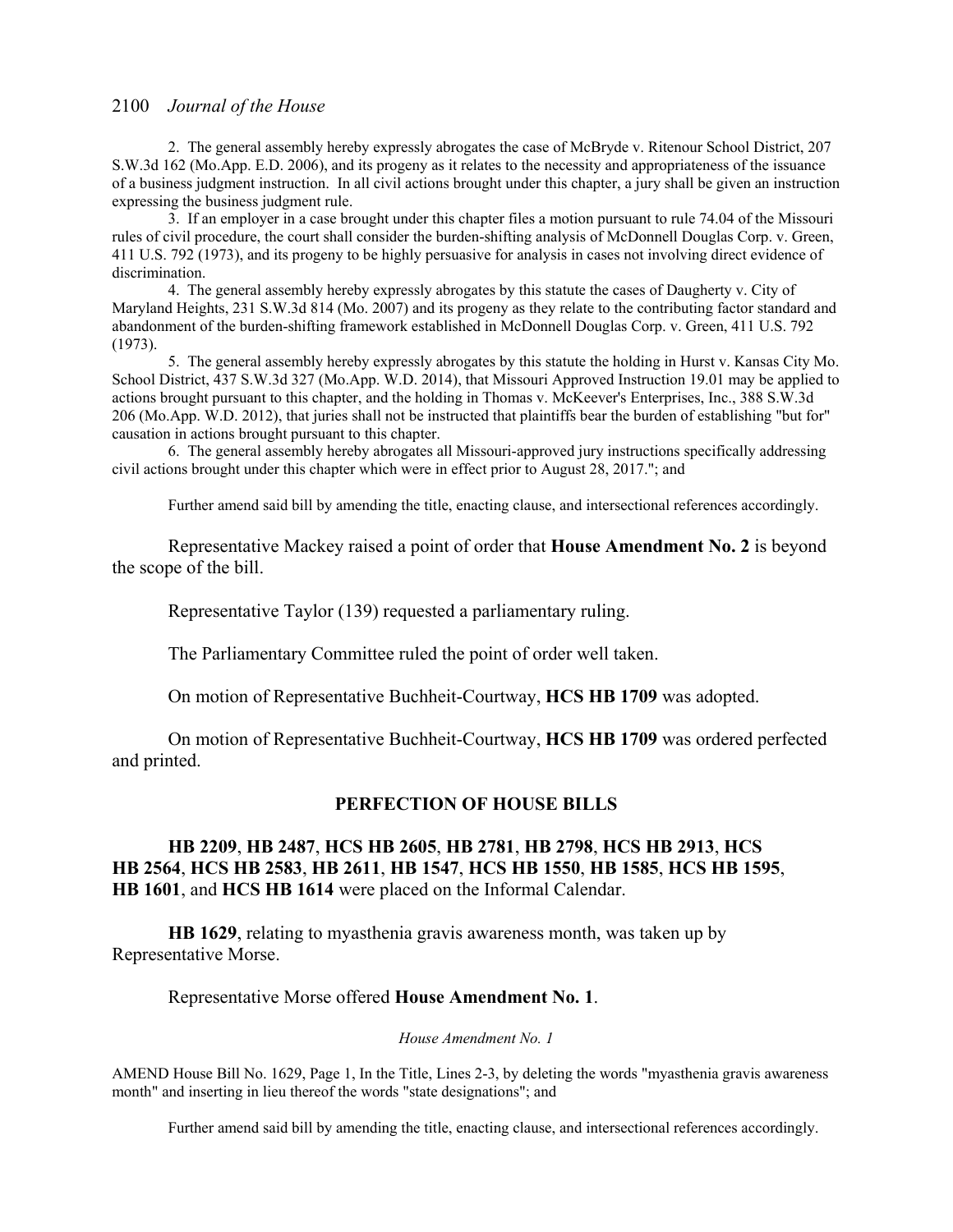2. The general assembly hereby expressly abrogates the case of McBryde v. Ritenour School District, 207 S.W.3d 162 (Mo.App. E.D. 2006), and its progeny as it relates to the necessity and appropriateness of the issuance of a business judgment instruction. In all civil actions brought under this chapter, a jury shall be given an instruction expressing the business judgment rule.

3. If an employer in a case brought under this chapter files a motion pursuant to rule 74.04 of the Missouri rules of civil procedure, the court shall consider the burden-shifting analysis of McDonnell Douglas Corp. v. Green, 411 U.S. 792 (1973), and its progeny to be highly persuasive for analysis in cases not involving direct evidence of discrimination.

4. The general assembly hereby expressly abrogates by this statute the cases of Daugherty v. City of Maryland Heights, 231 S.W.3d 814 (Mo. 2007) and its progeny as they relate to the contributing factor standard and abandonment of the burden-shifting framework established in McDonnell Douglas Corp. v. Green, 411 U.S. 792 (1973).

5. The general assembly hereby expressly abrogates by this statute the holding in Hurst v. Kansas City Mo. School District, 437 S.W.3d 327 (Mo.App. W.D. 2014), that Missouri Approved Instruction 19.01 may be applied to actions brought pursuant to this chapter, and the holding in Thomas v. McKeever's Enterprises, Inc., 388 S.W.3d 206 (Mo.App. W.D. 2012), that juries shall not be instructed that plaintiffs bear the burden of establishing "but for" causation in actions brought pursuant to this chapter.

6. The general assembly hereby abrogates all Missouri-approved jury instructions specifically addressing civil actions brought under this chapter which were in effect prior to August 28, 2017."; and

Further amend said bill by amending the title, enacting clause, and intersectional references accordingly.

Representative Mackey raised a point of order that **House Amendment No. 2** is beyond the scope of the bill.

Representative Taylor (139) requested a parliamentary ruling.

The Parliamentary Committee ruled the point of order well taken.

On motion of Representative Buchheit-Courtway, **HCS HB 1709** was adopted.

On motion of Representative Buchheit-Courtway, **HCS HB 1709** was ordered perfected and printed.

## PERFECTION OF HOUSE BILLS

**HB 2209**, **HB 2487**, **HCS HB 2605**, **HB 2781**, **HB 2798**, **HCS HB 2913**, **HCS HB 2564**, **HCS HB 2583**, **HB 2611**, **HB 1547**, **HCS HB 1550**, **HB 1585**, **HCS HB 1595**, **HB 1601**, and **HCS HB 1614** were placed on the Informal Calendar.

**HB 1629**, relating to myasthenia gravis awareness month, was taken up by Representative Morse.

Representative Morse offered **House Amendment No. 1**.

*House Amendment No. 1*

AMEND House Bill No. 1629, Page 1, In the Title, Lines 2-3, by deleting the words "myasthenia gravis awareness month" and inserting in lieu thereof the words "state designations"; and

Further amend said bill by amending the title, enacting clause, and intersectional references accordingly.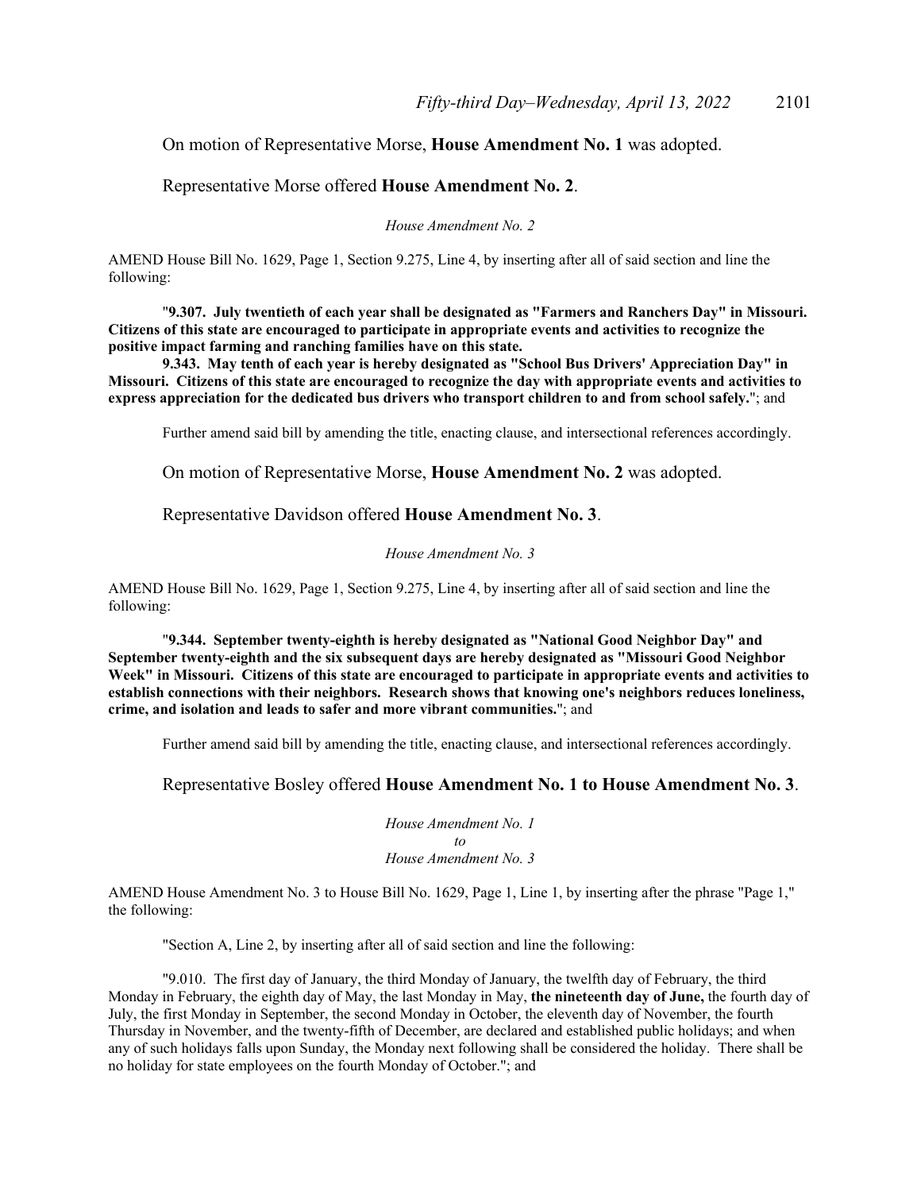On motion of Representative Morse, **House Amendment No. 1** was adopted.

Representative Morse offered **House Amendment No. 2**.

*House Amendment No. 2*

AMEND House Bill No. 1629, Page 1, Section 9.275, Line 4, by inserting after all of said section and line the following:

"**9.307. July twentieth of each year shall be designated as "Farmers and Ranchers Day" in Missouri. Citizens of this state are encouraged to participate in appropriate events and activities to recognize the positive impact farming and ranching families have on this state.**

**9.343. May tenth of each year is hereby designated as "School Bus Drivers' Appreciation Day" in Missouri. Citizens of this state are encouraged to recognize the day with appropriate events and activities to express appreciation for the dedicated bus drivers who transport children to and from school safely.**"; and

Further amend said bill by amending the title, enacting clause, and intersectional references accordingly.

On motion of Representative Morse, **House Amendment No. 2** was adopted.

Representative Davidson offered **House Amendment No. 3**.

*House Amendment No. 3*

AMEND House Bill No. 1629, Page 1, Section 9.275, Line 4, by inserting after all of said section and line the following:

"**9.344. September twenty-eighth is hereby designated as "National Good Neighbor Day" and September twenty-eighth and the six subsequent days are hereby designated as "Missouri Good Neighbor Week" in Missouri. Citizens of this state are encouraged to participate in appropriate events and activities to establish connections with their neighbors. Research shows that knowing one's neighbors reduces loneliness, crime, and isolation and leads to safer and more vibrant communities.**"; and

Further amend said bill by amending the title, enacting clause, and intersectional references accordingly.

Representative Bosley offered **House Amendment No. 1 to House Amendment No. 3**.

*House Amendment No. 1*
*to*
*House Amendment No. 3*

AMEND House Amendment No. 3 to House Bill No. 1629, Page 1, Line 1, by inserting after the phrase "Page 1," the following:

"Section A, Line 2, by inserting after all of said section and line the following:

"9.010. The first day of January, the third Monday of January, the twelfth day of February, the third Monday in February, the eighth day of May, the last Monday in May, **the nineteenth day of June,** the fourth day of July, the first Monday in September, the second Monday in October, the eleventh day of November, the fourth Thursday in November, and the twenty-fifth of December, are declared and established public holidays; and when any of such holidays falls upon Sunday, the Monday next following shall be considered the holiday. There shall be no holiday for state employees on the fourth Monday of October."; and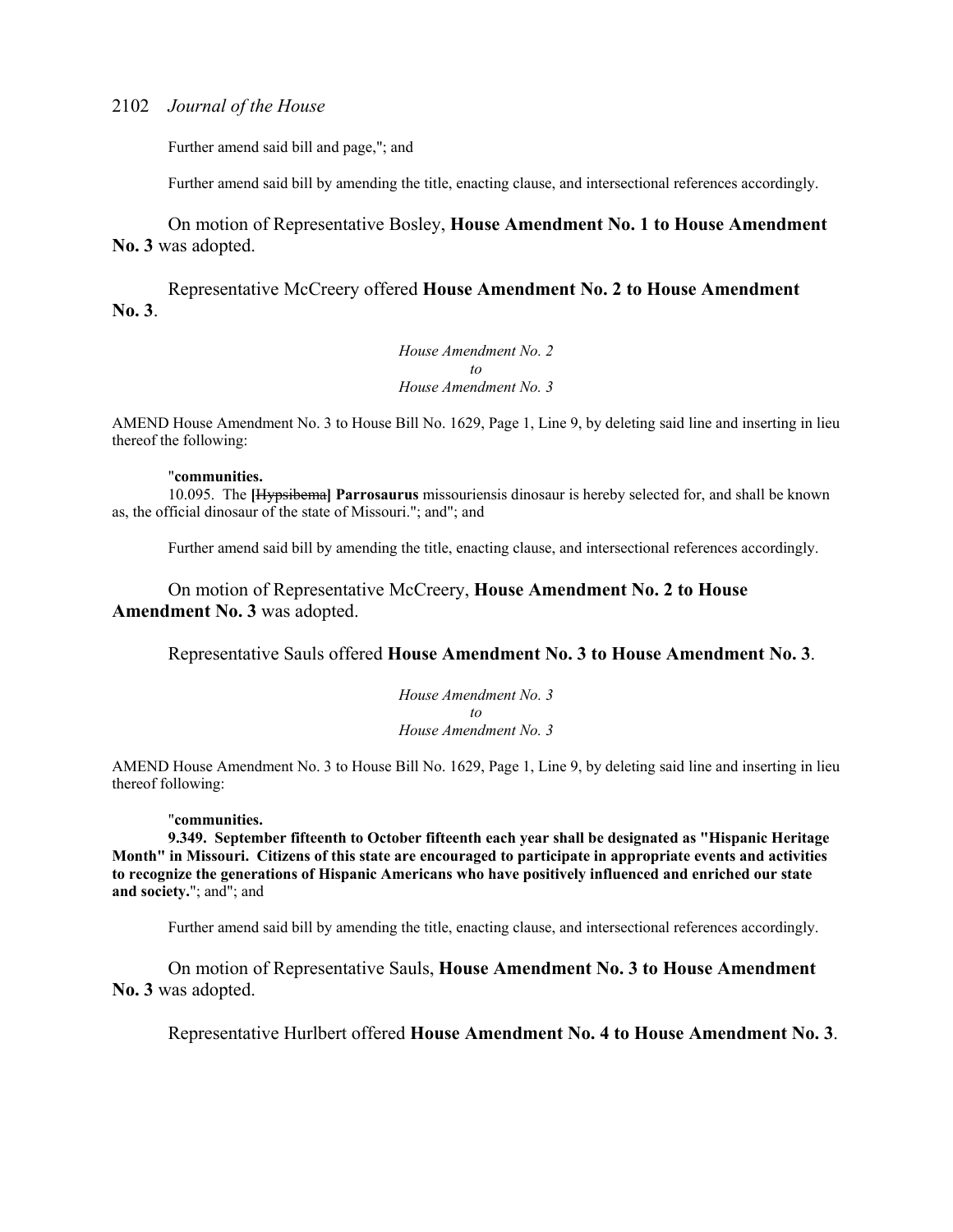Further amend said bill and page,"; and

Further amend said bill by amending the title, enacting clause, and intersectional references accordingly.

On motion of Representative Bosley, **House Amendment No. 1 to House Amendment No. 3** was adopted.

Representative McCreery offered **House Amendment No. 2 to House Amendment No. 3**.

*House Amendment No. 2*
*to*
*House Amendment No. 3*

AMEND House Amendment No. 3 to House Bill No. 1629, Page 1, Line 9, by deleting said line and inserting in lieu thereof the following:

"**communities.**
10.095. The **[**~~Hypsibema~~**] Parrosaurus** missouriensis dinosaur is hereby selected for, and shall be known as, the official dinosaur of the state of Missouri."; and"; and

Further amend said bill by amending the title, enacting clause, and intersectional references accordingly.

On motion of Representative McCreery, **House Amendment No. 2 to House Amendment No. 3** was adopted.

Representative Sauls offered **House Amendment No. 3 to House Amendment No. 3**.

*House Amendment No. 3*
*to*
*House Amendment No. 3*

AMEND House Amendment No. 3 to House Bill No. 1629, Page 1, Line 9, by deleting said line and inserting in lieu thereof following:

"**communities.**
**9.349. September fifteenth to October fifteenth each year shall be designated as "Hispanic Heritage Month" in Missouri. Citizens of this state are encouraged to participate in appropriate events and activities to recognize the generations of Hispanic Americans who have positively influenced and enriched our state and society.**"; and"; and

Further amend said bill by amending the title, enacting clause, and intersectional references accordingly.

On motion of Representative Sauls, **House Amendment No. 3 to House Amendment No. 3** was adopted.

Representative Hurlbert offered **House Amendment No. 4 to House Amendment No. 3**.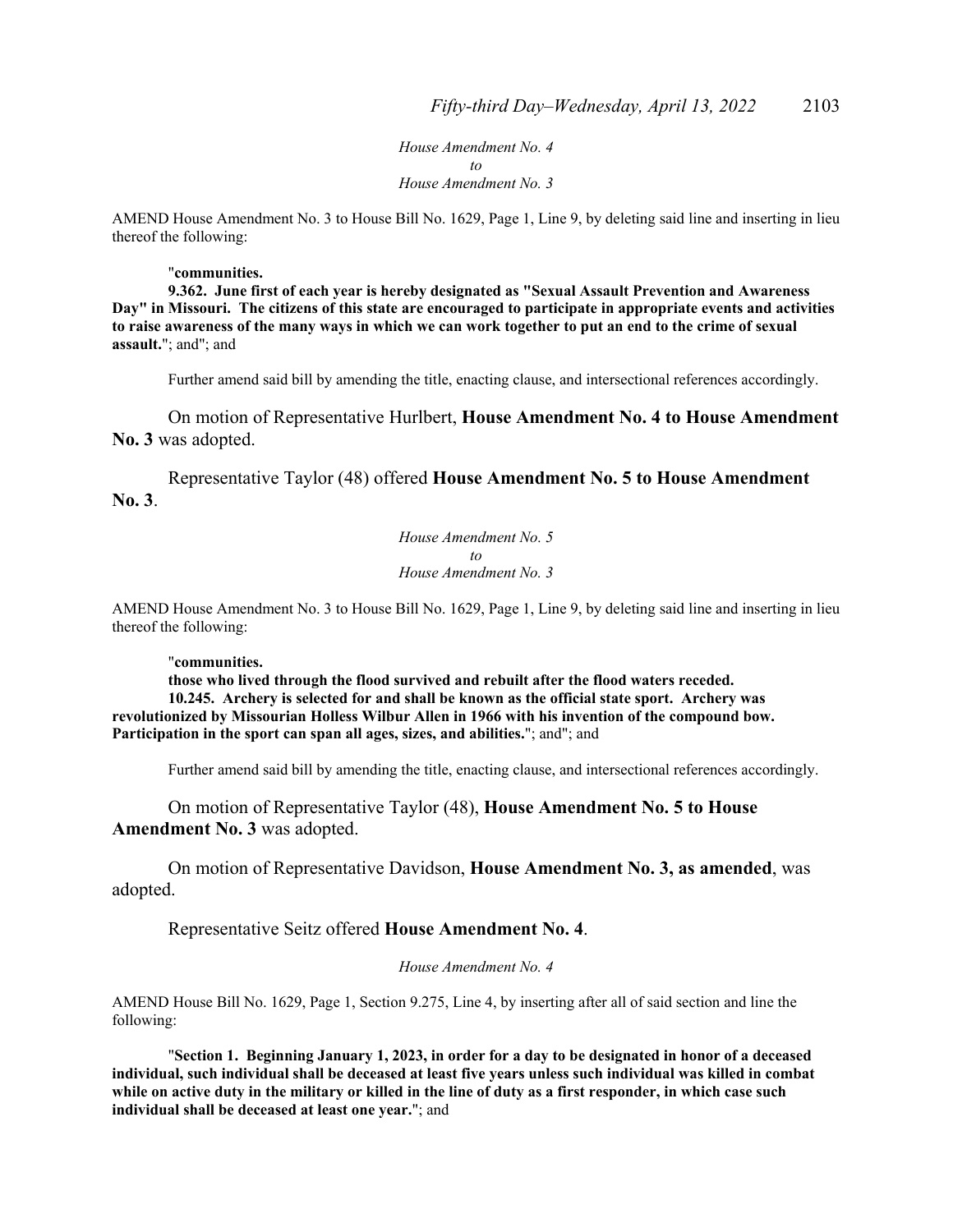*House Amendment No. 4*
*to*
*House Amendment No. 3*

AMEND House Amendment No. 3 to House Bill No. 1629, Page 1, Line 9, by deleting said line and inserting in lieu thereof the following:

"**communities.**

**9.362. June first of each year is hereby designated as "Sexual Assault Prevention and Awareness Day" in Missouri. The citizens of this state are encouraged to participate in appropriate events and activities to raise awareness of the many ways in which we can work together to put an end to the crime of sexual assault.**"; and"; and

Further amend said bill by amending the title, enacting clause, and intersectional references accordingly.

On motion of Representative Hurlbert, **House Amendment No. 4 to House Amendment No. 3** was adopted.

Representative Taylor (48) offered **House Amendment No. 5 to House Amendment No. 3**.

*House Amendment No. 5*
*to*
*House Amendment No. 3*

AMEND House Amendment No. 3 to House Bill No. 1629, Page 1, Line 9, by deleting said line and inserting in lieu thereof the following:

"**communities.**

**those who lived through the flood survived and rebuilt after the flood waters receded.**

**10.245. Archery is selected for and shall be known as the official state sport. Archery was revolutionized by Missourian Holless Wilbur Allen in 1966 with his invention of the compound bow. Participation in the sport can span all ages, sizes, and abilities.**"; and"; and

Further amend said bill by amending the title, enacting clause, and intersectional references accordingly.

On motion of Representative Taylor (48), **House Amendment No. 5 to House Amendment No. 3** was adopted.

On motion of Representative Davidson, **House Amendment No. 3, as amended**, was adopted.

Representative Seitz offered **House Amendment No. 4**.

*House Amendment No. 4*

AMEND House Bill No. 1629, Page 1, Section 9.275, Line 4, by inserting after all of said section and line the following:

"**Section 1. Beginning January 1, 2023, in order for a day to be designated in honor of a deceased individual, such individual shall be deceased at least five years unless such individual was killed in combat while on active duty in the military or killed in the line of duty as a first responder, in which case such individual shall be deceased at least one year.**"; and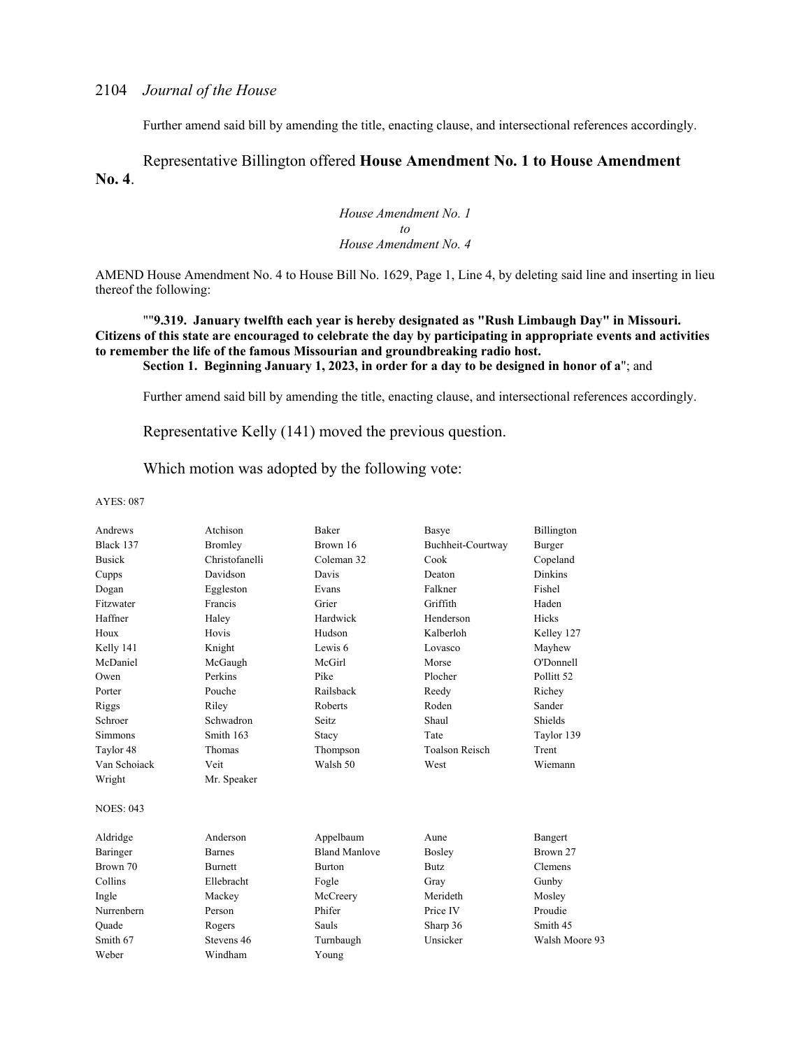Further amend said bill by amending the title, enacting clause, and intersectional references accordingly.

Representative Billington offered **House Amendment No. 1 to House Amendment No. 4**.

*House Amendment No. 1*
*to*
*House Amendment No. 4*

AMEND House Amendment No. 4 to House Bill No. 1629, Page 1, Line 4, by deleting said line and inserting in lieu thereof the following:

""**9.319. January twelfth each year is hereby designated as "Rush Limbaugh Day" in Missouri. Citizens of this state are encouraged to celebrate the day by participating in appropriate events and activities to remember the life of the famous Missourian and groundbreaking radio host.**
**Section 1. Beginning January 1, 2023, in order for a day to be designed in honor of a**"; and

Further amend said bill by amending the title, enacting clause, and intersectional references accordingly.

Representative Kelly (141) moved the previous question.

Which motion was adopted by the following vote:

AYES: 087

| | | | | |
|---|---|---|---|---|
| Andrews | Atchison | Baker | Basye | Billington |
| Black 137 | Bromley | Brown 16 | Buchheit-Courtway | Burger |
| Busick | Christofanelli | Coleman 32 | Cook | Copeland |
| Cupps | Davidson | Davis | Deaton | Dinkins |
| Dogan | Eggleston | Evans | Falkner | Fishel |
| Fitzwater | Francis | Grier | Griffith | Haden |
| Haffner | Haley | Hardwick | Henderson | Hicks |
| Houx | Hovis | Hudson | Kalberloh | Kelley 127 |
| Kelly 141 | Knight | Lewis 6 | Lovasco | Mayhew |
| McDaniel | McGaugh | McGirl | Morse | O'Donnell |
| Owen | Perkins | Pike | Plocher | Pollitt 52 |
| Porter | Pouche | Railsback | Reedy | Richey |
| Riggs | Riley | Roberts | Roden | Sander |
| Schroer | Schwadron | Seitz | Shaul | Shields |
| Simmons | Smith 163 | Stacy | Tate | Taylor 139 |
| Taylor 48 | Thomas | Thompson | Toalson Reisch | Trent |
| Van Schoiack | Veit | Walsh 50 | West | Wiemann |
| Wright | Mr. Speaker | | | |

NOES: 043

| | | | | |
|---|---|---|---|---|
| Aldridge | Anderson | Appelbaum | Aune | Bangert |
| Baringer | Barnes | Bland Manlove | Bosley | Brown 27 |
| Brown 70 | Burnett | Burton | Butz | Clemens |
| Collins | Ellebracht | Fogle | Gray | Gunby |
| Ingle | Mackey | McCreery | Merideth | Mosley |
| Nurrenbern | Person | Phifer | Price IV | Proudie |
| Quade | Rogers | Sauls | Sharp 36 | Smith 45 |
| Smith 67 | Stevens 46 | Turnbaugh | Unsicker | Walsh Moore 93 |
| Weber | Windham | Young | | |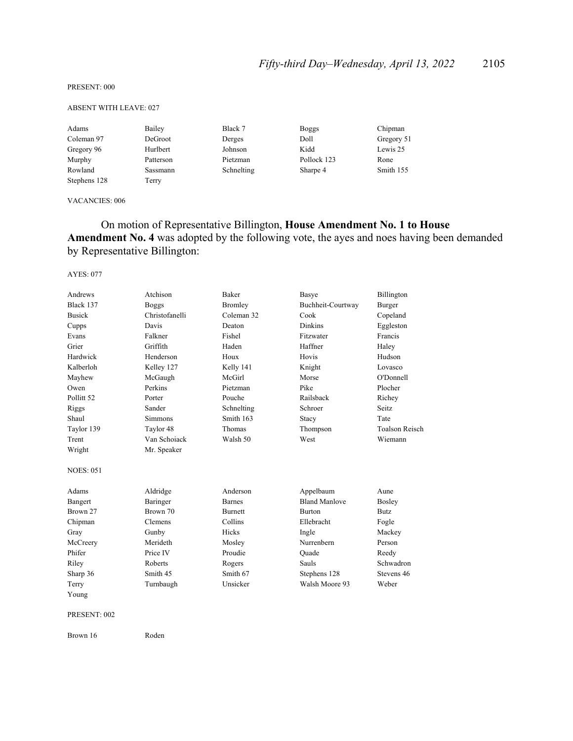PRESENT: 000

ABSENT WITH LEAVE: 027

| | | | | |
|---|---|---|---|---|
| Adams | Bailey | Black 7 | Boggs | Chipman |
| Coleman 97 | DeGroot | Derges | Doll | Gregory 51 |
| Gregory 96 | Hurlbert | Johnson | Kidd | Lewis 25 |
| Murphy | Patterson | Pietzman | Pollock 123 | Rone |
| Rowland | Sassmann | Schnelting | Sharpe 4 | Smith 155 |
| Stephens 128 | Terry | | | |

VACANCIES: 006

On motion of Representative Billington, **House Amendment No. 1 to House Amendment No. 4** was adopted by the following vote, the ayes and noes having been demanded by Representative Billington:

AYES: 077

| | | | | |
|---|---|---|---|---|
| Andrews | Atchison | Baker | Basye | Billington |
| Black 137 | Boggs | Bromley | Buchheit-Courtway | Burger |
| Busick | Christofanelli | Coleman 32 | Cook | Copeland |
| Cupps | Davis | Deaton | Dinkins | Eggleston |
| Evans | Falkner | Fishel | Fitzwater | Francis |
| Grier | Griffith | Haden | Haffner | Haley |
| Hardwick | Henderson | Houx | Hovis | Hudson |
| Kalberloh | Kelley 127 | Kelly 141 | Knight | Lovasco |
| Mayhew | McGaugh | McGirl | Morse | O'Donnell |
| Owen | Perkins | Pietzman | Pike | Plocher |
| Pollitt 52 | Porter | Pouche | Railsback | Richey |
| Riggs | Sander | Schnelting | Schroer | Seitz |
| Shaul | Simmons | Smith 163 | Stacy | Tate |
| Taylor 139 | Taylor 48 | Thomas | Thompson | Toalson Reisch |
| Trent | Van Schoiack | Walsh 50 | West | Wiemann |
| Wright | Mr. Speaker | | | |

NOES: 051

| | | | | |
|---|---|---|---|---|
| Adams | Aldridge | Anderson | Appelbaum | Aune |
| Bangert | Baringer | Barnes | Bland Manlove | Bosley |
| Brown 27 | Brown 70 | Burnett | Burton | Butz |
| Chipman | Clemens | Collins | Ellebracht | Fogle |
| Gray | Gunby | Hicks | Ingle | Mackey |
| McCreery | Merideth | Mosley | Nurrenbern | Person |
| Phifer | Price IV | Proudie | Quade | Reedy |
| Riley | Roberts | Rogers | Sauls | Schwadron |
| Sharp 36 | Smith 45 | Smith 67 | Stephens 128 | Stevens 46 |
| Terry | Turnbaugh | Unsicker | Walsh Moore 93 | Weber |
| Young | | | | |

PRESENT: 002

| | |
|---|---|
| Brown 16 | Roden |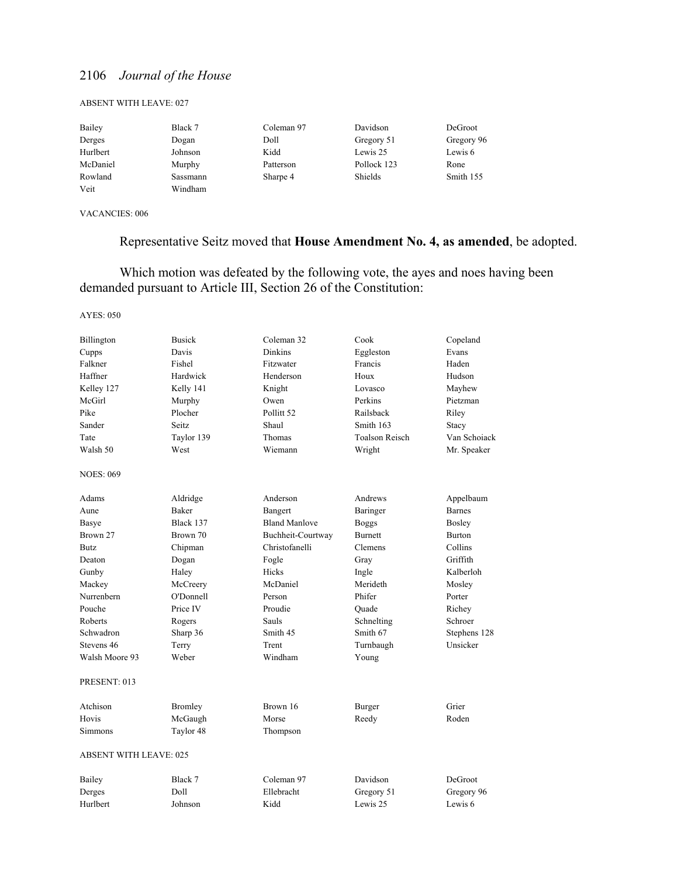ABSENT WITH LEAVE: 027

| | | | | |
|---|---|---|---|---|
| Bailey | Black 7 | Coleman 97 | Davidson | DeGroot |
| Derges | Dogan | Doll | Gregory 51 | Gregory 96 |
| Hurlbert | Johnson | Kidd | Lewis 25 | Lewis 6 |
| McDaniel | Murphy | Patterson | Pollock 123 | Rone |
| Rowland | Sassmann | Sharpe 4 | Shields | Smith 155 |
| Veit | Windham | | | |

VACANCIES: 006

Representative Seitz moved that **House Amendment No. 4, as amended**, be adopted.

Which motion was defeated by the following vote, the ayes and noes having been demanded pursuant to Article III, Section 26 of the Constitution:

AYES: 050

| | | | | |
|---|---|---|---|---|
| Billington | Busick | Coleman 32 | Cook | Copeland |
| Cupps | Davis | Dinkins | Eggleston | Evans |
| Falkner | Fishel | Fitzwater | Francis | Haden |
| Haffner | Hardwick | Henderson | Houx | Hudson |
| Kelley 127 | Kelly 141 | Knight | Lovasco | Mayhew |
| McGirl | Murphy | Owen | Perkins | Pietzman |
| Pike | Plocher | Pollitt 52 | Railsback | Riley |
| Sander | Seitz | Shaul | Smith 163 | Stacy |
| Tate | Taylor 139 | Thomas | Toalson Reisch | Van Schoiack |
| Walsh 50 | West | Wiemann | Wright | Mr. Speaker |

NOES: 069

| | | | | |
|---|---|---|---|---|
| Adams | Aldridge | Anderson | Andrews | Appelbaum |
| Aune | Baker | Bangert | Baringer | Barnes |
| Basye | Black 137 | Bland Manlove | Boggs | Bosley |
| Brown 27 | Brown 70 | Buchheit-Courtway | Burnett | Burton |
| Butz | Chipman | Christofanelli | Clemens | Collins |
| Deaton | Dogan | Fogle | Gray | Griffith |
| Gunby | Haley | Hicks | Ingle | Kalberloh |
| Mackey | McCreery | McDaniel | Merideth | Mosley |
| Nurrenbern | O'Donnell | Person | Phifer | Porter |
| Pouche | Price IV | Proudie | Quade | Richey |
| Roberts | Rogers | Sauls | Schnelting | Schroer |
| Schwadron | Sharp 36 | Smith 45 | Smith 67 | Stephens 128 |
| Stevens 46 | Terry | Trent | Turnbaugh | Unsicker |
| Walsh Moore 93 | Weber | Windham | Young | |

PRESENT: 013

| | | | | |
|---|---|---|---|---|
| Atchison | Bromley | Brown 16 | Burger | Grier |
| Hovis | McGaugh | Morse | Reedy | Roden |
| Simmons | Taylor 48 | Thompson | | |

ABSENT WITH LEAVE: 025

| | | | | |
|---|---|---|---|---|
| Bailey | Black 7 | Coleman 97 | Davidson | DeGroot |
| Derges | Doll | Ellebracht | Gregory 51 | Gregory 96 |
| Hurlbert | Johnson | Kidd | Lewis 25 | Lewis 6 |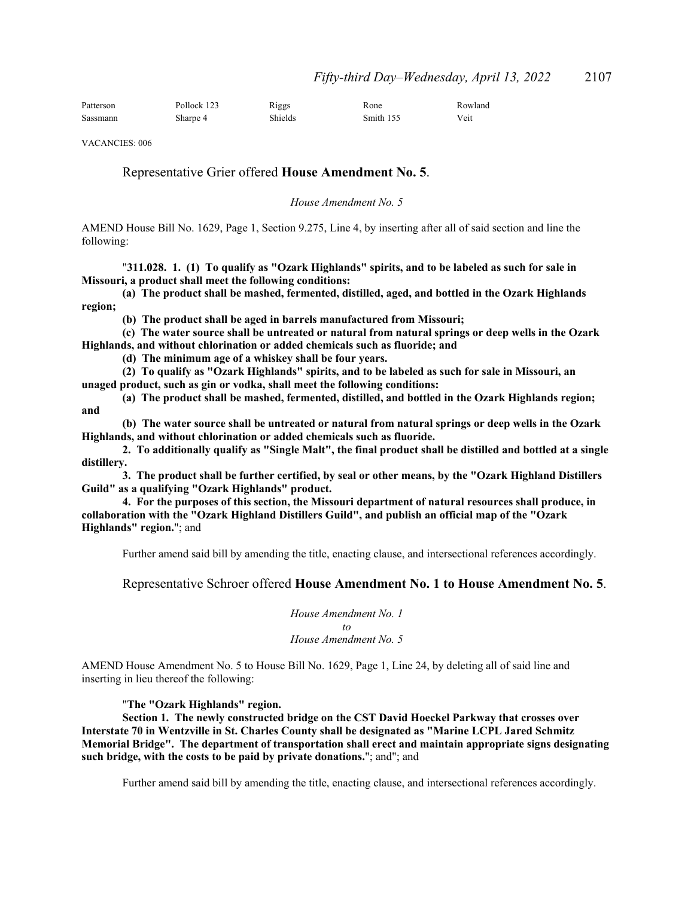| | | | | |
|---|---|---|---|---|
| Patterson | Pollock 123 | Riggs | Rone | Rowland |
| Sassmann | Sharpe 4 | Shields | Smith 155 | Veit |

VACANCIES: 006

Representative Grier offered **House Amendment No. 5**.

*House Amendment No. 5*

AMEND House Bill No. 1629, Page 1, Section 9.275, Line 4, by inserting after all of said section and line the following:

"**311.028. 1. (1) To qualify as "Ozark Highlands" spirits, and to be labeled as such for sale in Missouri, a product shall meet the following conditions:**

**(a) The product shall be mashed, fermented, distilled, aged, and bottled in the Ozark Highlands region;**

**(b) The product shall be aged in barrels manufactured from Missouri;**

**(c) The water source shall be untreated or natural from natural springs or deep wells in the Ozark Highlands, and without chlorination or added chemicals such as fluoride; and**

**(d) The minimum age of a whiskey shall be four years.**

**(2) To qualify as "Ozark Highlands" spirits, and to be labeled as such for sale in Missouri, an unaged product, such as gin or vodka, shall meet the following conditions:**

**(a) The product shall be mashed, fermented, distilled, and bottled in the Ozark Highlands region; and**

**(b) The water source shall be untreated or natural from natural springs or deep wells in the Ozark Highlands, and without chlorination or added chemicals such as fluoride.**

**2. To additionally qualify as "Single Malt", the final product shall be distilled and bottled at a single distillery.**

**3. The product shall be further certified, by seal or other means, by the "Ozark Highland Distillers Guild" as a qualifying "Ozark Highlands" product.**

**4. For the purposes of this section, the Missouri department of natural resources shall produce, in collaboration with the "Ozark Highland Distillers Guild", and publish an official map of the "Ozark Highlands" region.**"; and

Further amend said bill by amending the title, enacting clause, and intersectional references accordingly.

Representative Schroer offered **House Amendment No. 1 to House Amendment No. 5**.

*House Amendment No. 1*
*to*
*House Amendment No. 5*

AMEND House Amendment No. 5 to House Bill No. 1629, Page 1, Line 24, by deleting all of said line and inserting in lieu thereof the following:

"**The "Ozark Highlands" region.**

**Section 1. The newly constructed bridge on the CST David Hoeckel Parkway that crosses over Interstate 70 in Wentzville in St. Charles County shall be designated as "Marine LCPL Jared Schmitz Memorial Bridge". The department of transportation shall erect and maintain appropriate signs designating such bridge, with the costs to be paid by private donations.**"; and"; and

Further amend said bill by amending the title, enacting clause, and intersectional references accordingly.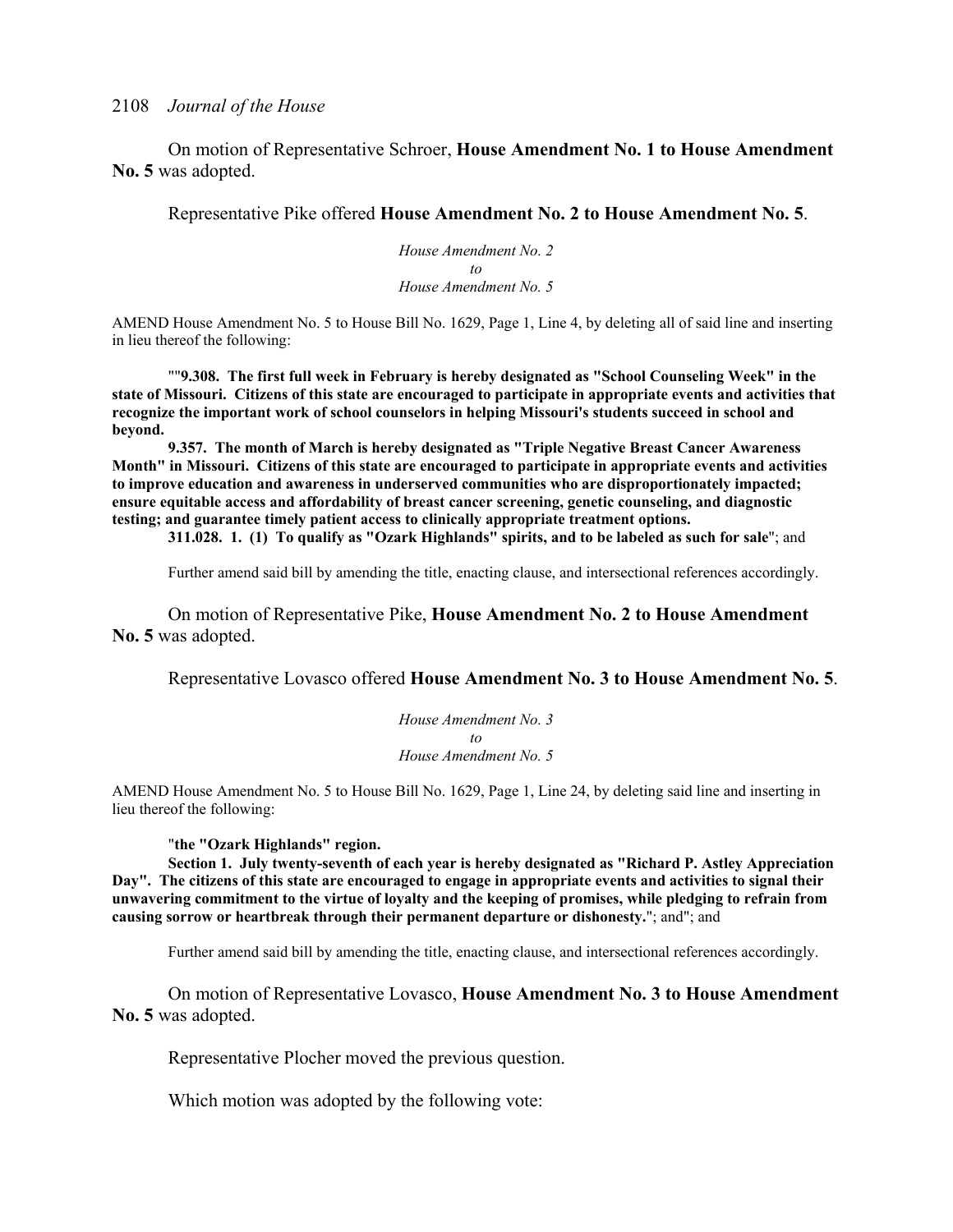On motion of Representative Schroer, **House Amendment No. 1 to House Amendment No. 5** was adopted.

Representative Pike offered **House Amendment No. 2 to House Amendment No. 5**.

*House Amendment No. 2*
*to*
*House Amendment No. 5*

AMEND House Amendment No. 5 to House Bill No. 1629, Page 1, Line 4, by deleting all of said line and inserting in lieu thereof the following:

""**9.308. The first full week in February is hereby designated as "School Counseling Week" in the state of Missouri. Citizens of this state are encouraged to participate in appropriate events and activities that recognize the important work of school counselors in helping Missouri's students succeed in school and beyond.**

**9.357. The month of March is hereby designated as "Triple Negative Breast Cancer Awareness Month" in Missouri. Citizens of this state are encouraged to participate in appropriate events and activities to improve education and awareness in underserved communities who are disproportionately impacted; ensure equitable access and affordability of breast cancer screening, genetic counseling, and diagnostic testing; and guarantee timely patient access to clinically appropriate treatment options.**

**311.028. 1. (1) To qualify as "Ozark Highlands" spirits, and to be labeled as such for sale**"; and

Further amend said bill by amending the title, enacting clause, and intersectional references accordingly.

On motion of Representative Pike, **House Amendment No. 2 to House Amendment No. 5** was adopted.

Representative Lovasco offered **House Amendment No. 3 to House Amendment No. 5**.

*House Amendment No. 3*
*to*
*House Amendment No. 5*

AMEND House Amendment No. 5 to House Bill No. 1629, Page 1, Line 24, by deleting said line and inserting in lieu thereof the following:

"**the "Ozark Highlands" region.**

**Section 1. July twenty-seventh of each year is hereby designated as "Richard P. Astley Appreciation Day". The citizens of this state are encouraged to engage in appropriate events and activities to signal their unwavering commitment to the virtue of loyalty and the keeping of promises, while pledging to refrain from causing sorrow or heartbreak through their permanent departure or dishonesty.**"; and"; and

Further amend said bill by amending the title, enacting clause, and intersectional references accordingly.

On motion of Representative Lovasco, **House Amendment No. 3 to House Amendment No. 5** was adopted.

Representative Plocher moved the previous question.

Which motion was adopted by the following vote: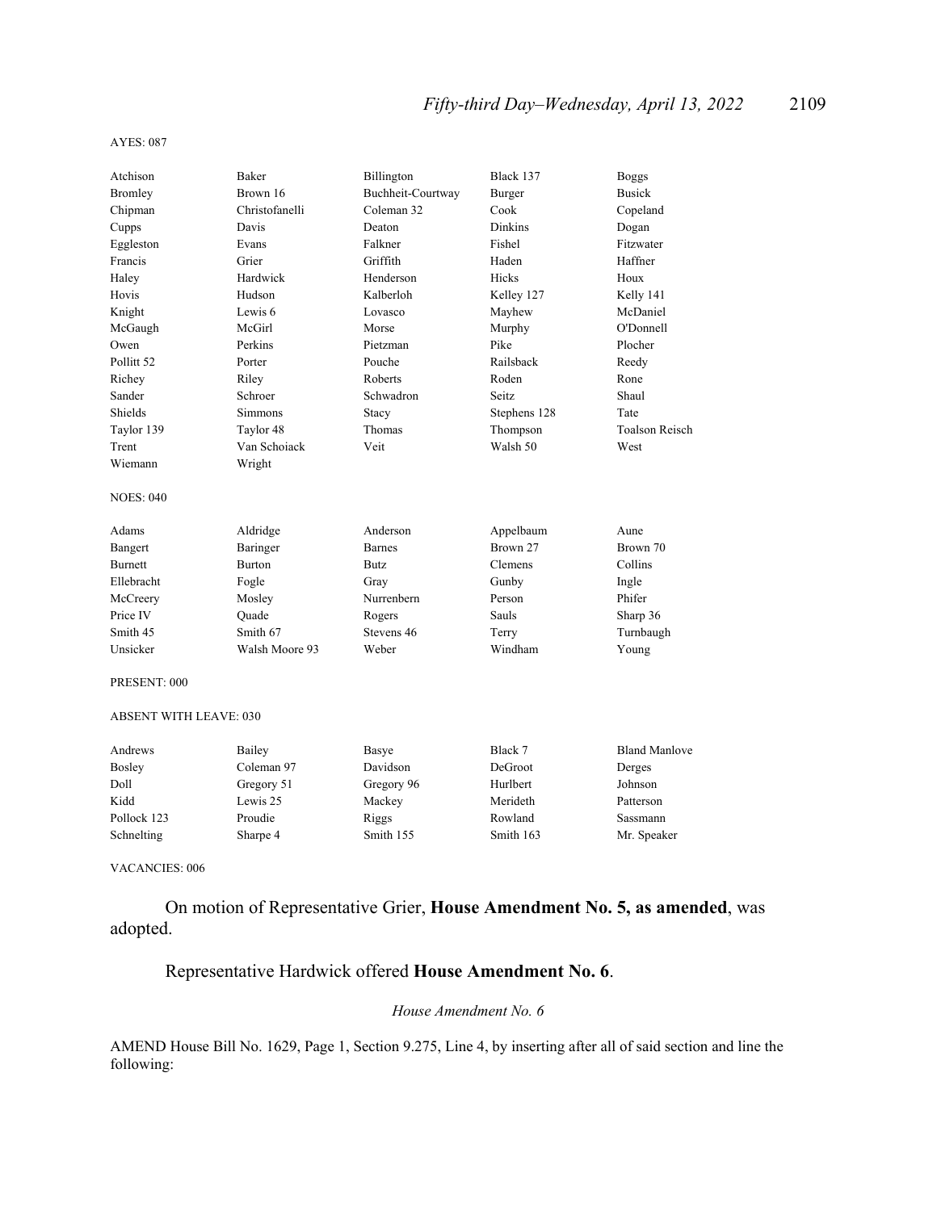AYES: 087

| | | | | |
|---|---|---|---|---|
| Atchison | Baker | Billington | Black 137 | Boggs |
| Bromley | Brown 16 | Buchheit-Courtway | Burger | Busick |
| Chipman | Christofanelli | Coleman 32 | Cook | Copeland |
| Cupps | Davis | Deaton | Dinkins | Dogan |
| Eggleston | Evans | Falkner | Fishel | Fitzwater |
| Francis | Grier | Griffith | Haden | Haffner |
| Haley | Hardwick | Henderson | Hicks | Houx |
| Hovis | Hudson | Kalberloh | Kelley 127 | Kelly 141 |
| Knight | Lewis 6 | Lovasco | Mayhew | McDaniel |
| McGaugh | McGirl | Morse | Murphy | O'Donnell |
| Owen | Perkins | Pietzman | Pike | Plocher |
| Pollitt 52 | Porter | Pouche | Railsback | Reedy |
| Richey | Riley | Roberts | Roden | Rone |
| Sander | Schroer | Schwadron | Seitz | Shaul |
| Shields | Simmons | Stacy | Stephens 128 | Tate |
| Taylor 139 | Taylor 48 | Thomas | Thompson | Toalson Reisch |
| Trent | Van Schoiack | Veit | Walsh 50 | West |
| Wiemann | Wright | | | |

NOES: 040

| | | | | |
|---|---|---|---|---|
| Adams | Aldridge | Anderson | Appelbaum | Aune |
| Bangert | Baringer | Barnes | Brown 27 | Brown 70 |
| Burnett | Burton | Butz | Clemens | Collins |
| Ellebracht | Fogle | Gray | Gunby | Ingle |
| McCreery | Mosley | Nurrenbern | Person | Phifer |
| Price IV | Quade | Rogers | Sauls | Sharp 36 |
| Smith 45 | Smith 67 | Stevens 46 | Terry | Turnbaugh |
| Unsicker | Walsh Moore 93 | Weber | Windham | Young |

PRESENT: 000

ABSENT WITH LEAVE: 030

| | | | | |
|---|---|---|---|---|
| Andrews | Bailey | Basye | Black 7 | Bland Manlove |
| Bosley | Coleman 97 | Davidson | DeGroot | Derges |
| Doll | Gregory 51 | Gregory 96 | Hurlbert | Johnson |
| Kidd | Lewis 25 | Mackey | Merideth | Patterson |
| Pollock 123 | Proudie | Riggs | Rowland | Sassmann |
| Schnelting | Sharpe 4 | Smith 155 | Smith 163 | Mr. Speaker |

VACANCIES: 006

On motion of Representative Grier, **House Amendment No. 5, as amended**, was adopted.

Representative Hardwick offered **House Amendment No. 6**.

*House Amendment No. 6*

AMEND House Bill No. 1629, Page 1, Section 9.275, Line 4, by inserting after all of said section and line the following: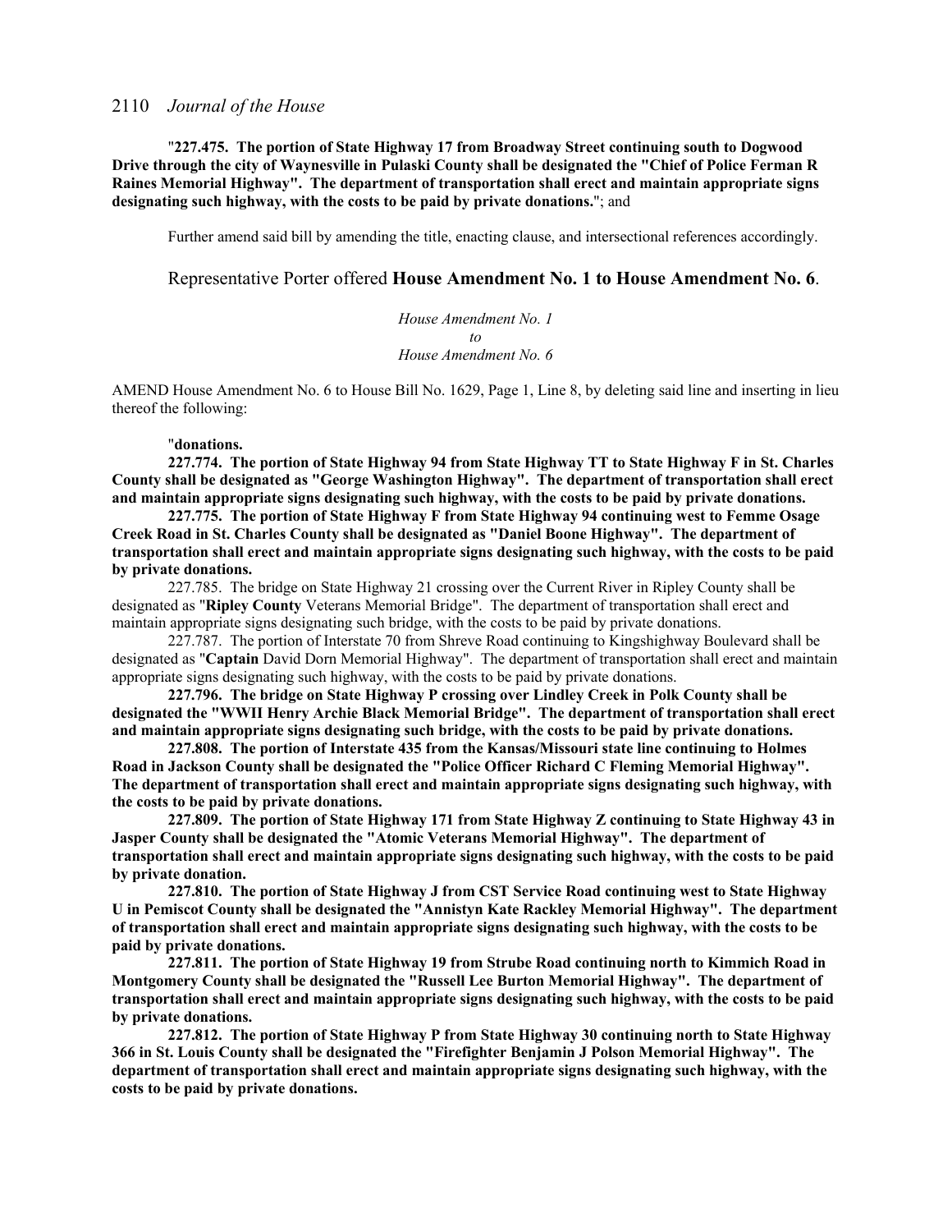"**227.475. The portion of State Highway 17 from Broadway Street continuing south to Dogwood Drive through the city of Waynesville in Pulaski County shall be designated the "Chief of Police Ferman R Raines Memorial Highway". The department of transportation shall erect and maintain appropriate signs designating such highway, with the costs to be paid by private donations.**"; and

Further amend said bill by amending the title, enacting clause, and intersectional references accordingly.

Representative Porter offered **House Amendment No. 1 to House Amendment No. 6**.

*House Amendment No. 1*
*to*
*House Amendment No. 6*

AMEND House Amendment No. 6 to House Bill No. 1629, Page 1, Line 8, by deleting said line and inserting in lieu thereof the following:

"**donations.**

**227.774. The portion of State Highway 94 from State Highway TT to State Highway F in St. Charles County shall be designated as "George Washington Highway". The department of transportation shall erect and maintain appropriate signs designating such highway, with the costs to be paid by private donations.**

**227.775. The portion of State Highway F from State Highway 94 continuing west to Femme Osage Creek Road in St. Charles County shall be designated as "Daniel Boone Highway". The department of transportation shall erect and maintain appropriate signs designating such highway, with the costs to be paid by private donations.**

227.785. The bridge on State Highway 21 crossing over the Current River in Ripley County shall be designated as "**Ripley County** Veterans Memorial Bridge". The department of transportation shall erect and maintain appropriate signs designating such bridge, with the costs to be paid by private donations.

227.787. The portion of Interstate 70 from Shreve Road continuing to Kingshighway Boulevard shall be designated as "**Captain** David Dorn Memorial Highway". The department of transportation shall erect and maintain appropriate signs designating such highway, with the costs to be paid by private donations.

**227.796. The bridge on State Highway P crossing over Lindley Creek in Polk County shall be designated the "WWII Henry Archie Black Memorial Bridge". The department of transportation shall erect and maintain appropriate signs designating such bridge, with the costs to be paid by private donations.**

**227.808. The portion of Interstate 435 from the Kansas/Missouri state line continuing to Holmes Road in Jackson County shall be designated the "Police Officer Richard C Fleming Memorial Highway". The department of transportation shall erect and maintain appropriate signs designating such highway, with the costs to be paid by private donations.**

**227.809. The portion of State Highway 171 from State Highway Z continuing to State Highway 43 in Jasper County shall be designated the "Atomic Veterans Memorial Highway". The department of transportation shall erect and maintain appropriate signs designating such highway, with the costs to be paid by private donation.**

**227.810. The portion of State Highway J from CST Service Road continuing west to State Highway U in Pemiscot County shall be designated the "Annistyn Kate Rackley Memorial Highway". The department of transportation shall erect and maintain appropriate signs designating such highway, with the costs to be paid by private donations.**

**227.811. The portion of State Highway 19 from Strube Road continuing north to Kimmich Road in Montgomery County shall be designated the "Russell Lee Burton Memorial Highway". The department of transportation shall erect and maintain appropriate signs designating such highway, with the costs to be paid by private donations.**

**227.812. The portion of State Highway P from State Highway 30 continuing north to State Highway 366 in St. Louis County shall be designated the "Firefighter Benjamin J Polson Memorial Highway". The department of transportation shall erect and maintain appropriate signs designating such highway, with the costs to be paid by private donations.**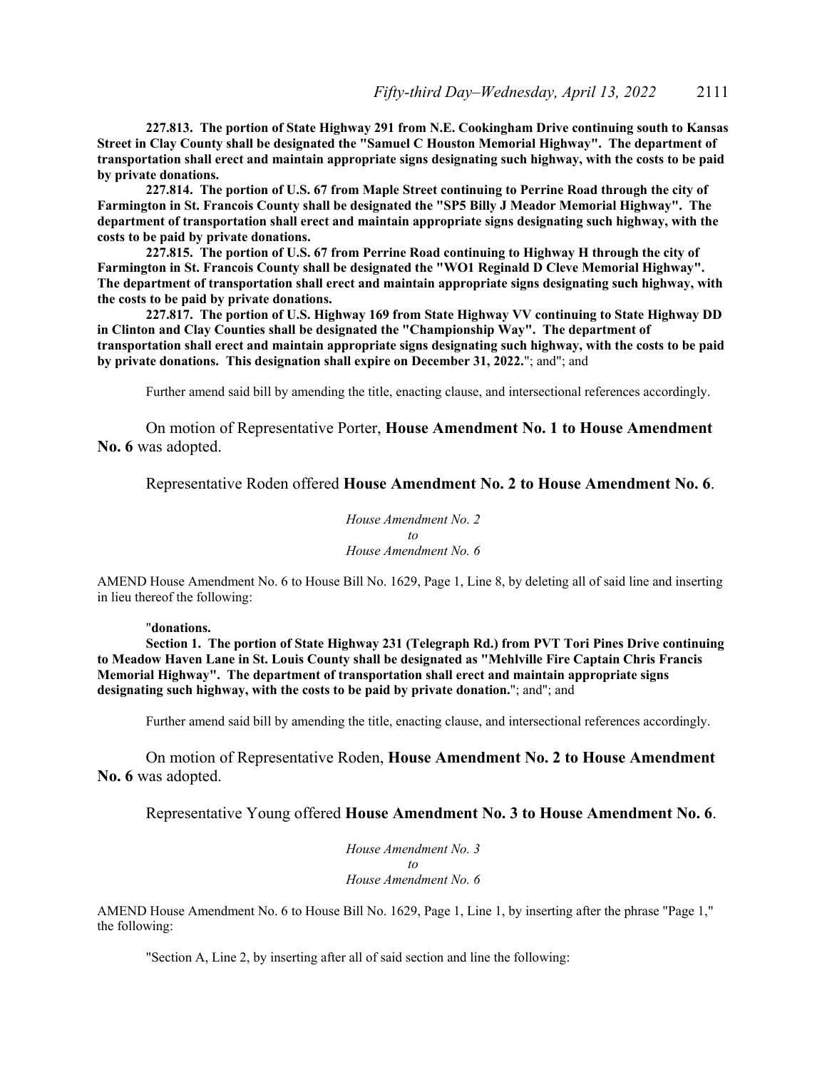**227.813. The portion of State Highway 291 from N.E. Cookingham Drive continuing south to Kansas Street in Clay County shall be designated the "Samuel C Houston Memorial Highway". The department of transportation shall erect and maintain appropriate signs designating such highway, with the costs to be paid by private donations.**

**227.814. The portion of U.S. 67 from Maple Street continuing to Perrine Road through the city of Farmington in St. Francois County shall be designated the "SP5 Billy J Meador Memorial Highway". The department of transportation shall erect and maintain appropriate signs designating such highway, with the costs to be paid by private donations.**

**227.815. The portion of U.S. 67 from Perrine Road continuing to Highway H through the city of Farmington in St. Francois County shall be designated the "WO1 Reginald D Cleve Memorial Highway". The department of transportation shall erect and maintain appropriate signs designating such highway, with the costs to be paid by private donations.**

**227.817. The portion of U.S. Highway 169 from State Highway VV continuing to State Highway DD in Clinton and Clay Counties shall be designated the "Championship Way". The department of transportation shall erect and maintain appropriate signs designating such highway, with the costs to be paid by private donations. This designation shall expire on December 31, 2022.**"; and"; and

Further amend said bill by amending the title, enacting clause, and intersectional references accordingly.

On motion of Representative Porter, **House Amendment No. 1 to House Amendment No. 6** was adopted.

Representative Roden offered **House Amendment No. 2 to House Amendment No. 6**.

*House Amendment No. 2*
*to*
*House Amendment No. 6*

AMEND House Amendment No. 6 to House Bill No. 1629, Page 1, Line 8, by deleting all of said line and inserting in lieu thereof the following:

"**donations.**

**Section 1. The portion of State Highway 231 (Telegraph Rd.) from PVT Tori Pines Drive continuing to Meadow Haven Lane in St. Louis County shall be designated as "Mehlville Fire Captain Chris Francis Memorial Highway". The department of transportation shall erect and maintain appropriate signs designating such highway, with the costs to be paid by private donation.**"; and"; and

Further amend said bill by amending the title, enacting clause, and intersectional references accordingly.

On motion of Representative Roden, **House Amendment No. 2 to House Amendment No. 6** was adopted.

Representative Young offered **House Amendment No. 3 to House Amendment No. 6**.

*House Amendment No. 3*
*to*
*House Amendment No. 6*

AMEND House Amendment No. 6 to House Bill No. 1629, Page 1, Line 1, by inserting after the phrase "Page 1," the following:

"Section A, Line 2, by inserting after all of said section and line the following: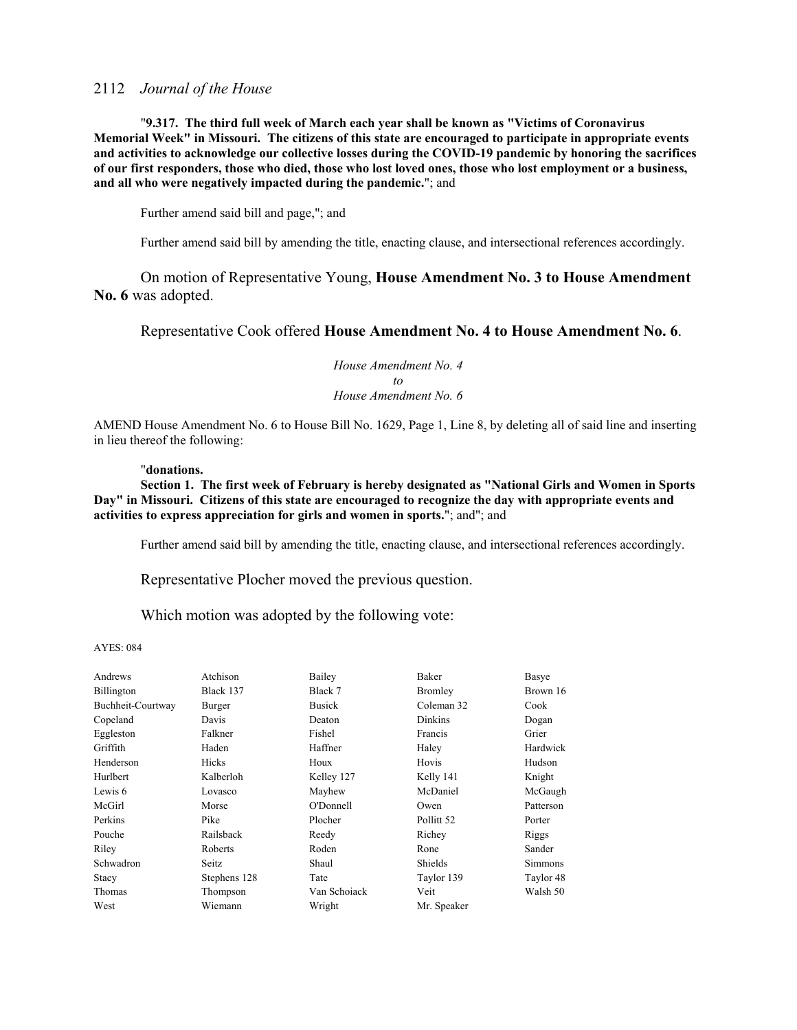"**9.317. The third full week of March each year shall be known as "Victims of Coronavirus Memorial Week" in Missouri. The citizens of this state are encouraged to participate in appropriate events and activities to acknowledge our collective losses during the COVID-19 pandemic by honoring the sacrifices of our first responders, those who died, those who lost loved ones, those who lost employment or a business, and all who were negatively impacted during the pandemic.**"; and

Further amend said bill and page,"; and

Further amend said bill by amending the title, enacting clause, and intersectional references accordingly.

On motion of Representative Young, **House Amendment No. 3 to House Amendment No. 6** was adopted.

Representative Cook offered **House Amendment No. 4 to House Amendment No. 6**.

*House Amendment No. 4*
*to*
*House Amendment No. 6*

AMEND House Amendment No. 6 to House Bill No. 1629, Page 1, Line 8, by deleting all of said line and inserting in lieu thereof the following:

"**donations.**

**Section 1. The first week of February is hereby designated as "National Girls and Women in Sports Day" in Missouri. Citizens of this state are encouraged to recognize the day with appropriate events and activities to express appreciation for girls and women in sports.**"; and"; and

Further amend said bill by amending the title, enacting clause, and intersectional references accordingly.

Representative Plocher moved the previous question.

Which motion was adopted by the following vote:

AYES: 084

| | | | | |
|---|---|---|---|---|
| Andrews | Atchison | Bailey | Baker | Basye |
| Billington | Black 137 | Black 7 | Bromley | Brown 16 |
| Buchheit-Courtway | Burger | Busick | Coleman 32 | Cook |
| Copeland | Davis | Deaton | Dinkins | Dogan |
| Eggleston | Falkner | Fishel | Francis | Grier |
| Griffith | Haden | Haffner | Haley | Hardwick |
| Henderson | Hicks | Houx | Hovis | Hudson |
| Hurlbert | Kalberloh | Kelley 127 | Kelly 141 | Knight |
| Lewis 6 | Lovasco | Mayhew | McDaniel | McGaugh |
| McGirl | Morse | O'Donnell | Owen | Patterson |
| Perkins | Pike | Plocher | Pollitt 52 | Porter |
| Pouche | Railsback | Reedy | Richey | Riggs |
| Riley | Roberts | Roden | Rone | Sander |
| Schwadron | Seitz | Shaul | Shields | Simmons |
| Stacy | Stephens 128 | Tate | Taylor 139 | Taylor 48 |
| Thomas | Thompson | Van Schoiack | Veit | Walsh 50 |
| West | Wiemann | Wright | Mr. Speaker | |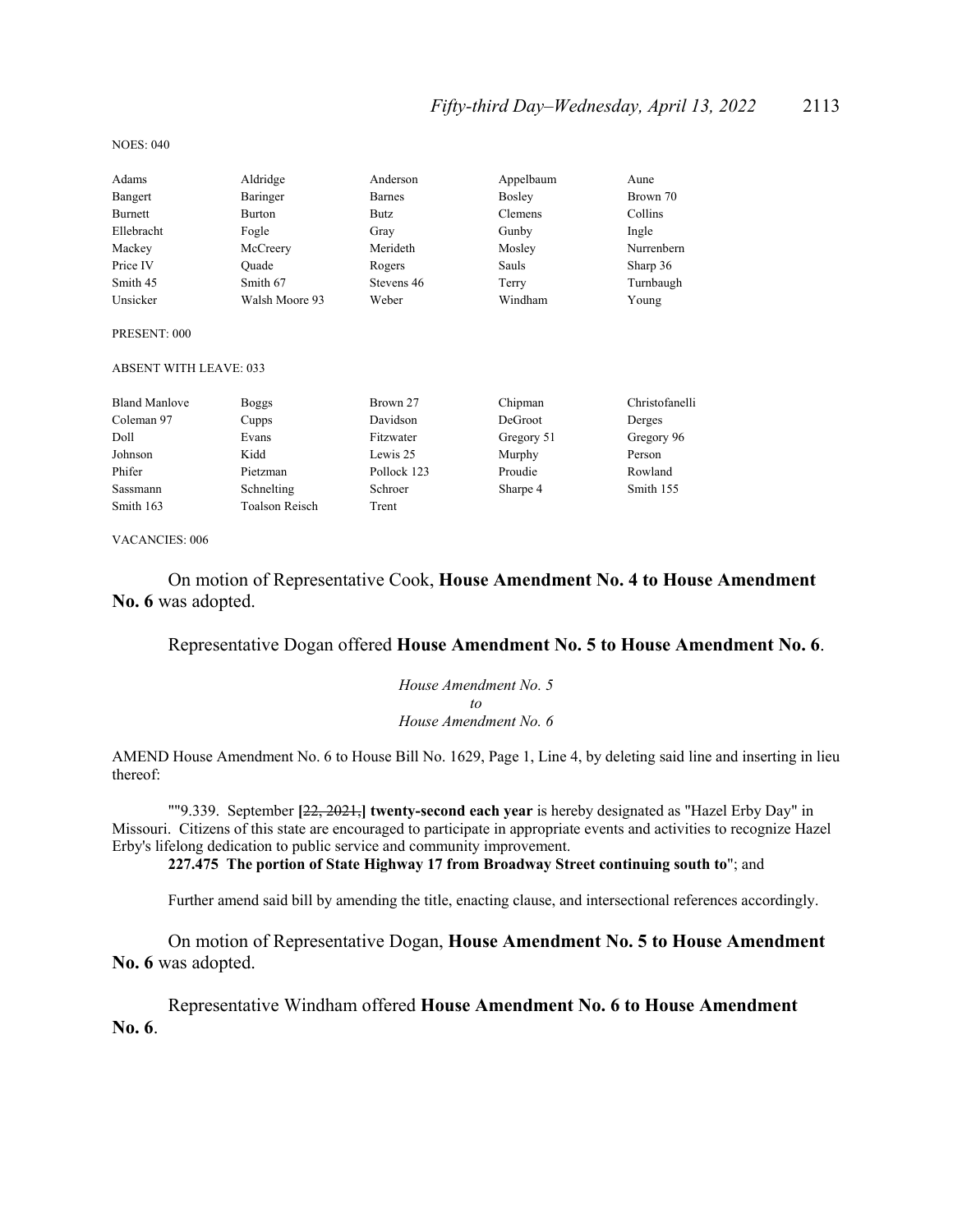NOES: 040

| Adams | Aldridge | Anderson | Appelbaum | Aune |
|---|---|---|---|---|
| Bangert | Baringer | Barnes | Bosley | Brown 70 |
| Burnett | Burton | Butz | Clemens | Collins |
| Ellebracht | Fogle | Gray | Gunby | Ingle |
| Mackey | McCreery | Merideth | Mosley | Nurrenbern |
| Price IV | Quade | Rogers | Sauls | Sharp 36 |
| Smith 45 | Smith 67 | Stevens 46 | Terry | Turnbaugh |
| Unsicker | Walsh Moore 93 | Weber | Windham | Young |

PRESENT: 000

ABSENT WITH LEAVE: 033

| Bland Manlove | Boggs | Brown 27 | Chipman | Christofanelli |
|---|---|---|---|---|
| Coleman 97 | Cupps | Davidson | DeGroot | Derges |
| Doll | Evans | Fitzwater | Gregory 51 | Gregory 96 |
| Johnson | Kidd | Lewis 25 | Murphy | Person |
| Phifer | Pietzman | Pollock 123 | Proudie | Rowland |
| Sassmann | Schnelting | Schroer | Sharpe 4 | Smith 155 |
| Smith 163 | Toalson Reisch | Trent | | |

VACANCIES: 006

On motion of Representative Cook, **House Amendment No. 4 to House Amendment No. 6** was adopted.

Representative Dogan offered **House Amendment No. 5 to House Amendment No. 6**.

*House Amendment No. 5*
*to*
*House Amendment No. 6*

AMEND House Amendment No. 6 to House Bill No. 1629, Page 1, Line 4, by deleting said line and inserting in lieu thereof:

""9.339. September **[**~~22, 2021,~~**]** **twenty-second each year** is hereby designated as "Hazel Erby Day" in Missouri. Citizens of this state are encouraged to participate in appropriate events and activities to recognize Hazel Erby's lifelong dedication to public service and community improvement.

**227.475 The portion of State Highway 17 from Broadway Street continuing south to**"; and

Further amend said bill by amending the title, enacting clause, and intersectional references accordingly.

On motion of Representative Dogan, **House Amendment No. 5 to House Amendment No. 6** was adopted.

Representative Windham offered **House Amendment No. 6 to House Amendment No. 6**.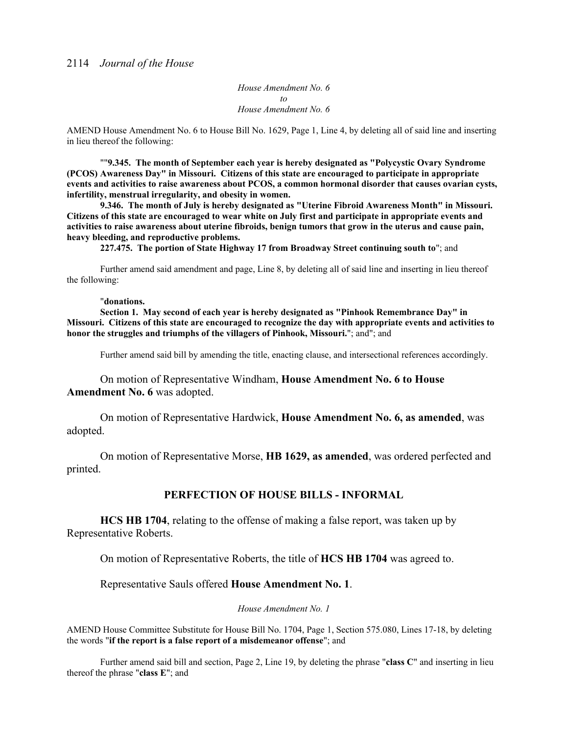*House Amendment No. 6*
*to*
*House Amendment No. 6*

AMEND House Amendment No. 6 to House Bill No. 1629, Page 1, Line 4, by deleting all of said line and inserting in lieu thereof the following:

""**9.345. The month of September each year is hereby designated as "Polycystic Ovary Syndrome (PCOS) Awareness Day" in Missouri. Citizens of this state are encouraged to participate in appropriate events and activities to raise awareness about PCOS, a common hormonal disorder that causes ovarian cysts, infertility, menstrual irregularity, and obesity in women.**

**9.346. The month of July is hereby designated as "Uterine Fibroid Awareness Month" in Missouri. Citizens of this state are encouraged to wear white on July first and participate in appropriate events and activities to raise awareness about uterine fibroids, benign tumors that grow in the uterus and cause pain, heavy bleeding, and reproductive problems.**

**227.475. The portion of State Highway 17 from Broadway Street continuing south to**"; and

Further amend said amendment and page, Line 8, by deleting all of said line and inserting in lieu thereof the following:

"**donations.**

**Section 1. May second of each year is hereby designated as "Pinhook Remembrance Day" in Missouri. Citizens of this state are encouraged to recognize the day with appropriate events and activities to honor the struggles and triumphs of the villagers of Pinhook, Missouri.**"; and"; and

Further amend said bill by amending the title, enacting clause, and intersectional references accordingly.

On motion of Representative Windham, **House Amendment No. 6 to House Amendment No. 6** was adopted.

On motion of Representative Hardwick, **House Amendment No. 6, as amended**, was adopted.

On motion of Representative Morse, **HB 1629, as amended**, was ordered perfected and printed.

## PERFECTION OF HOUSE BILLS - INFORMAL

**HCS HB 1704**, relating to the offense of making a false report, was taken up by Representative Roberts.

On motion of Representative Roberts, the title of **HCS HB 1704** was agreed to.

Representative Sauls offered **House Amendment No. 1**.

*House Amendment No. 1*

AMEND House Committee Substitute for House Bill No. 1704, Page 1, Section 575.080, Lines 17-18, by deleting the words "**if the report is a false report of a misdemeanor offense**"; and

Further amend said bill and section, Page 2, Line 19, by deleting the phrase "**class C**" and inserting in lieu thereof the phrase "**class E**"; and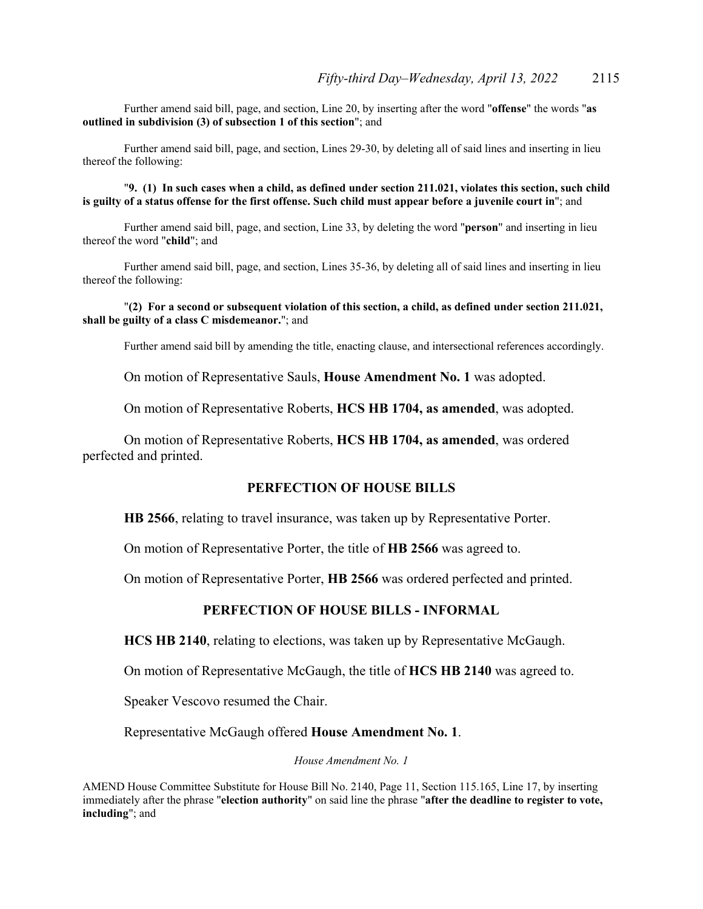Further amend said bill, page, and section, Line 20, by inserting after the word "**offense**" the words "**as outlined in subdivision (3) of subsection 1 of this section**"; and

Further amend said bill, page, and section, Lines 29-30, by deleting all of said lines and inserting in lieu thereof the following:

"**9. (1) In such cases when a child, as defined under section 211.021, violates this section, such child is guilty of a status offense for the first offense. Such child must appear before a juvenile court in**"; and

Further amend said bill, page, and section, Line 33, by deleting the word "**person**" and inserting in lieu thereof the word "**child**"; and

Further amend said bill, page, and section, Lines 35-36, by deleting all of said lines and inserting in lieu thereof the following:

"**(2) For a second or subsequent violation of this section, a child, as defined under section 211.021, shall be guilty of a class C misdemeanor.**"; and

Further amend said bill by amending the title, enacting clause, and intersectional references accordingly.

On motion of Representative Sauls, **House Amendment No. 1** was adopted.

On motion of Representative Roberts, **HCS HB 1704, as amended**, was adopted.

On motion of Representative Roberts, **HCS HB 1704, as amended**, was ordered perfected and printed.

## PERFECTION OF HOUSE BILLS

**HB 2566**, relating to travel insurance, was taken up by Representative Porter.

On motion of Representative Porter, the title of **HB 2566** was agreed to.

On motion of Representative Porter, **HB 2566** was ordered perfected and printed.

## PERFECTION OF HOUSE BILLS - INFORMAL

**HCS HB 2140**, relating to elections, was taken up by Representative McGaugh.

On motion of Representative McGaugh, the title of **HCS HB 2140** was agreed to.

Speaker Vescovo resumed the Chair.

Representative McGaugh offered **House Amendment No. 1**.

*House Amendment No. 1*

AMEND House Committee Substitute for House Bill No. 2140, Page 11, Section 115.165, Line 17, by inserting immediately after the phrase "**election authority**" on said line the phrase "**after the deadline to register to vote, including**"; and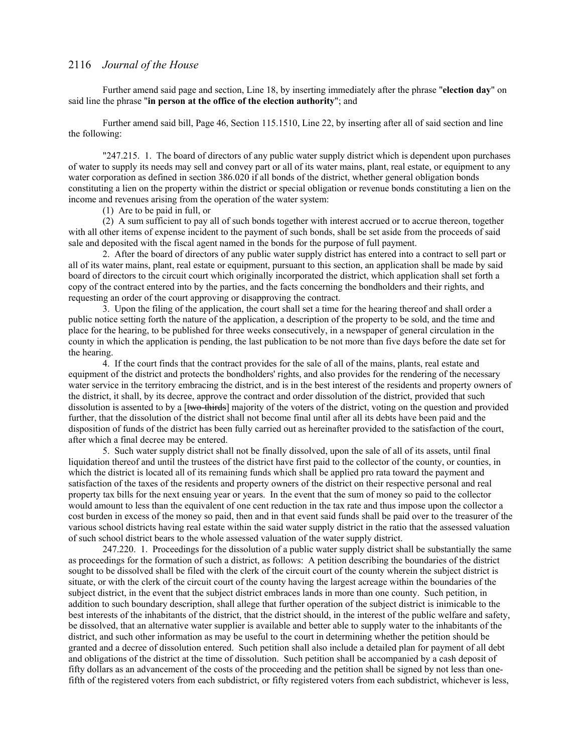Further amend said page and section, Line 18, by inserting immediately after the phrase "**election day**" on said line the phrase "**in person at the office of the election authority**"; and

Further amend said bill, Page 46, Section 115.1510, Line 22, by inserting after all of said section and line the following:

"247.215. 1. The board of directors of any public water supply district which is dependent upon purchases of water to supply its needs may sell and convey part or all of its water mains, plant, real estate, or equipment to any water corporation as defined in section 386.020 if all bonds of the district, whether general obligation bonds constituting a lien on the property within the district or special obligation or revenue bonds constituting a lien on the income and revenues arising from the operation of the water system:

(1) Are to be paid in full, or

(2) A sum sufficient to pay all of such bonds together with interest accrued or to accrue thereon, together with all other items of expense incident to the payment of such bonds, shall be set aside from the proceeds of said sale and deposited with the fiscal agent named in the bonds for the purpose of full payment.

2. After the board of directors of any public water supply district has entered into a contract to sell part or all of its water mains, plant, real estate or equipment, pursuant to this section, an application shall be made by said board of directors to the circuit court which originally incorporated the district, which application shall set forth a copy of the contract entered into by the parties, and the facts concerning the bondholders and their rights, and requesting an order of the court approving or disapproving the contract.

3. Upon the filing of the application, the court shall set a time for the hearing thereof and shall order a public notice setting forth the nature of the application, a description of the property to be sold, and the time and place for the hearing, to be published for three weeks consecutively, in a newspaper of general circulation in the county in which the application is pending, the last publication to be not more than five days before the date set for the hearing.

4. If the court finds that the contract provides for the sale of all of the mains, plants, real estate and equipment of the district and protects the bondholders' rights, and also provides for the rendering of the necessary water service in the territory embracing the district, and is in the best interest of the residents and property owners of the district, it shall, by its decree, approve the contract and order dissolution of the district, provided that such dissolution is assented to by a [~~two-thirds~~] majority of the voters of the district, voting on the question and provided further, that the dissolution of the district shall not become final until after all its debts have been paid and the disposition of funds of the district has been fully carried out as hereinafter provided to the satisfaction of the court, after which a final decree may be entered.

5. Such water supply district shall not be finally dissolved, upon the sale of all of its assets, until final liquidation thereof and until the trustees of the district have first paid to the collector of the county, or counties, in which the district is located all of its remaining funds which shall be applied pro rata toward the payment and satisfaction of the taxes of the residents and property owners of the district on their respective personal and real property tax bills for the next ensuing year or years. In the event that the sum of money so paid to the collector would amount to less than the equivalent of one cent reduction in the tax rate and thus impose upon the collector a cost burden in excess of the money so paid, then and in that event said funds shall be paid over to the treasurer of the various school districts having real estate within the said water supply district in the ratio that the assessed valuation of such school district bears to the whole assessed valuation of the water supply district.

247.220. 1. Proceedings for the dissolution of a public water supply district shall be substantially the same as proceedings for the formation of such a district, as follows: A petition describing the boundaries of the district sought to be dissolved shall be filed with the clerk of the circuit court of the county wherein the subject district is situate, or with the clerk of the circuit court of the county having the largest acreage within the boundaries of the subject district, in the event that the subject district embraces lands in more than one county. Such petition, in addition to such boundary description, shall allege that further operation of the subject district is inimicable to the best interests of the inhabitants of the district, that the district should, in the interest of the public welfare and safety, be dissolved, that an alternative water supplier is available and better able to supply water to the inhabitants of the district, and such other information as may be useful to the court in determining whether the petition should be granted and a decree of dissolution entered. Such petition shall also include a detailed plan for payment of all debt and obligations of the district at the time of dissolution. Such petition shall be accompanied by a cash deposit of fifty dollars as an advancement of the costs of the proceeding and the petition shall be signed by not less than one-fifth of the registered voters from each subdistrict, or fifty registered voters from each subdistrict, whichever is less,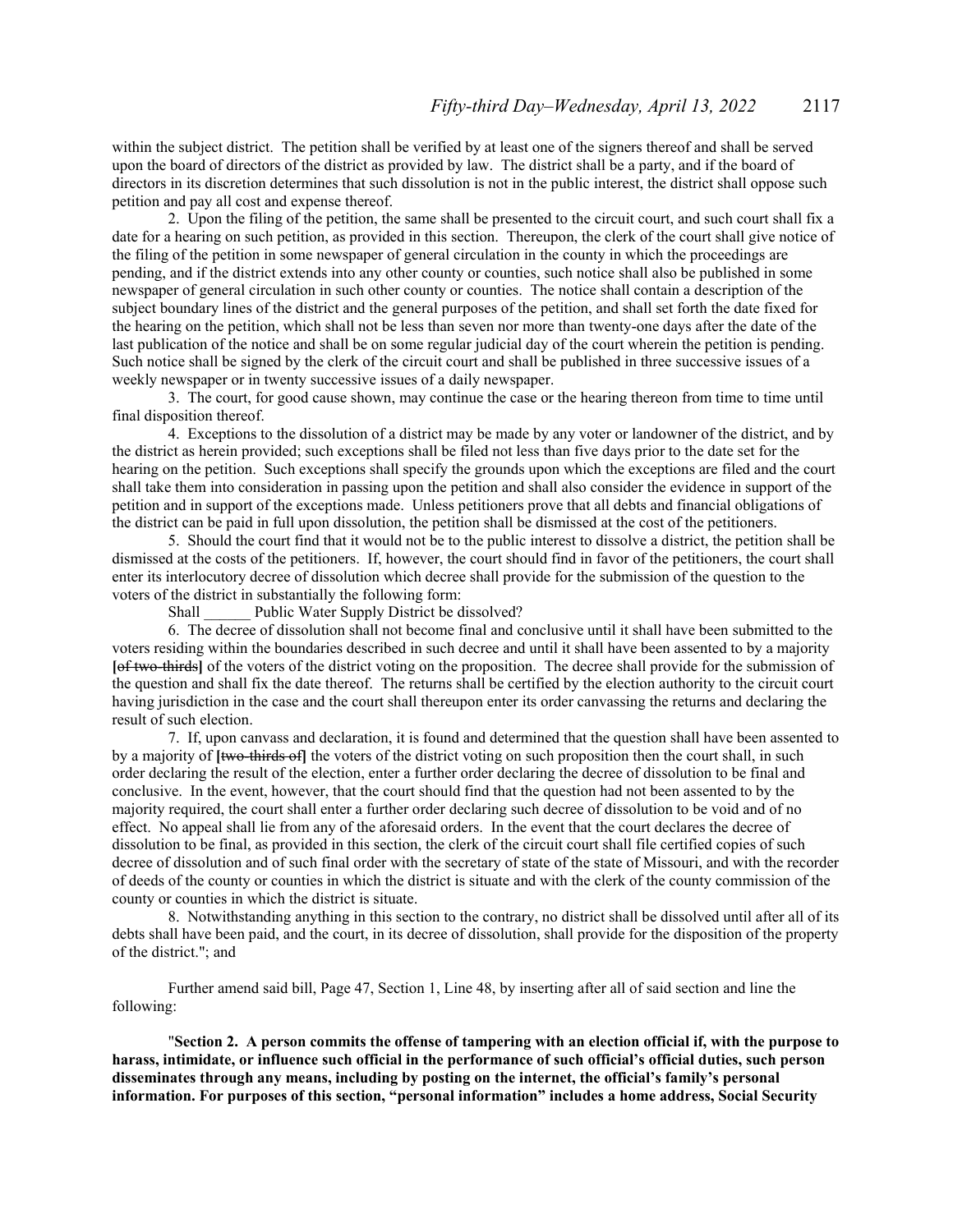within the subject district. The petition shall be verified by at least one of the signers thereof and shall be served upon the board of directors of the district as provided by law. The district shall be a party, and if the board of directors in its discretion determines that such dissolution is not in the public interest, the district shall oppose such petition and pay all cost and expense thereof.

2. Upon the filing of the petition, the same shall be presented to the circuit court, and such court shall fix a date for a hearing on such petition, as provided in this section. Thereupon, the clerk of the court shall give notice of the filing of the petition in some newspaper of general circulation in the county in which the proceedings are pending, and if the district extends into any other county or counties, such notice shall also be published in some newspaper of general circulation in such other county or counties. The notice shall contain a description of the subject boundary lines of the district and the general purposes of the petition, and shall set forth the date fixed for the hearing on the petition, which shall not be less than seven nor more than twenty-one days after the date of the last publication of the notice and shall be on some regular judicial day of the court wherein the petition is pending. Such notice shall be signed by the clerk of the circuit court and shall be published in three successive issues of a weekly newspaper or in twenty successive issues of a daily newspaper.

3. The court, for good cause shown, may continue the case or the hearing thereon from time to time until final disposition thereof.

4. Exceptions to the dissolution of a district may be made by any voter or landowner of the district, and by the district as herein provided; such exceptions shall be filed not less than five days prior to the date set for the hearing on the petition. Such exceptions shall specify the grounds upon which the exceptions are filed and the court shall take them into consideration in passing upon the petition and shall also consider the evidence in support of the petition and in support of the exceptions made. Unless petitioners prove that all debts and financial obligations of the district can be paid in full upon dissolution, the petition shall be dismissed at the cost of the petitioners.

5. Should the court find that it would not be to the public interest to dissolve a district, the petition shall be dismissed at the costs of the petitioners. If, however, the court should find in favor of the petitioners, the court shall enter its interlocutory decree of dissolution which decree shall provide for the submission of the question to the voters of the district in substantially the following form:

Shall ______ Public Water Supply District be dissolved?

6. The decree of dissolution shall not become final and conclusive until it shall have been submitted to the voters residing within the boundaries described in such decree and until it shall have been assented to by a majority **[**~~of two-thirds~~**]** of the voters of the district voting on the proposition. The decree shall provide for the submission of the question and shall fix the date thereof. The returns shall be certified by the election authority to the circuit court having jurisdiction in the case and the court shall thereupon enter its order canvassing the returns and declaring the result of such election.

7. If, upon canvass and declaration, it is found and determined that the question shall have been assented to by a majority of **[**~~two-thirds of~~**]** the voters of the district voting on such proposition then the court shall, in such order declaring the result of the election, enter a further order declaring the decree of dissolution to be final and conclusive. In the event, however, that the court should find that the question had not been assented to by the majority required, the court shall enter a further order declaring such decree of dissolution to be void and of no effect. No appeal shall lie from any of the aforesaid orders. In the event that the court declares the decree of dissolution to be final, as provided in this section, the clerk of the circuit court shall file certified copies of such decree of dissolution and of such final order with the secretary of state of the state of Missouri, and with the recorder of deeds of the county or counties in which the district is situate and with the clerk of the county commission of the county or counties in which the district is situate.

8. Notwithstanding anything in this section to the contrary, no district shall be dissolved until after all of its debts shall have been paid, and the court, in its decree of dissolution, shall provide for the disposition of the property of the district."; and

Further amend said bill, Page 47, Section 1, Line 48, by inserting after all of said section and line the following:

"**Section 2. A person commits the offense of tampering with an election official if, with the purpose to harass, intimidate, or influence such official in the performance of such official's official duties, such person disseminates through any means, including by posting on the internet, the official's family's personal information. For purposes of this section, "personal information" includes a home address, Social Security**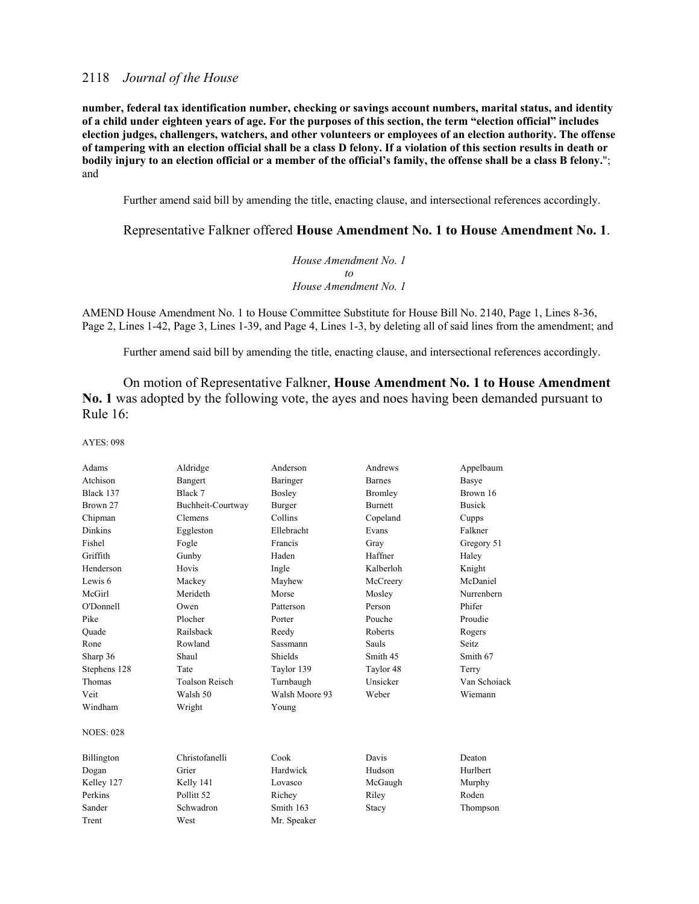**number, federal tax identification number, checking or savings account numbers, marital status, and identity of a child under eighteen years of age. For the purposes of this section, the term "election official" includes election judges, challengers, watchers, and other volunteers or employees of an election authority. The offense of tampering with an election official shall be a class D felony. If a violation of this section results in death or bodily injury to an election official or a member of the official's family, the offense shall be a class B felony.**"; and

Further amend said bill by amending the title, enacting clause, and intersectional references accordingly.

Representative Falkner offered **House Amendment No. 1 to House Amendment No. 1**.

*House Amendment No. 1*
*to*
*House Amendment No. 1*

AMEND House Amendment No. 1 to House Committee Substitute for House Bill No. 2140, Page 1, Lines 8-36, Page 2, Lines 1-42, Page 3, Lines 1-39, and Page 4, Lines 1-3, by deleting all of said lines from the amendment; and

Further amend said bill by amending the title, enacting clause, and intersectional references accordingly.

On motion of Representative Falkner, **House Amendment No. 1 to House Amendment No. 1** was adopted by the following vote, the ayes and noes having been demanded pursuant to Rule 16:

AYES: 098

| | | | | |
|---|---|---|---|---|
| Adams | Aldridge | Anderson | Andrews | Appelbaum |
| Atchison | Bangert | Baringer | Barnes | Basye |
| Black 137 | Black 7 | Bosley | Bromley | Brown 16 |
| Brown 27 | Buchheit-Courtway | Burger | Burnett | Busick |
| Chipman | Clemens | Collins | Copeland | Cupps |
| Dinkins | Eggleston | Ellebracht | Evans | Falkner |
| Fishel | Fogle | Francis | Gray | Gregory 51 |
| Griffith | Gunby | Haden | Haffner | Haley |
| Henderson | Hovis | Ingle | Kalberloh | Knight |
| Lewis 6 | Mackey | Mayhew | McCreery | McDaniel |
| McGirl | Merideth | Morse | Mosley | Nurrenbern |
| O'Donnell | Owen | Patterson | Person | Phifer |
| Pike | Plocher | Porter | Pouche | Proudie |
| Quade | Railsback | Reedy | Roberts | Rogers |
| Rone | Rowland | Sassmann | Sauls | Seitz |
| Sharp 36 | Shaul | Shields | Smith 45 | Smith 67 |
| Stephens 128 | Tate | Taylor 139 | Taylor 48 | Terry |
| Thomas | Toalson Reisch | Turnbaugh | Unsicker | Van Schoiack |
| Veit | Walsh 50 | Walsh Moore 93 | Weber | Wiemann |
| Windham | Wright | Young | | |

NOES: 028

| | | | | |
|---|---|---|---|---|
| Billington | Christofanelli | Cook | Davis | Deaton |
| Dogan | Grier | Hardwick | Hudson | Hurlbert |
| Kelley 127 | Kelly 141 | Lovasco | McGaugh | Murphy |
| Perkins | Pollitt 52 | Richey | Riley | Roden |
| Sander | Schwadron | Smith 163 | Stacy | Thompson |
| Trent | West | Mr. Speaker | | |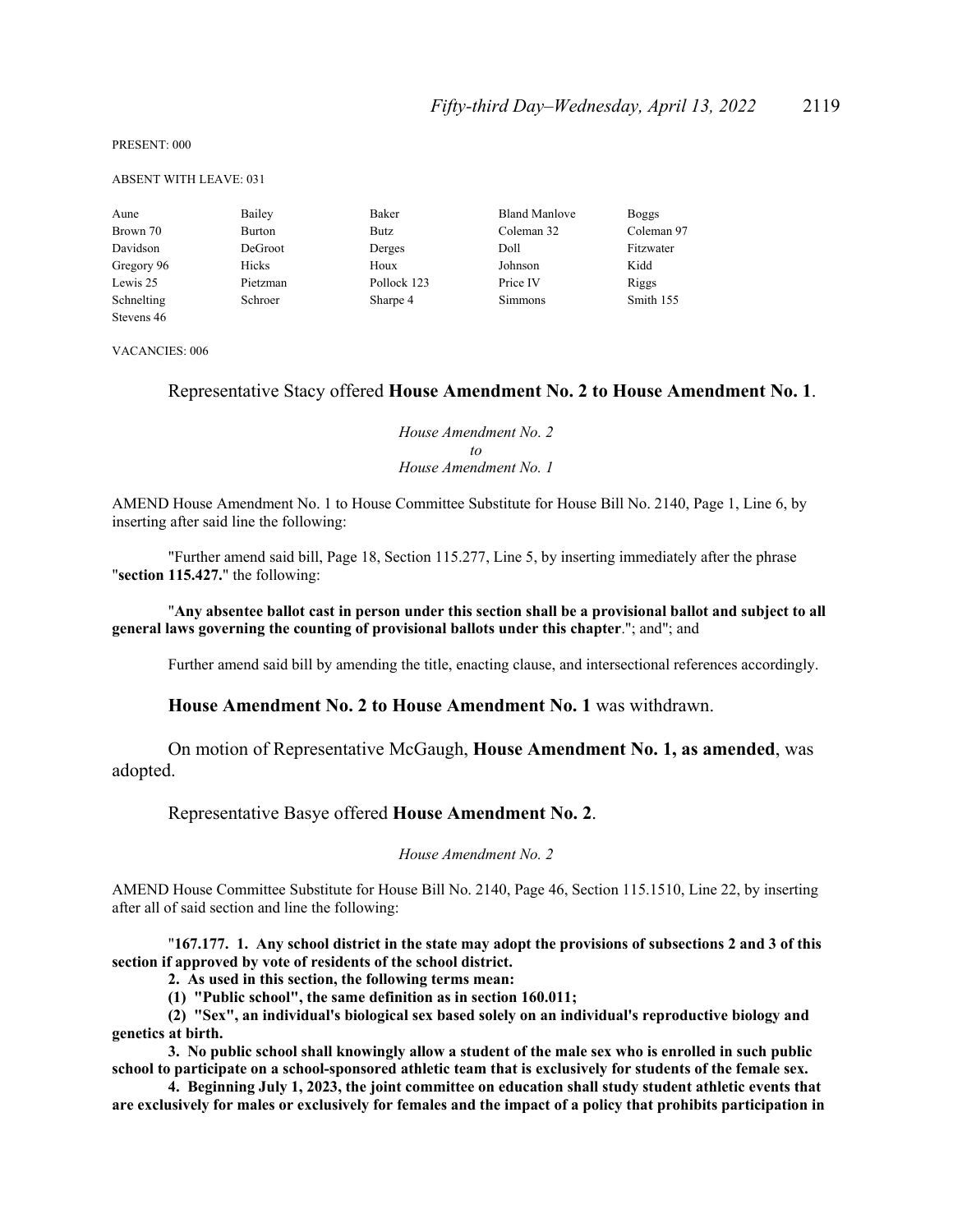PRESENT: 000

ABSENT WITH LEAVE: 031

| | | | | |
|---|---|---|---|---|
| Aune | Bailey | Baker | Bland Manlove | Boggs |
| Brown 70 | Burton | Butz | Coleman 32 | Coleman 97 |
| Davidson | DeGroot | Derges | Doll | Fitzwater |
| Gregory 96 | Hicks | Houx | Johnson | Kidd |
| Lewis 25 | Pietzman | Pollock 123 | Price IV | Riggs |
| Schnelting | Schroer | Sharpe 4 | Simmons | Smith 155 |
| Stevens 46 | | | | |

VACANCIES: 006

Representative Stacy offered **House Amendment No. 2 to House Amendment No. 1**.

*House Amendment No. 2*
*to*
*House Amendment No. 1*

AMEND House Amendment No. 1 to House Committee Substitute for House Bill No. 2140, Page 1, Line 6, by inserting after said line the following:

"Further amend said bill, Page 18, Section 115.277, Line 5, by inserting immediately after the phrase "**section 115.427.**" the following:

"**Any absentee ballot cast in person under this section shall be a provisional ballot and subject to all general laws governing the counting of provisional ballots under this chapter**."; and"; and

Further amend said bill by amending the title, enacting clause, and intersectional references accordingly.

**House Amendment No. 2 to House Amendment No. 1** was withdrawn.

On motion of Representative McGaugh, **House Amendment No. 1, as amended**, was adopted.

Representative Basye offered **House Amendment No. 2**.

*House Amendment No. 2*

AMEND House Committee Substitute for House Bill No. 2140, Page 46, Section 115.1510, Line 22, by inserting after all of said section and line the following:

"**167.177. 1. Any school district in the state may adopt the provisions of subsections 2 and 3 of this section if approved by vote of residents of the school district.**

**2. As used in this section, the following terms mean:**

**(1) "Public school", the same definition as in section 160.011;**

**(2) "Sex", an individual's biological sex based solely on an individual's reproductive biology and genetics at birth.**

**3. No public school shall knowingly allow a student of the male sex who is enrolled in such public school to participate on a school-sponsored athletic team that is exclusively for students of the female sex.**

**4. Beginning July 1, 2023, the joint committee on education shall study student athletic events that are exclusively for males or exclusively for females and the impact of a policy that prohibits participation in**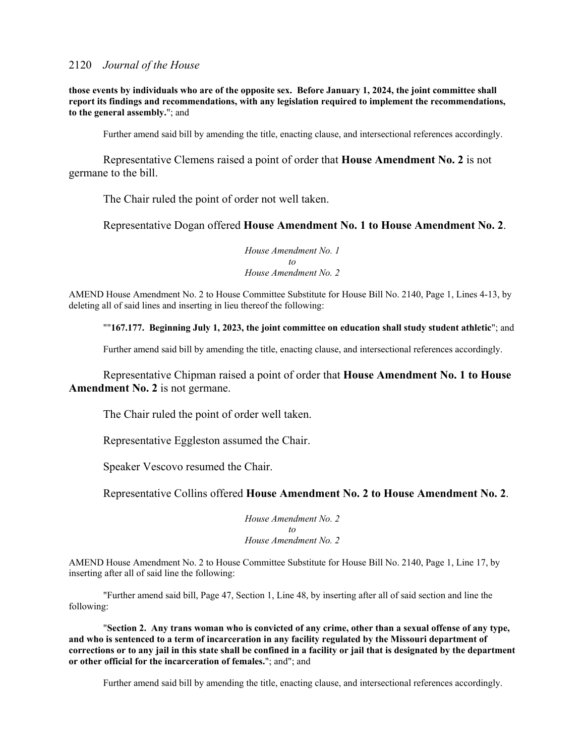**those events by individuals who are of the opposite sex. Before January 1, 2024, the joint committee shall report its findings and recommendations, with any legislation required to implement the recommendations, to the general assembly.**"; and

Further amend said bill by amending the title, enacting clause, and intersectional references accordingly.

Representative Clemens raised a point of order that **House Amendment No. 2** is not germane to the bill.

The Chair ruled the point of order not well taken.

Representative Dogan offered **House Amendment No. 1 to House Amendment No. 2**.

*House Amendment No. 1*
*to*
*House Amendment No. 2*

AMEND House Amendment No. 2 to House Committee Substitute for House Bill No. 2140, Page 1, Lines 4-13, by deleting all of said lines and inserting in lieu thereof the following:

""**167.177. Beginning July 1, 2023, the joint committee on education shall study student athletic**"; and

Further amend said bill by amending the title, enacting clause, and intersectional references accordingly.

Representative Chipman raised a point of order that **House Amendment No. 1 to House Amendment No. 2** is not germane.

The Chair ruled the point of order well taken.

Representative Eggleston assumed the Chair.

Speaker Vescovo resumed the Chair.

Representative Collins offered **House Amendment No. 2 to House Amendment No. 2**.

*House Amendment No. 2*
*to*
*House Amendment No. 2*

AMEND House Amendment No. 2 to House Committee Substitute for House Bill No. 2140, Page 1, Line 17, by inserting after all of said line the following:

"Further amend said bill, Page 47, Section 1, Line 48, by inserting after all of said section and line the following:

"**Section 2. Any trans woman who is convicted of any crime, other than a sexual offense of any type, and who is sentenced to a term of incarceration in any facility regulated by the Missouri department of corrections or to any jail in this state shall be confined in a facility or jail that is designated by the department or other official for the incarceration of females.**"; and"; and

Further amend said bill by amending the title, enacting clause, and intersectional references accordingly.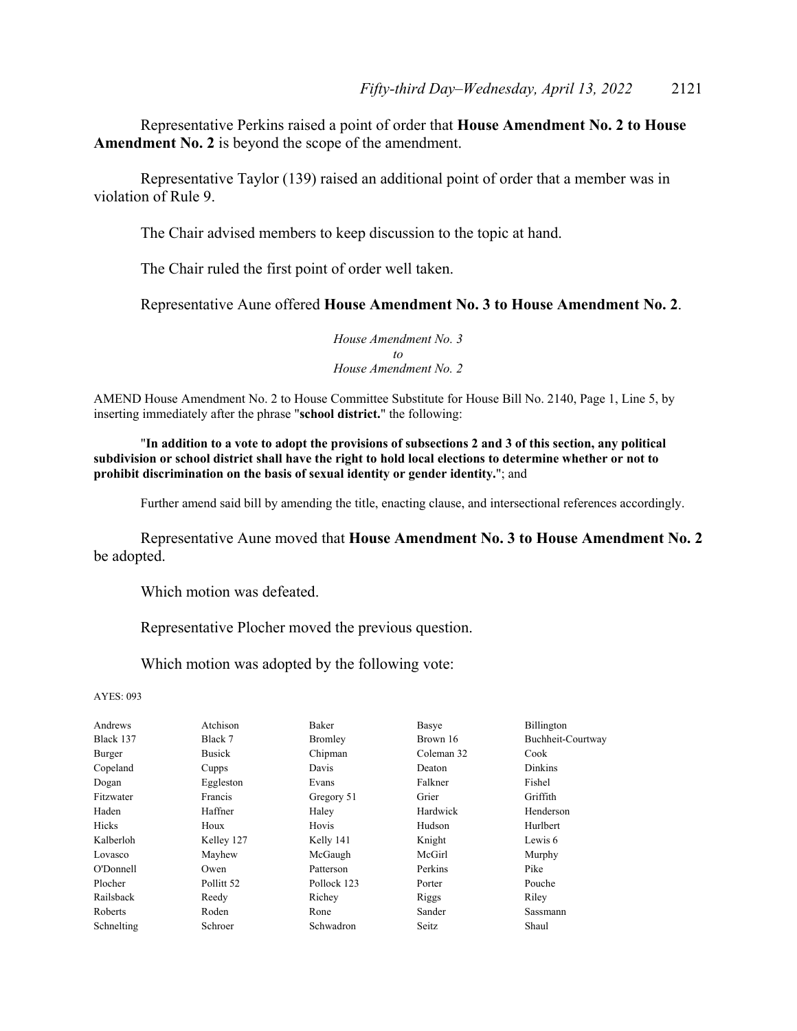Representative Perkins raised a point of order that **House Amendment No. 2 to House Amendment No. 2** is beyond the scope of the amendment.

Representative Taylor (139) raised an additional point of order that a member was in violation of Rule 9.

The Chair advised members to keep discussion to the topic at hand.

The Chair ruled the first point of order well taken.

Representative Aune offered **House Amendment No. 3 to House Amendment No. 2**.

*House Amendment No. 3*
*to*
*House Amendment No. 2*

AMEND House Amendment No. 2 to House Committee Substitute for House Bill No. 2140, Page 1, Line 5, by inserting immediately after the phrase "**school district.**" the following:

"**In addition to a vote to adopt the provisions of subsections 2 and 3 of this section, any political subdivision or school district shall have the right to hold local elections to determine whether or not to prohibit discrimination on the basis of sexual identity or gender identity.**"; and

Further amend said bill by amending the title, enacting clause, and intersectional references accordingly.

Representative Aune moved that **House Amendment No. 3 to House Amendment No. 2** be adopted.

Which motion was defeated.

Representative Plocher moved the previous question.

Which motion was adopted by the following vote:

AYES: 093

| | | | | |
|---|---|---|---|---|
| Andrews | Atchison | Baker | Basye | Billington |
| Black 137 | Black 7 | Bromley | Brown 16 | Buchheit-Courtway |
| Burger | Busick | Chipman | Coleman 32 | Cook |
| Copeland | Cupps | Davis | Deaton | Dinkins |
| Dogan | Eggleston | Evans | Falkner | Fishel |
| Fitzwater | Francis | Gregory 51 | Grier | Griffith |
| Haden | Haffner | Haley | Hardwick | Henderson |
| Hicks | Houx | Hovis | Hudson | Hurlbert |
| Kalberloh | Kelley 127 | Kelly 141 | Knight | Lewis 6 |
| Lovasco | Mayhew | McGaugh | McGirl | Murphy |
| O'Donnell | Owen | Patterson | Perkins | Pike |
| Plocher | Pollitt 52 | Pollock 123 | Porter | Pouche |
| Railsback | Reedy | Richey | Riggs | Riley |
| Roberts | Roden | Rone | Sander | Sassmann |
| Schnelting | Schroer | Schwadron | Seitz | Shaul |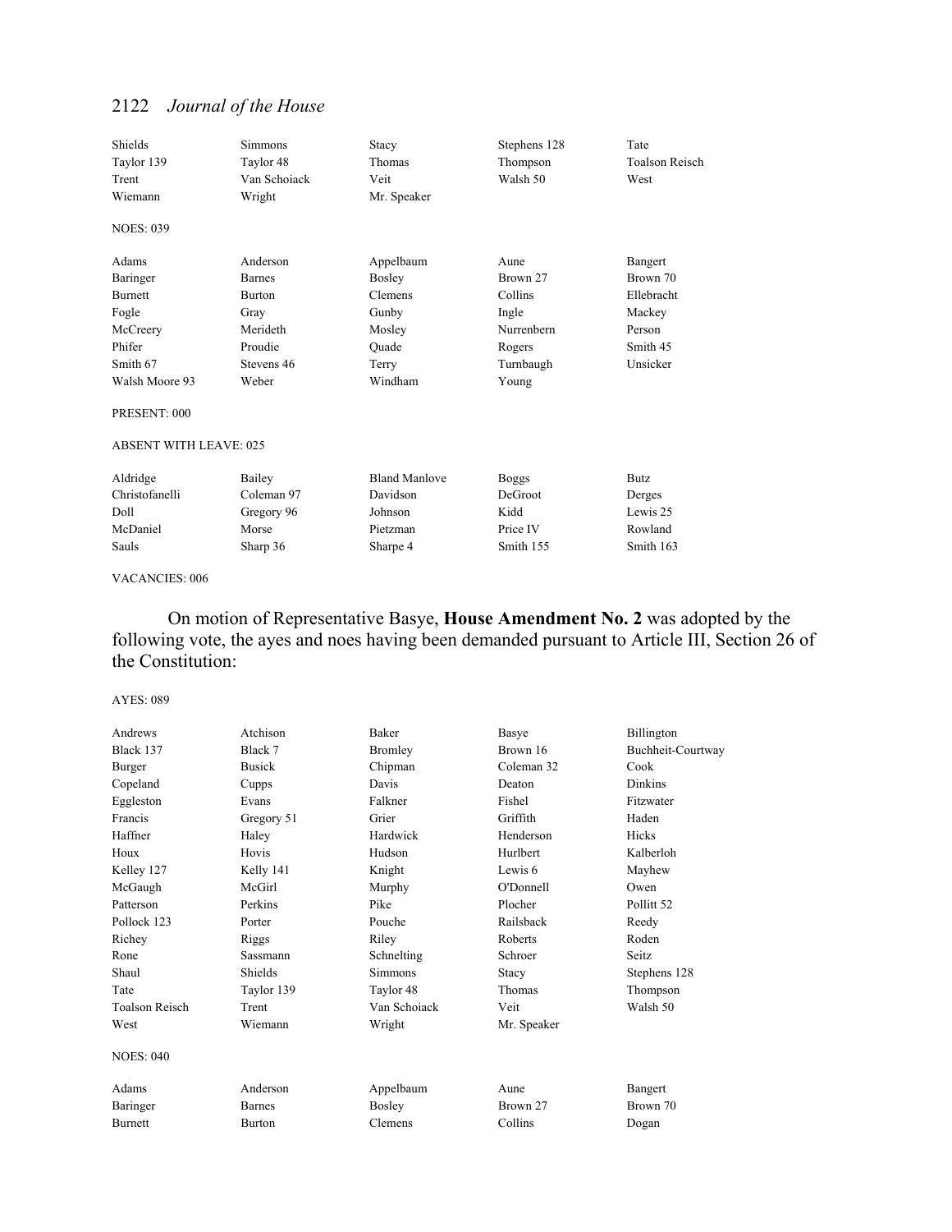| | | | | |
|---|---|---|---|---|
| Shields | Simmons | Stacy | Stephens 128 | Tate |
| Taylor 139 | Taylor 48 | Thomas | Thompson | Toalson Reisch |
| Trent | Van Schoiack | Veit | Walsh 50 | West |
| Wiemann | Wright | Mr. Speaker | | |

NOES: 039

| | | | | |
|---|---|---|---|---|
| Adams | Anderson | Appelbaum | Aune | Bangert |
| Baringer | Barnes | Bosley | Brown 27 | Brown 70 |
| Burnett | Burton | Clemens | Collins | Ellebracht |
| Fogle | Gray | Gunby | Ingle | Mackey |
| McCreery | Merideth | Mosley | Nurrenbern | Person |
| Phifer | Proudie | Quade | Rogers | Smith 45 |
| Smith 67 | Stevens 46 | Terry | Turnbaugh | Unsicker |
| Walsh Moore 93 | Weber | Windham | Young | |

PRESENT: 000

ABSENT WITH LEAVE: 025

| | | | | |
|---|---|---|---|---|
| Aldridge | Bailey | Bland Manlove | Boggs | Butz |
| Christofanelli | Coleman 97 | Davidson | DeGroot | Derges |
| Doll | Gregory 96 | Johnson | Kidd | Lewis 25 |
| McDaniel | Morse | Pietzman | Price IV | Rowland |
| Sauls | Sharp 36 | Sharpe 4 | Smith 155 | Smith 163 |

VACANCIES: 006

On motion of Representative Basye, **House Amendment No. 2** was adopted by the following vote, the ayes and noes having been demanded pursuant to Article III, Section 26 of the Constitution:

AYES: 089

| | | | | |
|---|---|---|---|---|
| Andrews | Atchison | Baker | Basye | Billington |
| Black 137 | Black 7 | Bromley | Brown 16 | Buchheit-Courtway |
| Burger | Busick | Chipman | Coleman 32 | Cook |
| Copeland | Cupps | Davis | Deaton | Dinkins |
| Eggleston | Evans | Falkner | Fishel | Fitzwater |
| Francis | Gregory 51 | Grier | Griffith | Haden |
| Haffner | Haley | Hardwick | Henderson | Hicks |
| Houx | Hovis | Hudson | Hurlbert | Kalberloh |
| Kelley 127 | Kelly 141 | Knight | Lewis 6 | Mayhew |
| McGaugh | McGirl | Murphy | O'Donnell | Owen |
| Patterson | Perkins | Pike | Plocher | Pollitt 52 |
| Pollock 123 | Porter | Pouche | Railsback | Reedy |
| Richey | Riggs | Riley | Roberts | Roden |
| Rone | Sassmann | Schnelting | Schroer | Seitz |
| Shaul | Shields | Simmons | Stacy | Stephens 128 |
| Tate | Taylor 139 | Taylor 48 | Thomas | Thompson |
| Toalson Reisch | Trent | Van Schoiack | Veit | Walsh 50 |
| West | Wiemann | Wright | Mr. Speaker | |

NOES: 040

| | | | | |
|---|---|---|---|---|
| Adams | Anderson | Appelbaum | Aune | Bangert |
| Baringer | Barnes | Bosley | Brown 27 | Brown 70 |
| Burnett | Burton | Clemens | Collins | Dogan |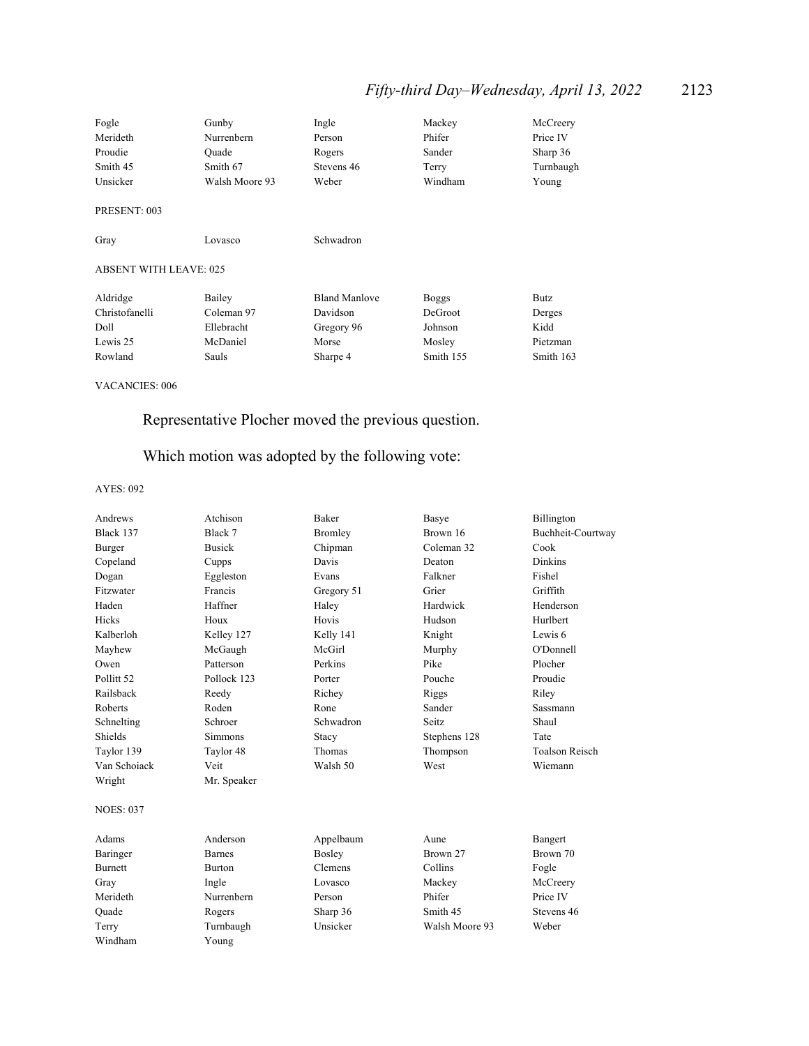| | | | | |
|---|---|---|---|---|
| Fogle | Gunby | Ingle | Mackey | McCreery |
| Merideth | Nurrenbern | Person | Phifer | Price IV |
| Proudie | Quade | Rogers | Sander | Sharp 36 |
| Smith 45 | Smith 67 | Stevens 46 | Terry | Turnbaugh |
| Unsicker | Walsh Moore 93 | Weber | Windham | Young |

PRESENT: 003

| | | |
|---|---|---|
| Gray | Lovasco | Schwadron |

ABSENT WITH LEAVE: 025

| | | | | |
|---|---|---|---|---|
| Aldridge | Bailey | Bland Manlove | Boggs | Butz |
| Christofanelli | Coleman 97 | Davidson | DeGroot | Derges |
| Doll | Ellebracht | Gregory 96 | Johnson | Kidd |
| Lewis 25 | McDaniel | Morse | Mosley | Pietzman |
| Rowland | Sauls | Sharpe 4 | Smith 155 | Smith 163 |

VACANCIES: 006

Representative Plocher moved the previous question.

Which motion was adopted by the following vote:

AYES: 092

| | | | | |
|---|---|---|---|---|
| Andrews | Atchison | Baker | Basye | Billington |
| Black 137 | Black 7 | Bromley | Brown 16 | Buchheit-Courtway |
| Burger | Busick | Chipman | Coleman 32 | Cook |
| Copeland | Cupps | Davis | Deaton | Dinkins |
| Dogan | Eggleston | Evans | Falkner | Fishel |
| Fitzwater | Francis | Gregory 51 | Grier | Griffith |
| Haden | Haffner | Haley | Hardwick | Henderson |
| Hicks | Houx | Hovis | Hudson | Hurlbert |
| Kalberloh | Kelley 127 | Kelly 141 | Knight | Lewis 6 |
| Mayhew | McGaugh | McGirl | Murphy | O'Donnell |
| Owen | Patterson | Perkins | Pike | Plocher |
| Pollitt 52 | Pollock 123 | Porter | Pouche | Proudie |
| Railsback | Reedy | Richey | Riggs | Riley |
| Roberts | Roden | Rone | Sander | Sassmann |
| Schnelting | Schroer | Schwadron | Seitz | Shaul |
| Shields | Simmons | Stacy | Stephens 128 | Tate |
| Taylor 139 | Taylor 48 | Thomas | Thompson | Toalson Reisch |
| Van Schoiack | Veit | Walsh 50 | West | Wiemann |
| Wright | Mr. Speaker | | | |

NOES: 037

| | | | | |
|---|---|---|---|---|
| Adams | Anderson | Appelbaum | Aune | Bangert |
| Baringer | Barnes | Bosley | Brown 27 | Brown 70 |
| Burnett | Burton | Clemens | Collins | Fogle |
| Gray | Ingle | Lovasco | Mackey | McCreery |
| Merideth | Nurrenbern | Person | Phifer | Price IV |
| Quade | Rogers | Sharp 36 | Smith 45 | Stevens 46 |
| Terry | Turnbaugh | Unsicker | Walsh Moore 93 | Weber |
| Windham | Young | | | |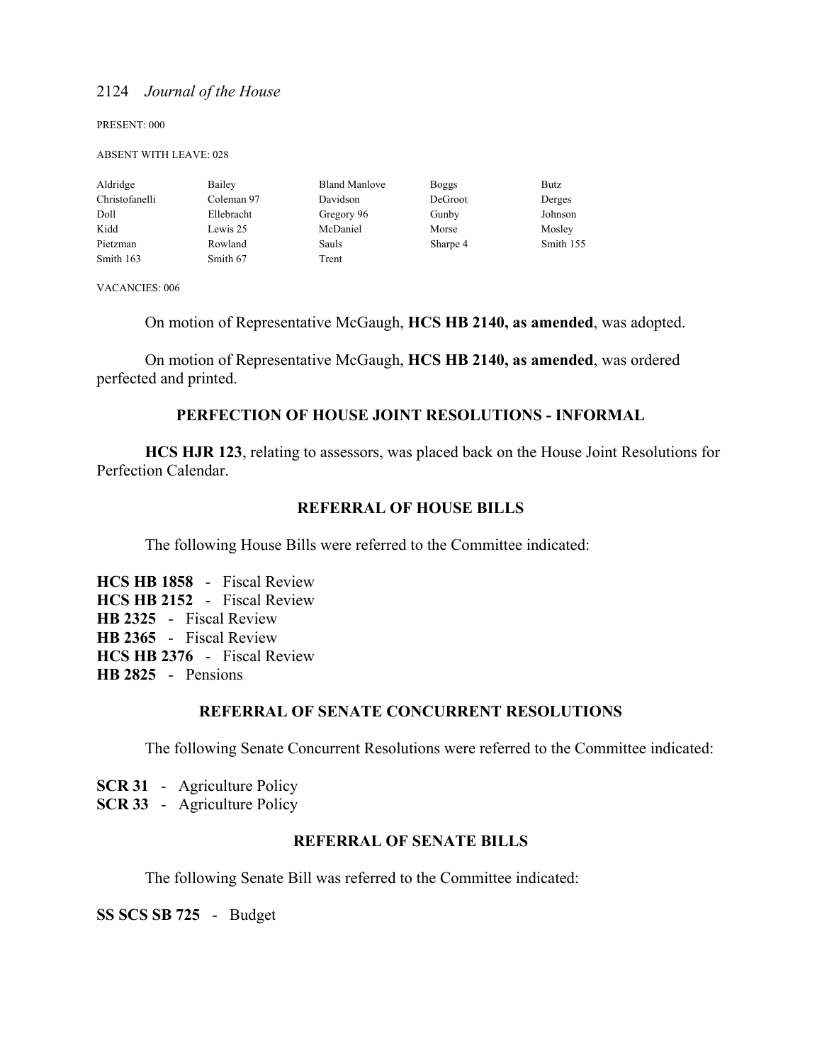PRESENT: 000

ABSENT WITH LEAVE: 028

| | | | | |
|---|---|---|---|---|
| Aldridge | Bailey | Bland Manlove | Boggs | Butz |
| Christofanelli | Coleman 97 | Davidson | DeGroot | Derges |
| Doll | Ellebracht | Gregory 96 | Gunby | Johnson |
| Kidd | Lewis 25 | McDaniel | Morse | Mosley |
| Pietzman | Rowland | Sauls | Sharpe 4 | Smith 155 |
| Smith 163 | Smith 67 | Trent | | |

VACANCIES: 006

On motion of Representative McGaugh, **HCS HB 2140, as amended**, was adopted.

On motion of Representative McGaugh, **HCS HB 2140, as amended**, was ordered perfected and printed.

## PERFECTION OF HOUSE JOINT RESOLUTIONS - INFORMAL

**HCS HJR 123**, relating to assessors, was placed back on the House Joint Resolutions for Perfection Calendar.

## REFERRAL OF HOUSE BILLS

The following House Bills were referred to the Committee indicated:

**HCS HB 1858** - Fiscal Review
**HCS HB 2152** - Fiscal Review
**HB 2325** - Fiscal Review
**HB 2365** - Fiscal Review
**HCS HB 2376** - Fiscal Review
**HB 2825** - Pensions

## REFERRAL OF SENATE CONCURRENT RESOLUTIONS

The following Senate Concurrent Resolutions were referred to the Committee indicated:

**SCR 31** - Agriculture Policy
**SCR 33** - Agriculture Policy

## REFERRAL OF SENATE BILLS

The following Senate Bill was referred to the Committee indicated:

**SS SCS SB 725** - Budget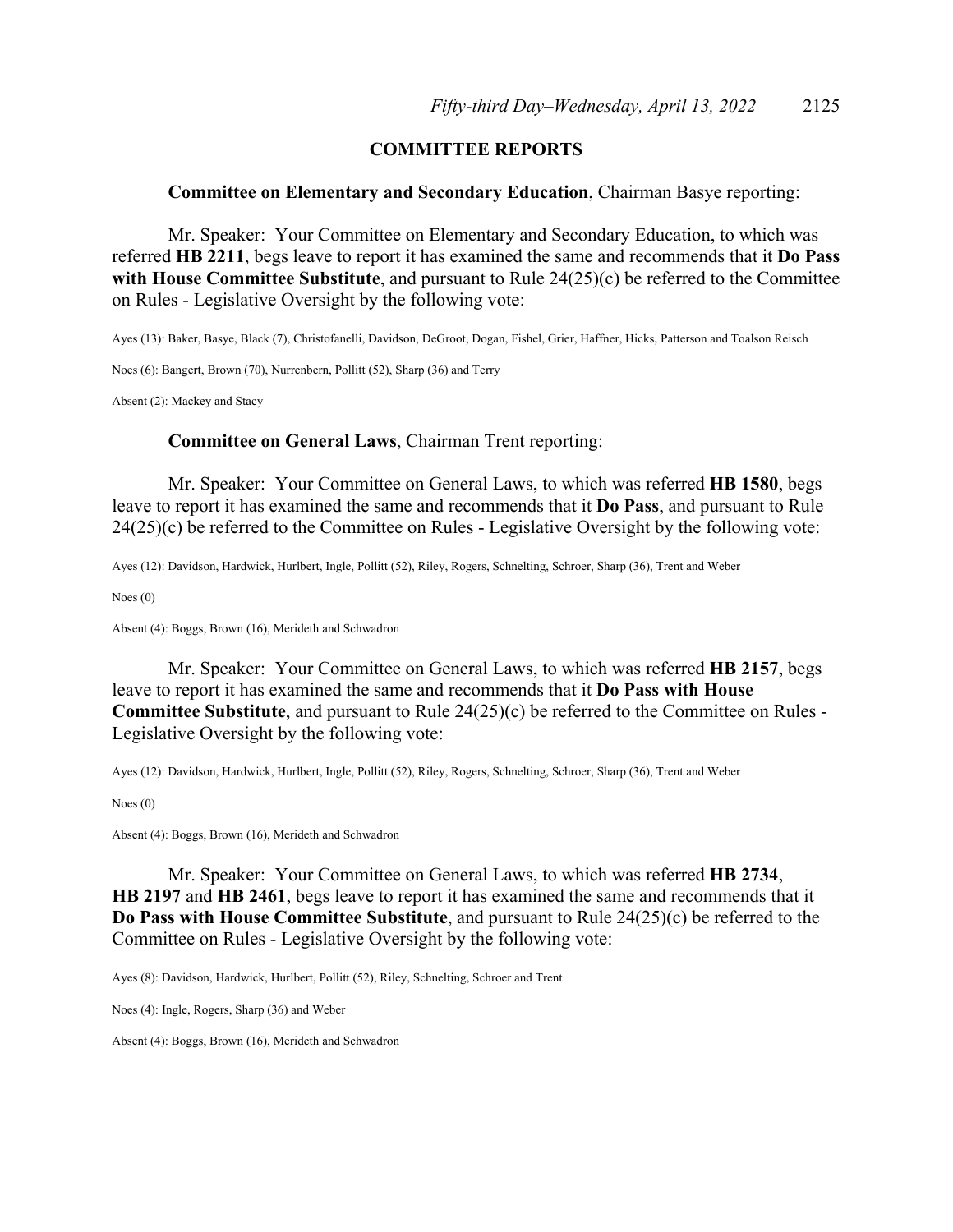## COMMITTEE REPORTS

**Committee on Elementary and Secondary Education**, Chairman Basye reporting:

Mr. Speaker: Your Committee on Elementary and Secondary Education, to which was referred **HB 2211**, begs leave to report it has examined the same and recommends that it **Do Pass with House Committee Substitute**, and pursuant to Rule 24(25)(c) be referred to the Committee on Rules - Legislative Oversight by the following vote:

Ayes (13): Baker, Basye, Black (7), Christofanelli, Davidson, DeGroot, Dogan, Fishel, Grier, Haffner, Hicks, Patterson and Toalson Reisch

Noes (6): Bangert, Brown (70), Nurrenbern, Pollitt (52), Sharp (36) and Terry

Absent (2): Mackey and Stacy

**Committee on General Laws**, Chairman Trent reporting:

Mr. Speaker: Your Committee on General Laws, to which was referred **HB 1580**, begs leave to report it has examined the same and recommends that it **Do Pass**, and pursuant to Rule 24(25)(c) be referred to the Committee on Rules - Legislative Oversight by the following vote:

Ayes (12): Davidson, Hardwick, Hurlbert, Ingle, Pollitt (52), Riley, Rogers, Schnelting, Schroer, Sharp (36), Trent and Weber

Noes (0)

Absent (4): Boggs, Brown (16), Merideth and Schwadron

Mr. Speaker: Your Committee on General Laws, to which was referred **HB 2157**, begs leave to report it has examined the same and recommends that it **Do Pass with House Committee Substitute**, and pursuant to Rule 24(25)(c) be referred to the Committee on Rules - Legislative Oversight by the following vote:

Ayes (12): Davidson, Hardwick, Hurlbert, Ingle, Pollitt (52), Riley, Rogers, Schnelting, Schroer, Sharp (36), Trent and Weber

Noes (0)

Absent (4): Boggs, Brown (16), Merideth and Schwadron

Mr. Speaker: Your Committee on General Laws, to which was referred **HB 2734**, **HB 2197** and **HB 2461**, begs leave to report it has examined the same and recommends that it **Do Pass with House Committee Substitute**, and pursuant to Rule 24(25)(c) be referred to the Committee on Rules - Legislative Oversight by the following vote:

Ayes (8): Davidson, Hardwick, Hurlbert, Pollitt (52), Riley, Schnelting, Schroer and Trent

Noes (4): Ingle, Rogers, Sharp (36) and Weber

Absent (4): Boggs, Brown (16), Merideth and Schwadron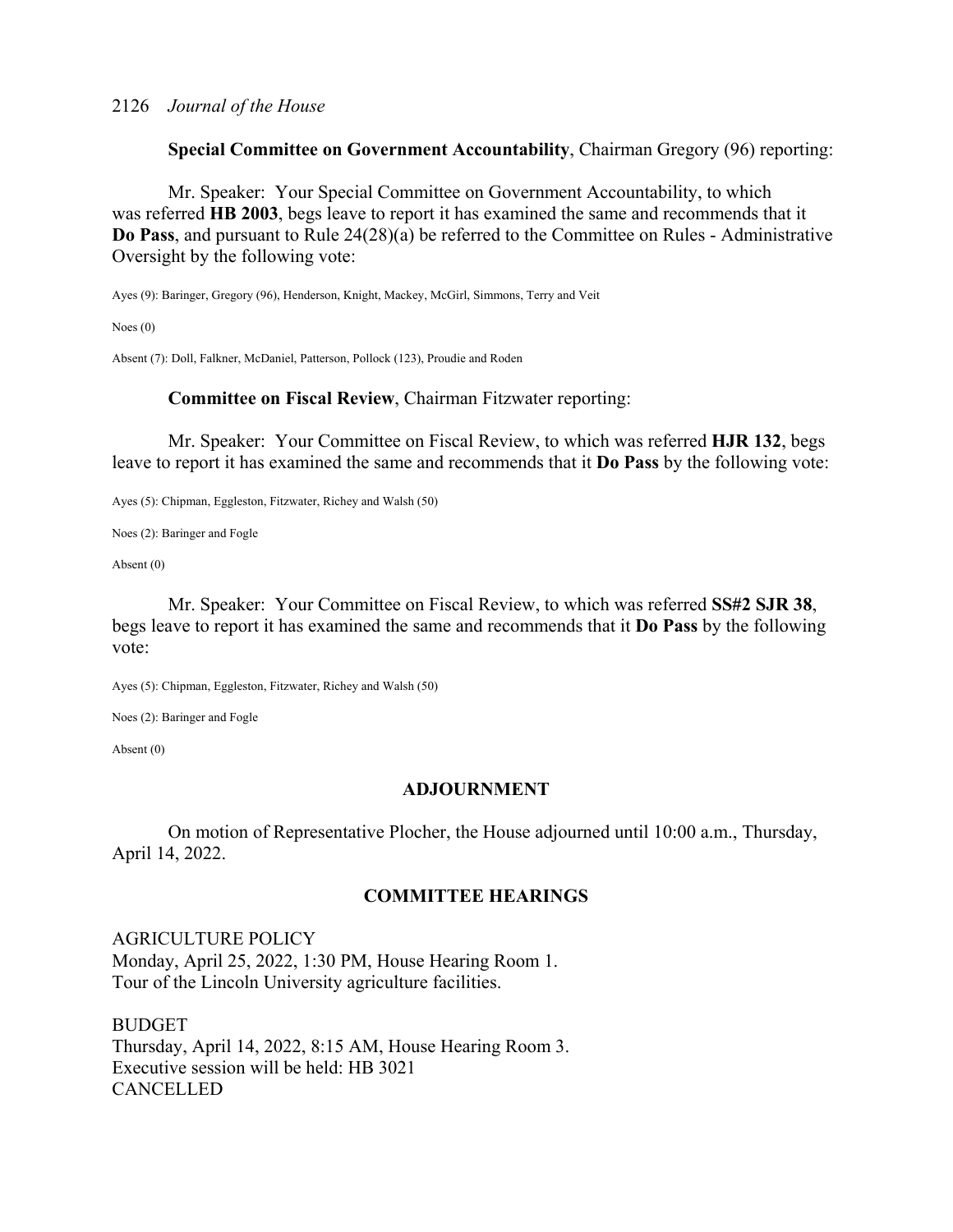**Special Committee on Government Accountability**, Chairman Gregory (96) reporting:

Mr. Speaker: Your Special Committee on Government Accountability, to which was referred **HB 2003**, begs leave to report it has examined the same and recommends that it **Do Pass**, and pursuant to Rule 24(28)(a) be referred to the Committee on Rules - Administrative Oversight by the following vote:

Ayes (9): Baringer, Gregory (96), Henderson, Knight, Mackey, McGirl, Simmons, Terry and Veit

Noes (0)

Absent (7): Doll, Falkner, McDaniel, Patterson, Pollock (123), Proudie and Roden

**Committee on Fiscal Review**, Chairman Fitzwater reporting:

Mr. Speaker: Your Committee on Fiscal Review, to which was referred **HJR 132**, begs leave to report it has examined the same and recommends that it **Do Pass** by the following vote:

Ayes (5): Chipman, Eggleston, Fitzwater, Richey and Walsh (50)

Noes (2): Baringer and Fogle

Absent (0)

Mr. Speaker: Your Committee on Fiscal Review, to which was referred **SS#2 SJR 38**, begs leave to report it has examined the same and recommends that it **Do Pass** by the following vote:

Ayes (5): Chipman, Eggleston, Fitzwater, Richey and Walsh (50)

Noes (2): Baringer and Fogle

Absent (0)

## ADJOURNMENT

On motion of Representative Plocher, the House adjourned until 10:00 a.m., Thursday, April 14, 2022.

## COMMITTEE HEARINGS

AGRICULTURE POLICY
Monday, April 25, 2022, 1:30 PM, House Hearing Room 1.
Tour of the Lincoln University agriculture facilities.

BUDGET
Thursday, April 14, 2022, 8:15 AM, House Hearing Room 3.
Executive session will be held: HB 3021
CANCELLED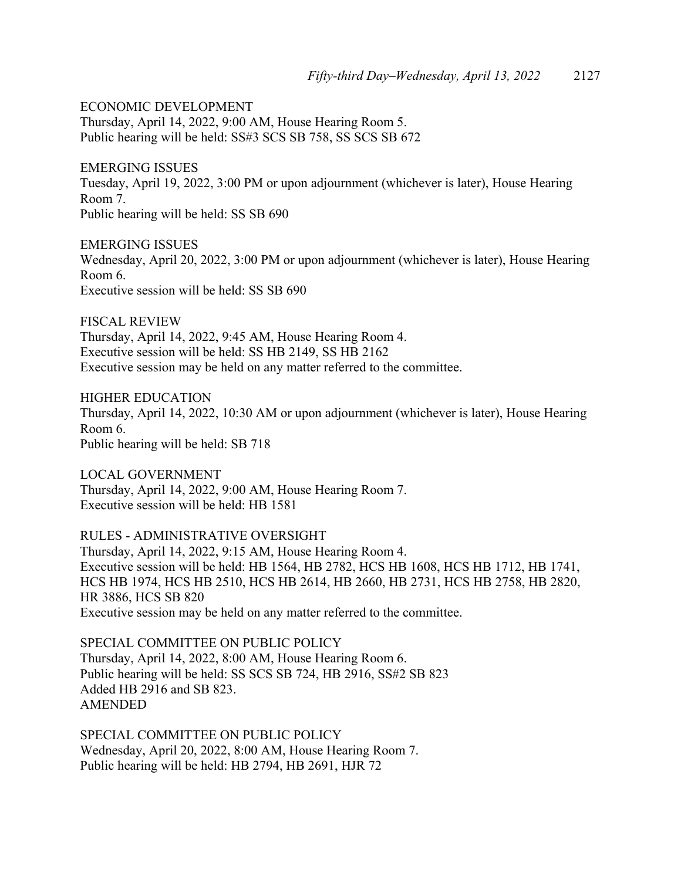ECONOMIC DEVELOPMENT
Thursday, April 14, 2022, 9:00 AM, House Hearing Room 5.
Public hearing will be held: SS#3 SCS SB 758, SS SCS SB 672

EMERGING ISSUES
Tuesday, April 19, 2022, 3:00 PM or upon adjournment (whichever is later), House Hearing Room 7.
Public hearing will be held: SS SB 690

EMERGING ISSUES
Wednesday, April 20, 2022, 3:00 PM or upon adjournment (whichever is later), House Hearing Room 6.
Executive session will be held: SS SB 690

FISCAL REVIEW
Thursday, April 14, 2022, 9:45 AM, House Hearing Room 4.
Executive session will be held: SS HB 2149, SS HB 2162
Executive session may be held on any matter referred to the committee.

HIGHER EDUCATION
Thursday, April 14, 2022, 10:30 AM or upon adjournment (whichever is later), House Hearing Room 6.
Public hearing will be held: SB 718

LOCAL GOVERNMENT
Thursday, April 14, 2022, 9:00 AM, House Hearing Room 7.
Executive session will be held: HB 1581

RULES - ADMINISTRATIVE OVERSIGHT
Thursday, April 14, 2022, 9:15 AM, House Hearing Room 4.
Executive session will be held: HB 1564, HB 2782, HCS HB 1608, HCS HB 1712, HB 1741, HCS HB 1974, HCS HB 2510, HCS HB 2614, HB 2660, HB 2731, HCS HB 2758, HB 2820, HR 3886, HCS SB 820
Executive session may be held on any matter referred to the committee.

SPECIAL COMMITTEE ON PUBLIC POLICY
Thursday, April 14, 2022, 8:00 AM, House Hearing Room 6.
Public hearing will be held: SS SCS SB 724, HB 2916, SS#2 SB 823
Added HB 2916 and SB 823.
AMENDED

SPECIAL COMMITTEE ON PUBLIC POLICY
Wednesday, April 20, 2022, 8:00 AM, House Hearing Room 7.
Public hearing will be held: HB 2794, HB 2691, HJR 72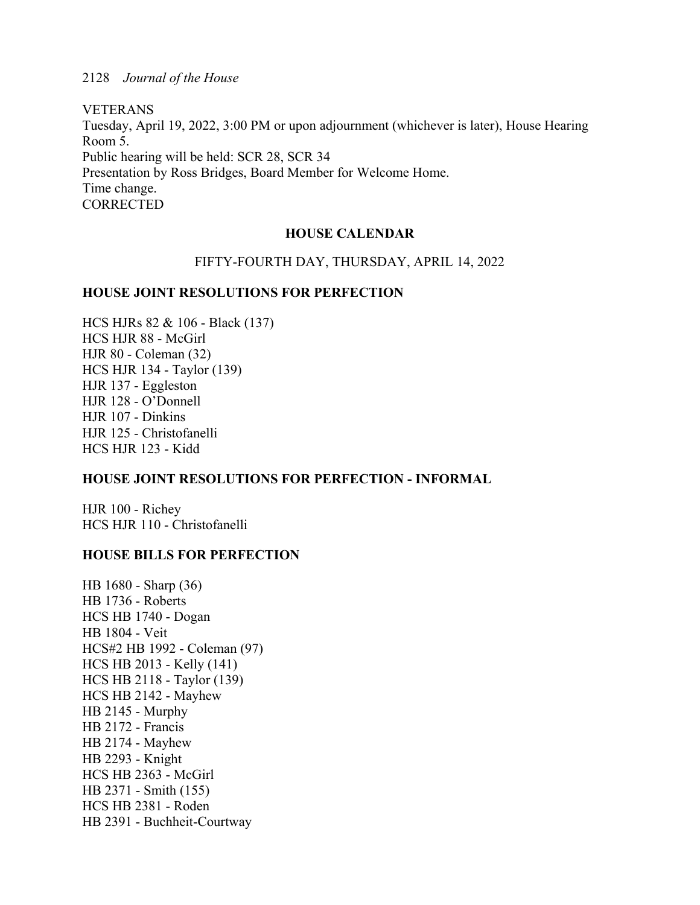VETERANS
Tuesday, April 19, 2022, 3:00 PM or upon adjournment (whichever is later), House Hearing Room 5.
Public hearing will be held: SCR 28, SCR 34
Presentation by Ross Bridges, Board Member for Welcome Home.
Time change.
CORRECTED

## HOUSE CALENDAR

FIFTY-FOURTH DAY, THURSDAY, APRIL 14, 2022

### HOUSE JOINT RESOLUTIONS FOR PERFECTION

HCS HJRs 82 & 106 - Black (137)
HCS HJR 88 - McGirl
HJR 80 - Coleman (32)
HCS HJR 134 - Taylor (139)
HJR 137 - Eggleston
HJR 128 - O'Donnell
HJR 107 - Dinkins
HJR 125 - Christofanelli
HCS HJR 123 - Kidd

### HOUSE JOINT RESOLUTIONS FOR PERFECTION - INFORMAL

HJR 100 - Richey
HCS HJR 110 - Christofanelli

### HOUSE BILLS FOR PERFECTION

HB 1680 - Sharp (36)
HB 1736 - Roberts
HCS HB 1740 - Dogan
HB 1804 - Veit
HCS#2 HB 1992 - Coleman (97)
HCS HB 2013 - Kelly (141)
HCS HB 2118 - Taylor (139)
HCS HB 2142 - Mayhew
HB 2145 - Murphy
HB 2172 - Francis
HB 2174 - Mayhew
HB 2293 - Knight
HCS HB 2363 - McGirl
HB 2371 - Smith (155)
HCS HB 2381 - Roden
HB 2391 - Buchheit-Courtway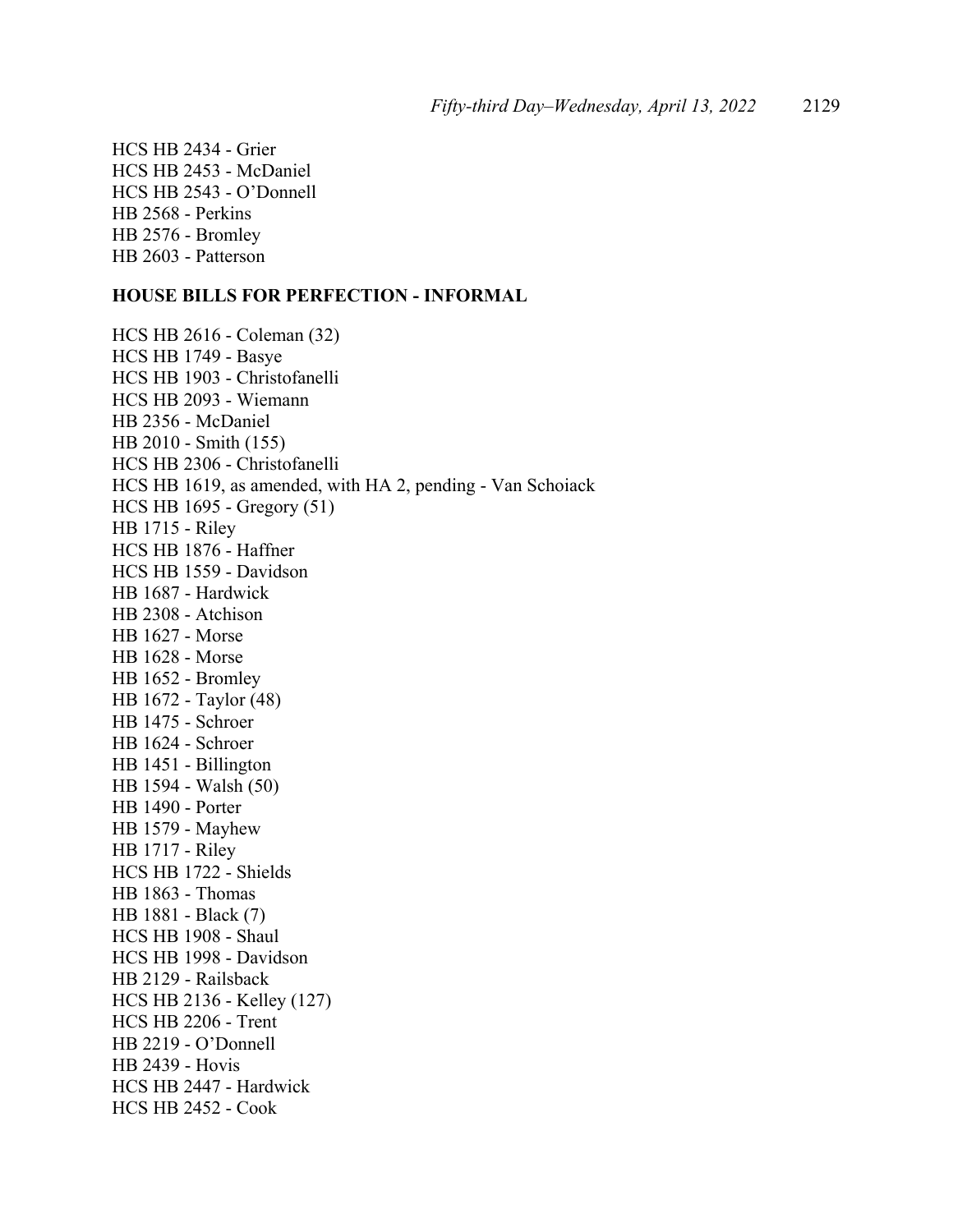HCS HB 2434 - Grier
HCS HB 2453 - McDaniel
HCS HB 2543 - O'Donnell
HB 2568 - Perkins
HB 2576 - Bromley
HB 2603 - Patterson

**HOUSE BILLS FOR PERFECTION - INFORMAL**

HCS HB 2616 - Coleman (32)
HCS HB 1749 - Basye
HCS HB 1903 - Christofanelli
HCS HB 2093 - Wiemann
HB 2356 - McDaniel
HB 2010 - Smith (155)
HCS HB 2306 - Christofanelli
HCS HB 1619, as amended, with HA 2, pending - Van Schoiack
HCS HB 1695 - Gregory (51)
HB 1715 - Riley
HCS HB 1876 - Haffner
HCS HB 1559 - Davidson
HB 1687 - Hardwick
HB 2308 - Atchison
HB 1627 - Morse
HB 1628 - Morse
HB 1652 - Bromley
HB 1672 - Taylor (48)
HB 1475 - Schroer
HB 1624 - Schroer
HB 1451 - Billington
HB 1594 - Walsh (50)
HB 1490 - Porter
HB 1579 - Mayhew
HB 1717 - Riley
HCS HB 1722 - Shields
HB 1863 - Thomas
HB 1881 - Black (7)
HCS HB 1908 - Shaul
HCS HB 1998 - Davidson
HB 2129 - Railsback
HCS HB 2136 - Kelley (127)
HCS HB 2206 - Trent
HB 2219 - O'Donnell
HB 2439 - Hovis
HCS HB 2447 - Hardwick
HCS HB 2452 - Cook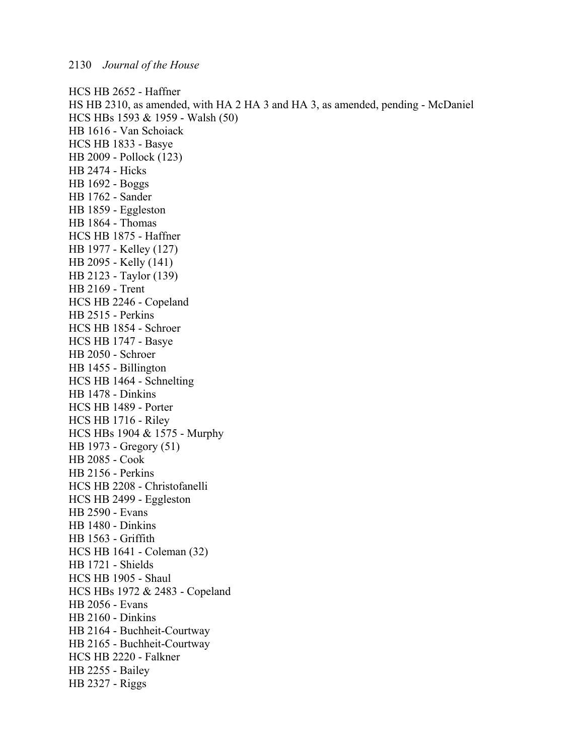HCS HB 2652 - Haffner
HS HB 2310, as amended, with HA 2 HA 3 and HA 3, as amended, pending - McDaniel
HCS HBs 1593 & 1959 - Walsh (50)
HB 1616 - Van Schoiack
HCS HB 1833 - Basye
HB 2009 - Pollock (123)
HB 2474 - Hicks
HB 1692 - Boggs
HB 1762 - Sander
HB 1859 - Eggleston
HB 1864 - Thomas
HCS HB 1875 - Haffner
HB 1977 - Kelley (127)
HB 2095 - Kelly (141)
HB 2123 - Taylor (139)
HB 2169 - Trent
HCS HB 2246 - Copeland
HB 2515 - Perkins
HCS HB 1854 - Schroer
HCS HB 1747 - Basye
HB 2050 - Schroer
HB 1455 - Billington
HCS HB 1464 - Schnelting
HB 1478 - Dinkins
HCS HB 1489 - Porter
HCS HB 1716 - Riley
HCS HBs 1904 & 1575 - Murphy
HB 1973 - Gregory (51)
HB 2085 - Cook
HB 2156 - Perkins
HCS HB 2208 - Christofanelli
HCS HB 2499 - Eggleston
HB 2590 - Evans
HB 1480 - Dinkins
HB 1563 - Griffith
HCS HB 1641 - Coleman (32)
HB 1721 - Shields
HCS HB 1905 - Shaul
HCS HBs 1972 & 2483 - Copeland
HB 2056 - Evans
HB 2160 - Dinkins
HB 2164 - Buchheit-Courtway
HB 2165 - Buchheit-Courtway
HCS HB 2220 - Falkner
HB 2255 - Bailey
HB 2327 - Riggs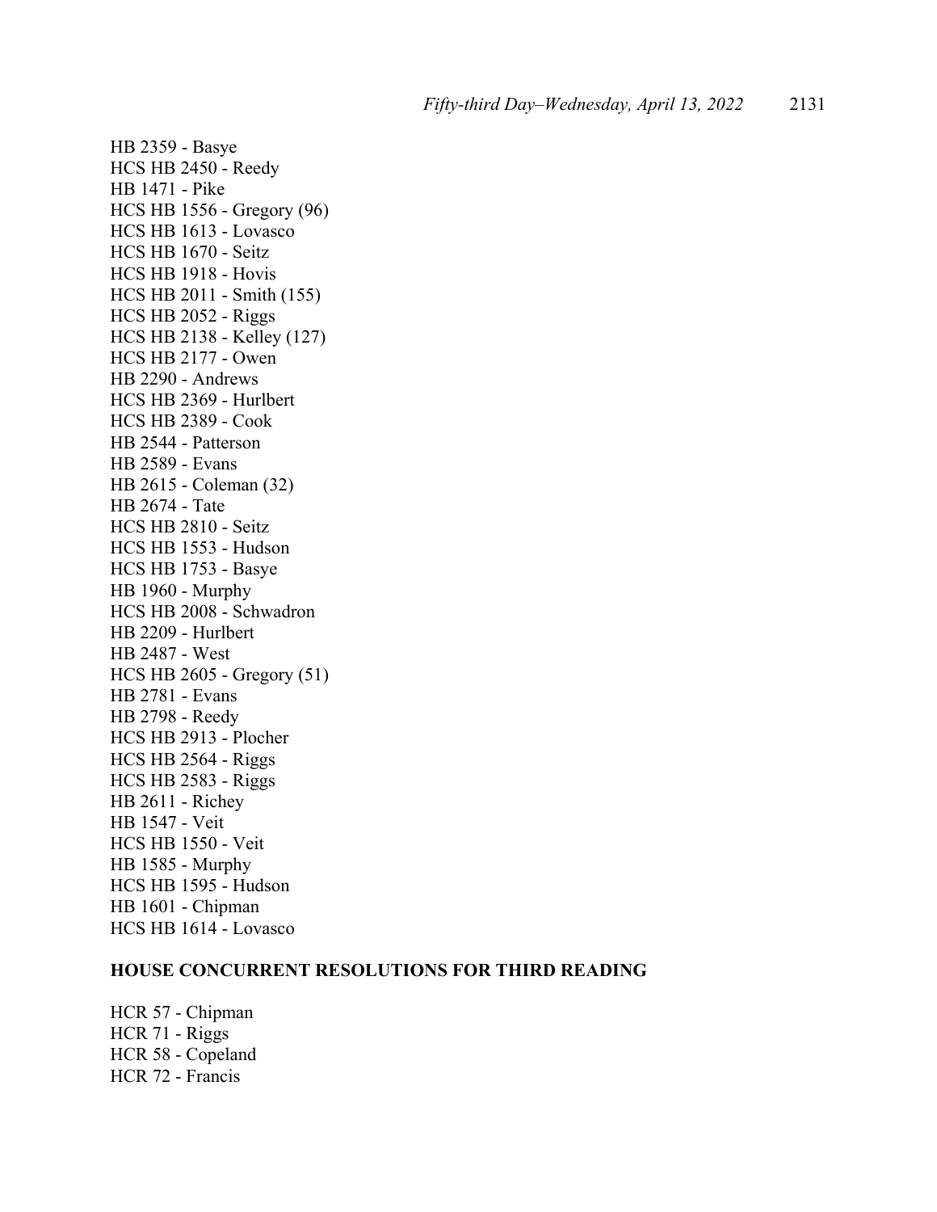HB 2359 - Basye
HCS HB 2450 - Reedy
HB 1471 - Pike
HCS HB 1556 - Gregory (96)
HCS HB 1613 - Lovasco
HCS HB 1670 - Seitz
HCS HB 1918 - Hovis
HCS HB 2011 - Smith (155)
HCS HB 2052 - Riggs
HCS HB 2138 - Kelley (127)
HCS HB 2177 - Owen
HB 2290 - Andrews
HCS HB 2369 - Hurlbert
HCS HB 2389 - Cook
HB 2544 - Patterson
HB 2589 - Evans
HB 2615 - Coleman (32)
HB 2674 - Tate
HCS HB 2810 - Seitz
HCS HB 1553 - Hudson
HCS HB 1753 - Basye
HB 1960 - Murphy
HCS HB 2008 - Schwadron
HB 2209 - Hurlbert
HB 2487 - West
HCS HB 2605 - Gregory (51)
HB 2781 - Evans
HB 2798 - Reedy
HCS HB 2913 - Plocher
HCS HB 2564 - Riggs
HCS HB 2583 - Riggs
HB 2611 - Richey
HB 1547 - Veit
HCS HB 1550 - Veit
HB 1585 - Murphy
HCS HB 1595 - Hudson
HB 1601 - Chipman
HCS HB 1614 - Lovasco

**HOUSE CONCURRENT RESOLUTIONS FOR THIRD READING**

HCR 57 - Chipman
HCR 71 - Riggs
HCR 58 - Copeland
HCR 72 - Francis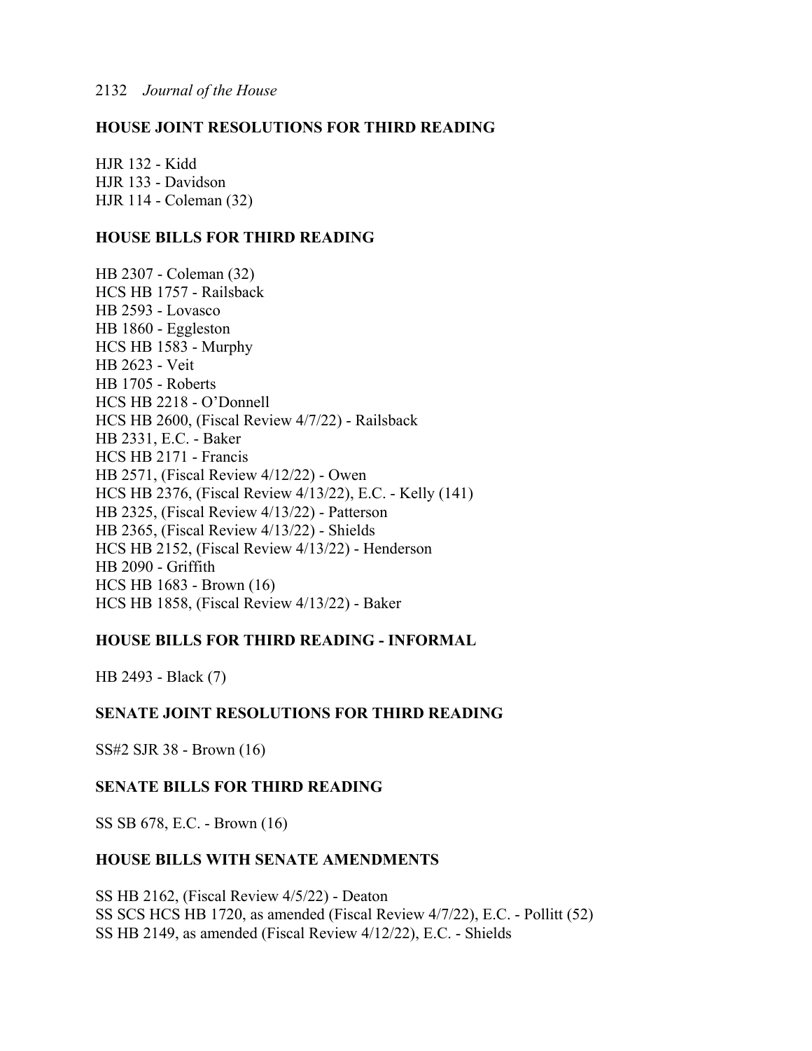## HOUSE JOINT RESOLUTIONS FOR THIRD READING

HJR 132 - Kidd
HJR 133 - Davidson
HJR 114 - Coleman (32)

## HOUSE BILLS FOR THIRD READING

HB 2307 - Coleman (32)
HCS HB 1757 - Railsback
HB 2593 - Lovasco
HB 1860 - Eggleston
HCS HB 1583 - Murphy
HB 2623 - Veit
HB 1705 - Roberts
HCS HB 2218 - O'Donnell
HCS HB 2600, (Fiscal Review 4/7/22) - Railsback
HB 2331, E.C. - Baker
HCS HB 2171 - Francis
HB 2571, (Fiscal Review 4/12/22) - Owen
HCS HB 2376, (Fiscal Review 4/13/22), E.C. - Kelly (141)
HB 2325, (Fiscal Review 4/13/22) - Patterson
HB 2365, (Fiscal Review 4/13/22) - Shields
HCS HB 2152, (Fiscal Review 4/13/22) - Henderson
HB 2090 - Griffith
HCS HB 1683 - Brown (16)
HCS HB 1858, (Fiscal Review 4/13/22) - Baker

## HOUSE BILLS FOR THIRD READING - INFORMAL

HB 2493 - Black (7)

## SENATE JOINT RESOLUTIONS FOR THIRD READING

SS#2 SJR 38 - Brown (16)

## SENATE BILLS FOR THIRD READING

SS SB 678, E.C. - Brown (16)

## HOUSE BILLS WITH SENATE AMENDMENTS

SS HB 2162, (Fiscal Review 4/5/22) - Deaton
SS SCS HCS HB 1720, as amended (Fiscal Review 4/7/22), E.C. - Pollitt (52)
SS HB 2149, as amended (Fiscal Review 4/12/22), E.C. - Shields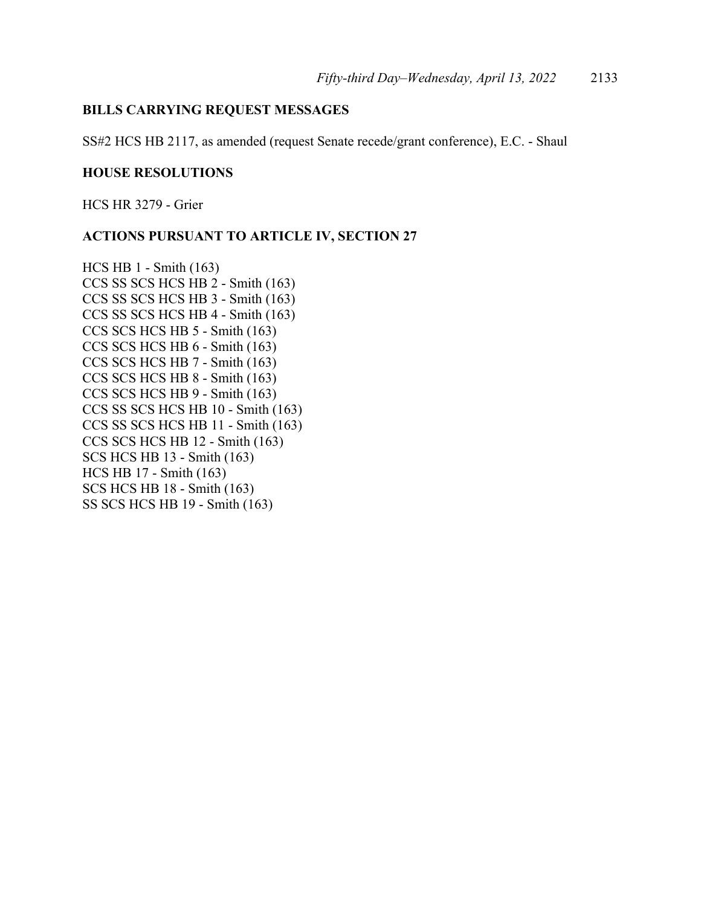**BILLS CARRYING REQUEST MESSAGES**

SS#2 HCS HB 2117, as amended (request Senate recede/grant conference), E.C. - Shaul

**HOUSE RESOLUTIONS**

HCS HR 3279 - Grier

**ACTIONS PURSUANT TO ARTICLE IV, SECTION 27**

HCS HB 1 - Smith (163)
CCS SS SCS HCS HB 2 - Smith (163)
CCS SS SCS HCS HB 3 - Smith (163)
CCS SS SCS HCS HB 4 - Smith (163)
CCS SCS HCS HB 5 - Smith (163)
CCS SCS HCS HB 6 - Smith (163)
CCS SCS HCS HB 7 - Smith (163)
CCS SCS HCS HB 8 - Smith (163)
CCS SCS HCS HB 9 - Smith (163)
CCS SS SCS HCS HB 10 - Smith (163)
CCS SS SCS HCS HB 11 - Smith (163)
CCS SCS HCS HB 12 - Smith (163)
SCS HCS HB 13 - Smith (163)
HCS HB 17 - Smith (163)
SCS HCS HB 18 - Smith (163)
SS SCS HCS HB 19 - Smith (163)